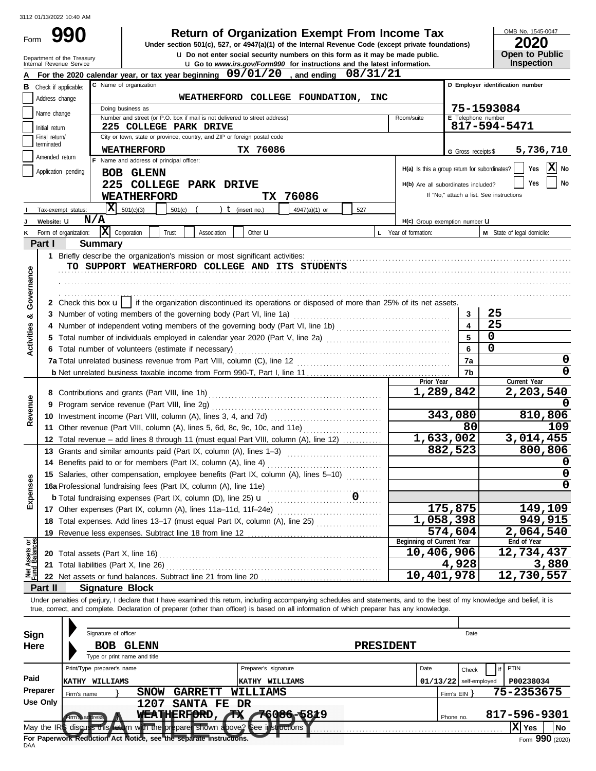3112 01/13/2022 10:40 AM

Form **990**

# Return of Organization Exempt From Income Tax

**Under section 501(c), 527, or 4947(a)(1) of the Internal Revenue Code (except private foundations)**

u Do not enter social security numbers on this form as it may be made public.

u Go to *www.irs.gov/Form990* for instructions and the latest information.

Department of the Treasury
Internal Revenue Service

OMB No. 1545-0047

**2020**

**Open to Public Inspection**

**A** For the 2020 calendar year, or tax year beginning 09/01/20, and ending 08/31/21

**B** Check if applicable:
- Address change
- Name change
- Initial return
- Final return/terminated
- Amended return
- Application pending

**C** Name of organization: WEATHERFORD COLLEGE FOUNDATION, INC

Doing business as

Number and street (or P.O. box if mail is not delivered to street address): 225 COLLEGE PARK DRIVE | Room/suite

City or town, state or province, country, and ZIP or foreign postal code: WEATHERFORD TX 76086

**D** Employer identification number: 75-1593084

**E** Telephone number: 817-594-5471

**G** Gross receipts $ 5,736,710

**F** Name and address of principal officer:
BOB GLENN
225 COLLEGE PARK DRIVE
WEATHERFORD TX 76086

H(a) Is this a group return for subordinates? Yes [ ] No [X]

H(b) Are all subordinates included? Yes [ ] No [ ]
If "No," attach a list. See instructions

**I** Tax-exempt status: [X] 501(c)(3) [ ] 501(c) ( ) t (insert no.) [ ] 4947(a)(1) or [ ] 527

**J** Website: u N/A

H(c) Group exemption number u

**K** Form of organization: [X] Corporation [ ] Trust [ ] Association [ ] Other u

**L** Year of formation:

**M** State of legal domicile:

## Part I Summary

**Activities & Governance**

1 Briefly describe the organization's mission or most significant activities:
TO SUPPORT WEATHERFORD COLLEGE AND ITS STUDENTS

2 Check this box u [ ] if the organization discontinued its operations or disposed of more than 25% of its net assets.

| | | | |
|---|---|---|---|
| 3 | Number of voting members of the governing body (Part VI, line 1a) | 3 | 25 |
| 4 | Number of independent voting members of the governing body (Part VI, line 1b) | 4 | 25 |
| 5 | Total number of individuals employed in calendar year 2020 (Part V, line 2a) | 5 | 0 |
| 6 | Total number of volunteers (estimate if necessary) | 6 | 0 |
| 7a | Total unrelated business revenue from Part VIII, column (C), line 12 | 7a | 0 |
| b | Net unrelated business taxable income from Form 990-T, Part I, line 11 | 7b | 0 |

| | | Prior Year | Current Year |
|---|---|---|---|
| **Revenue** | | | |
| 8 | Contributions and grants (Part VIII, line 1h) | 1,289,842 | 2,203,540 |
| 9 | Program service revenue (Part VIII, line 2g) | | 0 |
| 10 | Investment income (Part VIII, column (A), lines 3, 4, and 7d) | 343,080 | 810,806 |
| 11 | Other revenue (Part VIII, column (A), lines 5, 6d, 8c, 9c, 10c, and 11e) | 80 | 109 |
| 12 | Total revenue – add lines 8 through 11 (must equal Part VIII, column (A), line 12) | 1,633,002 | 3,014,455 |
| **Expenses** | | | |
| 13 | Grants and similar amounts paid (Part IX, column (A), lines 1–3) | 882,523 | 800,806 |
| 14 | Benefits paid to or for members (Part IX, column (A), line 4) | | 0 |
| 15 | Salaries, other compensation, employee benefits (Part IX, column (A), lines 5–10) | | 0 |
| 16a | Professional fundraising fees (Part IX, column (A), line 11e) | | 0 |
| b | Total fundraising expenses (Part IX, column (D), line 25) u 0 | | |
| 17 | Other expenses (Part IX, column (A), lines 11a–11d, 11f–24e) | 175,875 | 149,109 |
| 18 | Total expenses. Add lines 13–17 (must equal Part IX, column (A), line 25) | 1,058,398 | 949,915 |
| 19 | Revenue less expenses. Subtract line 18 from line 12 | 574,604 | 2,064,540 |

| **Net Assets or Fund Balances** | | Beginning of Current Year | End of Year |
|---|---|---|---|
| 20 | Total assets (Part X, line 16) | 10,406,906 | 12,734,437 |
| 21 | Total liabilities (Part X, line 26) | 4,928 | 3,880 |
| 22 | Net assets or fund balances. Subtract line 21 from line 20 | 10,401,978 | 12,730,557 |

## Part II Signature Block

Under penalties of perjury, I declare that I have examined this return, including accompanying schedules and statements, and to the best of my knowledge and belief, it is true, correct, and complete. Declaration of preparer (other than officer) is based on all information of which preparer has any knowledge.

**Sign Here**

Signature of officer | Date

BOB GLENN PRESIDENT

Type or print name and title

**Paid Preparer Use Only**

| Print/Type preparer's name | Preparer's signature | Date | Check if self-employed | PTIN |
|---|---|---|---|---|
| KATHY WILLIAMS | KATHY WILLIAMS | 01/13/22 | | P00238034 |

Firm's name } SNOW GARRETT WILLIAMS | Firm's EIN } 75-2353675

Firm's address } 1207 SANTA FE DR WEATHERFORD, TX 76086-5819 | Phone no. 817-596-9301

May the IRS discuss this return with the preparer shown above? See instructions [X] Yes [ ] No

**For Paperwork Reduction Act Notice, see the separate instructions.**

DAA

Form **990** (2020)

CPA FILE COPY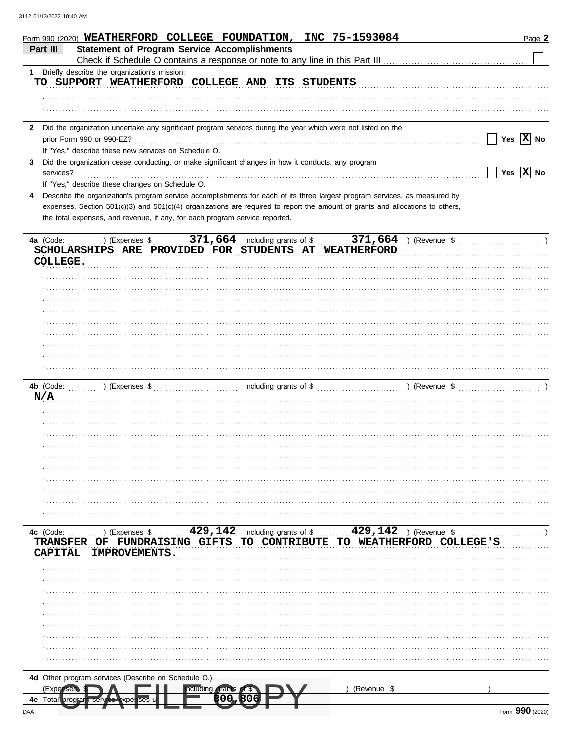Form 990 (2020) WEATHERFORD COLLEGE FOUNDATION, INC 75-1593084

## Part III Statement of Program Service Accomplishments

Check if Schedule O contains a response or note to any line in this Part III ☐

**1** Briefly describe the organization's mission:

TO SUPPORT WEATHERFORD COLLEGE AND ITS STUDENTS

**2** Did the organization undertake any significant program services during the year which were not listed on the prior Form 990 or 990-EZ? ☐ Yes ☒ No

If "Yes," describe these new services on Schedule O.

**3** Did the organization cease conducting, or make significant changes in how it conducts, any program services? ☐ Yes ☒ No

If "Yes," describe these changes on Schedule O.

**4** Describe the organization's program service accomplishments for each of its three largest program services, as measured by expenses. Section 501(c)(3) and 501(c)(4) organizations are required to report the amount of grants and allocations to others, the total expenses, and revenue, if any, for each program service reported.

**4a** (Code: ) (Expenses $ 371,664 including grants of $ 371,664 ) (Revenue $ )

SCHOLARSHIPS ARE PROVIDED FOR STUDENTS AT WEATHERFORD COLLEGE.

**4b** (Code: ) (Expenses $ including grants of $ ) (Revenue $ )

N/A

**4c** (Code: ) (Expenses $ 429,142 including grants of $ 429,142 ) (Revenue $ )

TRANSFER OF FUNDRAISING GIFTS TO CONTRIBUTE TO WEATHERFORD COLLEGE'S CAPITAL IMPROVEMENTS.

**4d** Other program services (Describe on Schedule O.)

(Expenses $ including grants of $ ) (Revenue $ )

**4e** Total program service expenses 800,806

Form **990** (2020)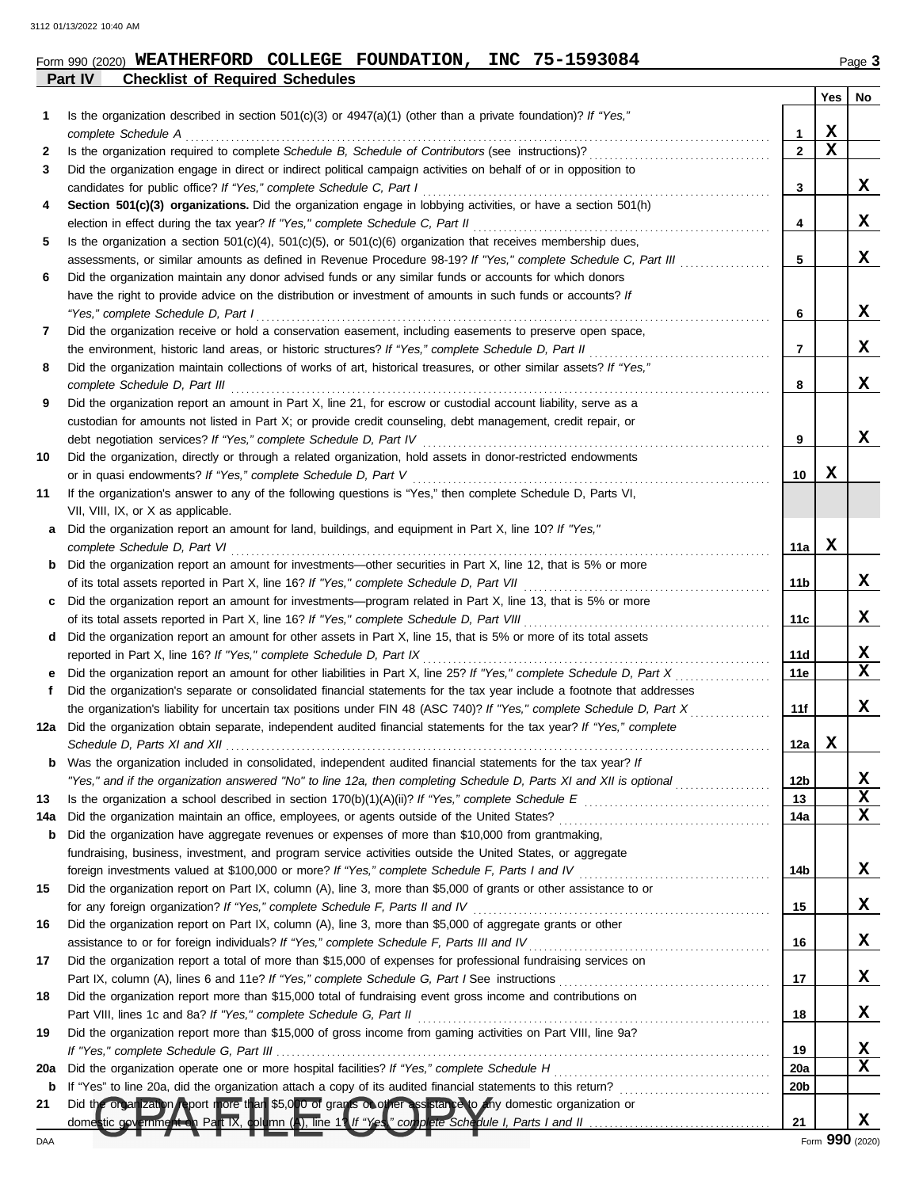Form 990 (2020) **WEATHERFORD COLLEGE FOUNDATION, INC 75-1593084** Page **3**

## Part IV Checklist of Required Schedules

| | | | Yes | No |
|---|---|---|---|---|
| **1** | Is the organization described in section 501(c)(3) or 4947(a)(1) (other than a private foundation)? *If "Yes," complete Schedule A* | 1 | X | |
| **2** | Is the organization required to complete *Schedule B, Schedule of Contributors* (see instructions)? | 2 | X | |
| **3** | Did the organization engage in direct or indirect political campaign activities on behalf of or in opposition to candidates for public office? *If "Yes," complete Schedule C, Part I* | 3 | | X |
| **4** | **Section 501(c)(3) organizations.** Did the organization engage in lobbying activities, or have a section 501(h) election in effect during the tax year? *If "Yes," complete Schedule C, Part II* | 4 | | X |
| **5** | Is the organization a section 501(c)(4), 501(c)(5), or 501(c)(6) organization that receives membership dues, assessments, or similar amounts as defined in Revenue Procedure 98-19? *If "Yes," complete Schedule C, Part III* | 5 | | X |
| **6** | Did the organization maintain any donor advised funds or any similar funds or accounts for which donors have the right to provide advice on the distribution or investment of amounts in such funds or accounts? *If "Yes," complete Schedule D, Part I* | 6 | | X |
| **7** | Did the organization receive or hold a conservation easement, including easements to preserve open space, the environment, historic land areas, or historic structures? *If "Yes," complete Schedule D, Part II* | 7 | | X |
| **8** | Did the organization maintain collections of works of art, historical treasures, or other similar assets? *If "Yes," complete Schedule D, Part III* | 8 | | X |
| **9** | Did the organization report an amount in Part X, line 21, for escrow or custodial account liability, serve as a custodian for amounts not listed in Part X; or provide credit counseling, debt management, credit repair, or debt negotiation services? *If "Yes," complete Schedule D, Part IV* | 9 | | X |
| **10** | Did the organization, directly or through a related organization, hold assets in donor-restricted endowments or in quasi endowments? *If "Yes," complete Schedule D, Part V* | 10 | X | |
| **11** | If the organization's answer to any of the following questions is "Yes," then complete Schedule D, Parts VI, VII, VIII, IX, or X as applicable. | | | |
| **a** | Did the organization report an amount for land, buildings, and equipment in Part X, line 10? *If "Yes," complete Schedule D, Part VI* | 11a | X | |
| **b** | Did the organization report an amount for investments—other securities in Part X, line 12, that is 5% or more of its total assets reported in Part X, line 16? *If "Yes," complete Schedule D, Part VII* | 11b | | X |
| **c** | Did the organization report an amount for investments—program related in Part X, line 13, that is 5% or more of its total assets reported in Part X, line 16? *If "Yes," complete Schedule D, Part VIII* | 11c | | X |
| **d** | Did the organization report an amount for other assets in Part X, line 15, that is 5% or more of its total assets reported in Part X, line 16? *If "Yes," complete Schedule D, Part IX* | 11d | | X |
| **e** | Did the organization report an amount for other liabilities in Part X, line 25? *If "Yes," complete Schedule D, Part X* | 11e | | X |
| **f** | Did the organization's separate or consolidated financial statements for the tax year include a footnote that addresses the organization's liability for uncertain tax positions under FIN 48 (ASC 740)? *If "Yes," complete Schedule D, Part X* | 11f | | X |
| **12a** | Did the organization obtain separate, independent audited financial statements for the tax year? *If "Yes," complete Schedule D, Parts XI and XII* | 12a | X | |
| **b** | Was the organization included in consolidated, independent audited financial statements for the tax year? *If "Yes," and if the organization answered "No" to line 12a, then completing Schedule D, Parts XI and XII is optional* | 12b | | X |
| **13** | Is the organization a school described in section 170(b)(1)(A)(ii)? *If "Yes," complete Schedule E* | 13 | | X |
| **14a** | Did the organization maintain an office, employees, or agents outside of the United States? | 14a | | X |
| **b** | Did the organization have aggregate revenues or expenses of more than $10,000 from grantmaking, fundraising, business, investment, and program service activities outside the United States, or aggregate foreign investments valued at $100,000 or more? *If "Yes," complete Schedule F, Parts I and IV* | 14b | | X |
| **15** | Did the organization report on Part IX, column (A), line 3, more than $5,000 of grants or other assistance to or for any foreign organization? *If "Yes," complete Schedule F, Parts II and IV* | 15 | | X |
| **16** | Did the organization report on Part IX, column (A), line 3, more than $5,000 of aggregate grants or other assistance to or for foreign individuals? *If "Yes," complete Schedule F, Parts III and IV* | 16 | | X |
| **17** | Did the organization report a total of more than $15,000 of expenses for professional fundraising services on Part IX, column (A), lines 6 and 11e? *If "Yes," complete Schedule G, Part I* See instructions | 17 | | X |
| **18** | Did the organization report more than $15,000 total of fundraising event gross income and contributions on Part VIII, lines 1c and 8a? *If "Yes," complete Schedule G, Part II* | 18 | | X |
| **19** | Did the organization report more than $15,000 of gross income from gaming activities on Part VIII, line 9a? *If "Yes," complete Schedule G, Part III* | 19 | | X |
| **20a** | Did the organization operate one or more hospital facilities? *If "Yes," complete Schedule H* | 20a | | X |
| **b** | If "Yes" to line 20a, did the organization attach a copy of its audited financial statements to this return? | 20b | | |
| **21** | Did the organization report more than $5,000 of grants or other assistance to any domestic organization or domestic government on Part IX, column (A), line 1? *If "Yes," complete Schedule I, Parts I and II* | 21 | | X |

DAA Form **990** (2020)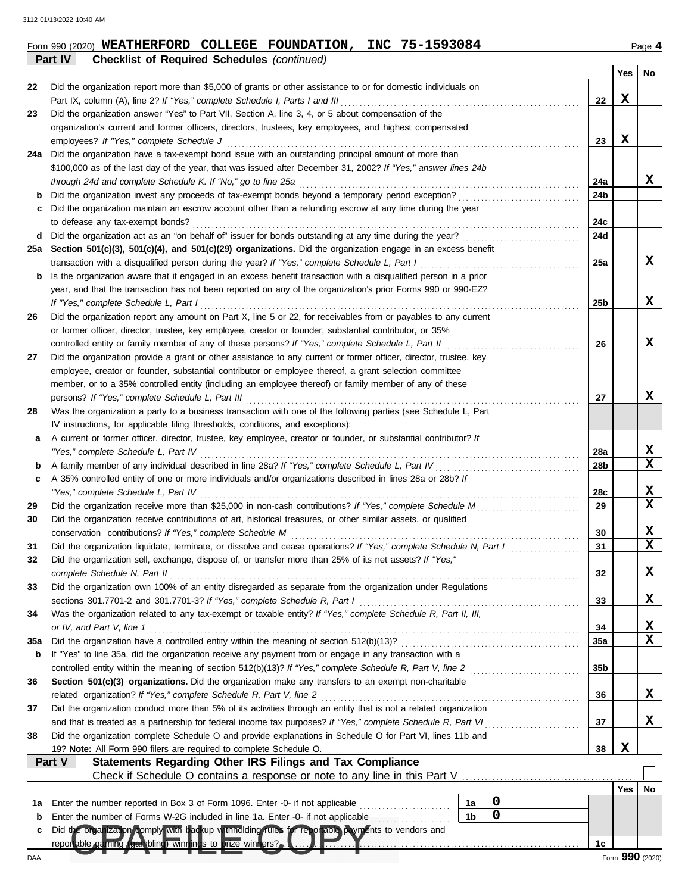Form 990 (2020) **WEATHERFORD COLLEGE FOUNDATION, INC 75-1593084** Page **4**

**Part IV Checklist of Required Schedules** *(continued)*

| | | | Yes | No |
|---|---|---|---|---|
| 22 | Did the organization report more than $5,000 of grants or other assistance to or for domestic individuals on Part IX, column (A), line 2? *If "Yes," complete Schedule I, Parts I and III* | 22 | X | |
| 23 | Did the organization answer "Yes" to Part VII, Section A, line 3, 4, or 5 about compensation of the organization's current and former officers, directors, trustees, key employees, and highest compensated employees? *If "Yes," complete Schedule J* | 23 | X | |
| 24a | Did the organization have a tax-exempt bond issue with an outstanding principal amount of more than $100,000 as of the last day of the year, that was issued after December 31, 2002? *If "Yes," answer lines 24b through 24d and complete Schedule K. If "No," go to line 25a* | 24a | | X |
| b | Did the organization invest any proceeds of tax-exempt bonds beyond a temporary period exception? | 24b | | |
| c | Did the organization maintain an escrow account other than a refunding escrow at any time during the year to defease any tax-exempt bonds? | 24c | | |
| d | Did the organization act as an "on behalf of" issuer for bonds outstanding at any time during the year? | 24d | | |
| 25a | **Section 501(c)(3), 501(c)(4), and 501(c)(29) organizations.** Did the organization engage in an excess benefit transaction with a disqualified person during the year? *If "Yes," complete Schedule L, Part I* | 25a | | X |
| b | Is the organization aware that it engaged in an excess benefit transaction with a disqualified person in a prior year, and that the transaction has not been reported on any of the organization's prior Forms 990 or 990-EZ? *If "Yes," complete Schedule L, Part I* | 25b | | X |
| 26 | Did the organization report any amount on Part X, line 5 or 22, for receivables from or payables to any current or former officer, director, trustee, key employee, creator or founder, substantial contributor, or 35% controlled entity or family member of any of these persons? *If "Yes," complete Schedule L, Part II* | 26 | | X |
| 27 | Did the organization provide a grant or other assistance to any current or former officer, director, trustee, key employee, creator or founder, substantial contributor or employee thereof, a grant selection committee member, or to a 35% controlled entity (including an employee thereof) or family member of any of these persons? *If "Yes," complete Schedule L, Part III* | 27 | | X |
| 28 | Was the organization a party to a business transaction with one of the following parties (see Schedule L, Part IV instructions, for applicable filing thresholds, conditions, and exceptions): | | | |
| a | A current or former officer, director, trustee, key employee, creator or founder, or substantial contributor? *If "Yes," complete Schedule L, Part IV* | 28a | | X |
| b | A family member of any individual described in line 28a? *If "Yes," complete Schedule L, Part IV* | 28b | | X |
| c | A 35% controlled entity of one or more individuals and/or organizations described in lines 28a or 28b? *If "Yes," complete Schedule L, Part IV* | 28c | | X |
| 29 | Did the organization receive more than $25,000 in non-cash contributions? *If "Yes," complete Schedule M* | 29 | | X |
| 30 | Did the organization receive contributions of art, historical treasures, or other similar assets, or qualified conservation contributions? *If "Yes," complete Schedule M* | 30 | | X |
| 31 | Did the organization liquidate, terminate, or dissolve and cease operations? *If "Yes," complete Schedule N, Part I* | 31 | | X |
| 32 | Did the organization sell, exchange, dispose of, or transfer more than 25% of its net assets? *If "Yes," complete Schedule N, Part II* | 32 | | X |
| 33 | Did the organization own 100% of an entity disregarded as separate from the organization under Regulations sections 301.7701-2 and 301.7701-3? *If "Yes," complete Schedule R, Part I* | 33 | | X |
| 34 | Was the organization related to any tax-exempt or taxable entity? *If "Yes," complete Schedule R, Part II, III, or IV, and Part V, line 1* | 34 | | X |
| 35a | Did the organization have a controlled entity within the meaning of section 512(b)(13)? | 35a | | X |
| b | If "Yes" to line 35a, did the organization receive any payment from or engage in any transaction with a controlled entity within the meaning of section 512(b)(13)? *If "Yes," complete Schedule R, Part V, line 2* | 35b | | |
| 36 | **Section 501(c)(3) organizations.** Did the organization make any transfers to an exempt non-charitable related organization? *If "Yes," complete Schedule R, Part V, line 2* | 36 | | X |
| 37 | Did the organization conduct more than 5% of its activities through an entity that is not a related organization and that is treated as a partnership for federal income tax purposes? *If "Yes," complete Schedule R, Part VI* | 37 | | X |
| 38 | Did the organization complete Schedule O and provide explanations in Schedule O for Part VI, lines 11b and 19? **Note:** All Form 990 filers are required to complete Schedule O. | 38 | X | |

**Part V Statements Regarding Other IRS Filings and Tax Compliance**

Check if Schedule O contains a response or note to any line in this Part V ☐

| | | | | | Yes | No |
|---|---|---|---|---|---|---|
| 1a | Enter the number reported in Box 3 of Form 1096. Enter -0- if not applicable | 1a | 0 | | | |
| b | Enter the number of Forms W-2G included in line 1a. Enter -0- if not applicable | 1b | 0 | | | |
| c | Did the organization comply with backup withholding rules for reportable payments to vendors and reportable gaming (gambling) winnings to prize winners? | | | 1c | | |

Form **990** (2020)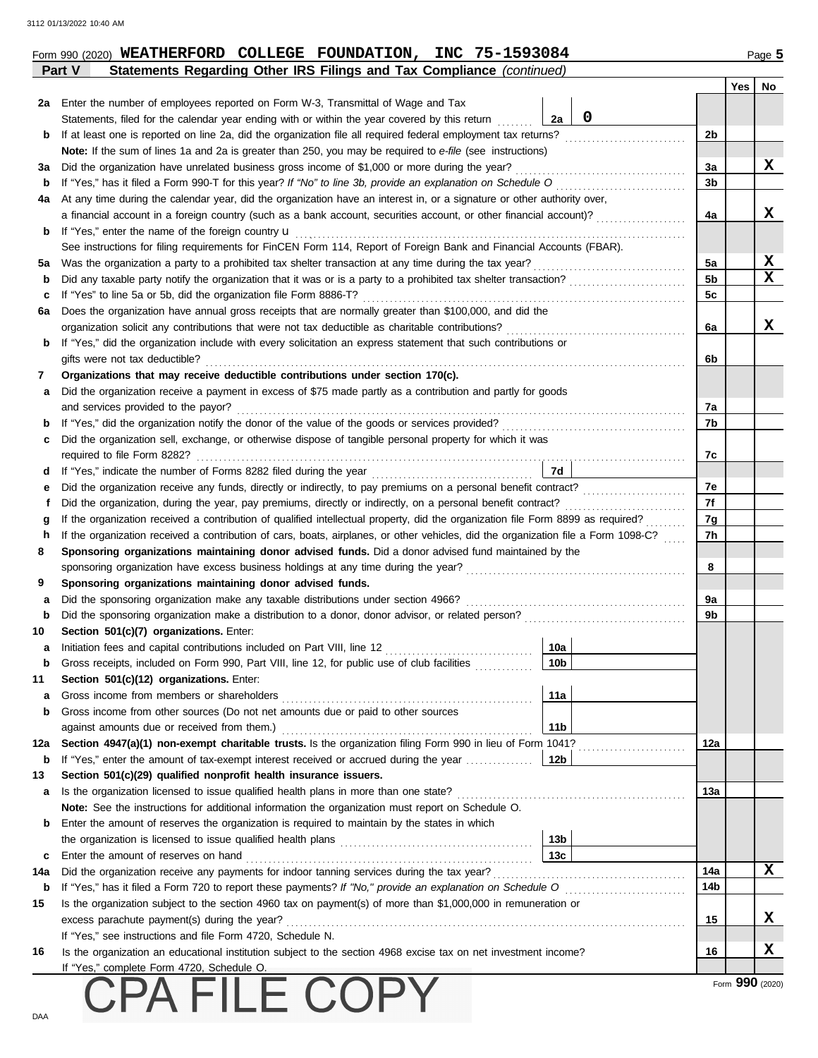Form 990 (2020) **WEATHERFORD COLLEGE FOUNDATION, INC 75-1593084** Page 5

**Part V Statements Regarding Other IRS Filings and Tax Compliance** *(continued)*

| | | | | Line | Yes | No |
|---|---|---|---|---|---|---|
| **2a** | Enter the number of employees reported on Form W-3, Transmittal of Wage and Tax Statements, filed for the calendar year ending with or within the year covered by this return | 2a | 0 | | | |
| **b** | If at least one is reported on line 2a, did the organization file all required federal employment tax returns? | | | 2b | | |
| | **Note:** If the sum of lines 1a and 2a is greater than 250, you may be required to *e-file* (see instructions) | | | | | |
| **3a** | Did the organization have unrelated business gross income of $1,000 or more during the year? | | | 3a | | X |
| **b** | If "Yes," has it filed a Form 990-T for this year? *If "No" to line 3b, provide an explanation on Schedule O* | | | 3b | | |
| **4a** | At any time during the calendar year, did the organization have an interest in, or a signature or other authority over, a financial account in a foreign country (such as a bank account, securities account, or other financial account)? | | | 4a | | X |
| **b** | If "Yes," enter the name of the foreign country u | | | | | |
| | See instructions for filing requirements for FinCEN Form 114, Report of Foreign Bank and Financial Accounts (FBAR). | | | | | |
| **5a** | Was the organization a party to a prohibited tax shelter transaction at any time during the tax year? | | | 5a | | X |
| **b** | Did any taxable party notify the organization that it was or is a party to a prohibited tax shelter transaction? | | | 5b | | X |
| **c** | If "Yes" to line 5a or 5b, did the organization file Form 8886-T? | | | 5c | | |
| **6a** | Does the organization have annual gross receipts that are normally greater than $100,000, and did the organization solicit any contributions that were not tax deductible as charitable contributions? | | | 6a | | X |
| **b** | If "Yes," did the organization include with every solicitation an express statement that such contributions or gifts were not tax deductible? | | | 6b | | |
| **7** | **Organizations that may receive deductible contributions under section 170(c).** | | | | | |
| **a** | Did the organization receive a payment in excess of $75 made partly as a contribution and partly for goods and services provided to the payor? | | | 7a | | |
| **b** | If "Yes," did the organization notify the donor of the value of the goods or services provided? | | | 7b | | |
| **c** | Did the organization sell, exchange, or otherwise dispose of tangible personal property for which it was required to file Form 8282? | | | 7c | | |
| **d** | If "Yes," indicate the number of Forms 8282 filed during the year | 7d | | | | |
| **e** | Did the organization receive any funds, directly or indirectly, to pay premiums on a personal benefit contract? | | | 7e | | |
| **f** | Did the organization, during the year, pay premiums, directly or indirectly, on a personal benefit contract? | | | 7f | | |
| **g** | If the organization received a contribution of qualified intellectual property, did the organization file Form 8899 as required? | | | 7g | | |
| **h** | If the organization received a contribution of cars, boats, airplanes, or other vehicles, did the organization file a Form 1098-C? | | | 7h | | |
| **8** | **Sponsoring organizations maintaining donor advised funds.** Did a donor advised fund maintained by the sponsoring organization have excess business holdings at any time during the year? | | | 8 | | |
| **9** | **Sponsoring organizations maintaining donor advised funds.** | | | | | |
| **a** | Did the sponsoring organization make any taxable distributions under section 4966? | | | 9a | | |
| **b** | Did the sponsoring organization make a distribution to a donor, donor advisor, or related person? | | | 9b | | |
| **10** | **Section 501(c)(7) organizations.** Enter: | | | | | |
| **a** | Initiation fees and capital contributions included on Part VIII, line 12 | 10a | | | | |
| **b** | Gross receipts, included on Form 990, Part VIII, line 12, for public use of club facilities | 10b | | | | |
| **11** | **Section 501(c)(12) organizations.** Enter: | | | | | |
| **a** | Gross income from members or shareholders | 11a | | | | |
| **b** | Gross income from other sources (Do not net amounts due or paid to other sources against amounts due or received from them.) | 11b | | | | |
| **12a** | **Section 4947(a)(1) non-exempt charitable trusts.** Is the organization filing Form 990 in lieu of Form 1041? | | | 12a | | |
| **b** | If "Yes," enter the amount of tax-exempt interest received or accrued during the year | 12b | | | | |
| **13** | **Section 501(c)(29) qualified nonprofit health insurance issuers.** | | | | | |
| **a** | Is the organization licensed to issue qualified health plans in more than one state? | | | 13a | | |
| | **Note:** See the instructions for additional information the organization must report on Schedule O. | | | | | |
| **b** | Enter the amount of reserves the organization is required to maintain by the states in which the organization is licensed to issue qualified health plans | 13b | | | | |
| **c** | Enter the amount of reserves on hand | 13c | | | | |
| **14a** | Did the organization receive any payments for indoor tanning services during the tax year? | | | 14a | | X |
| **b** | If "Yes," has it filed a Form 720 to report these payments? *If "No," provide an explanation on Schedule O* | | | 14b | | |
| **15** | Is the organization subject to the section 4960 tax on payment(s) of more than $1,000,000 in remuneration or excess parachute payment(s) during the year? | | | 15 | | X |
| | If "Yes," see instructions and file Form 4720, Schedule N. | | | | | |
| **16** | Is the organization an educational institution subject to the section 4968 excise tax on net investment income? | | | 16 | | X |
| | If "Yes," complete Form 4720, Schedule O. | | | | | |

CPA FILE COPY

Form **990** (2020)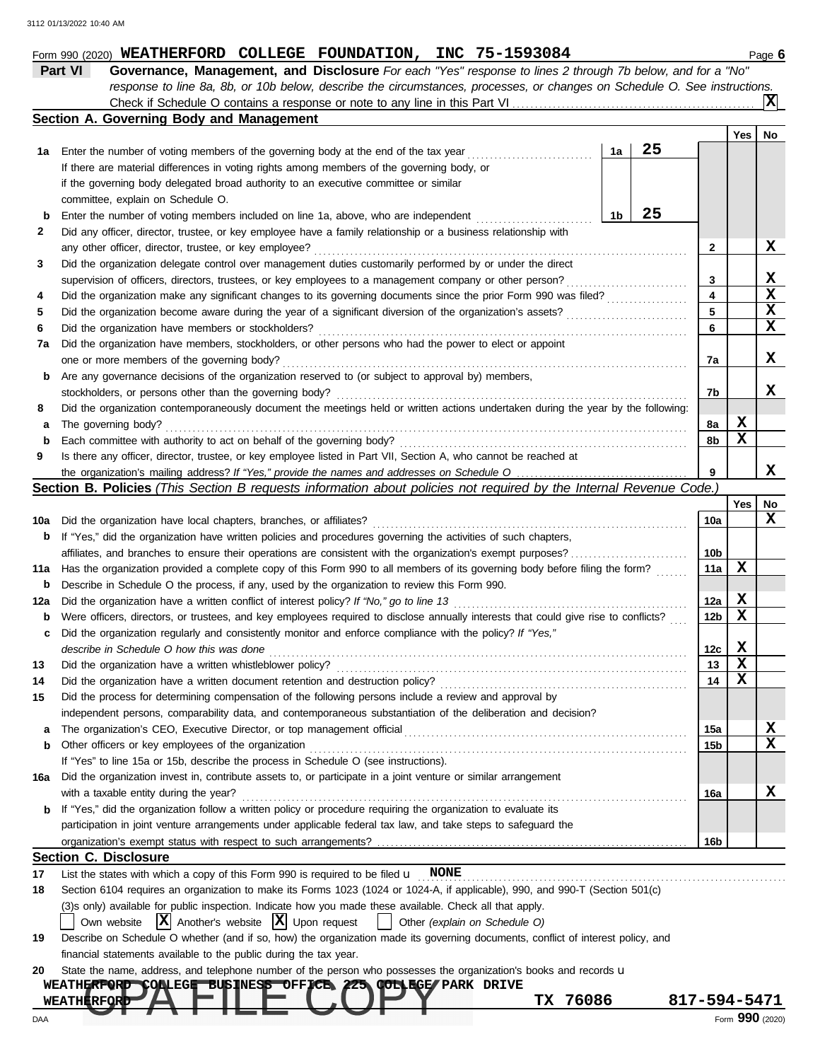Form 990 (2020) **WEATHERFORD COLLEGE FOUNDATION, INC 75-1593084**

**Part VI** **Governance, Management, and Disclosure** *For each "Yes" response to lines 2 through 7b below, and for a "No" response to line 8a, 8b, or 10b below, describe the circumstances, processes, or changes on Schedule O. See instructions.*

Check if Schedule O contains a response or note to any line in this Part VI .......... **X**

## Section A. Governing Body and Management

| | | | | Yes | No |
|---|---|---|---|---|---|
| **1a** | Enter the number of voting members of the governing body at the end of the tax year | 1a | 25 | | |
| | If there are material differences in voting rights among members of the governing body, or if the governing body delegated broad authority to an executive committee or similar committee, explain on Schedule O. | | | | |
| **b** | Enter the number of voting members included on line 1a, above, who are independent | 1b | 25 | | |
| **2** | Did any officer, director, trustee, or key employee have a family relationship or a business relationship with any other officer, director, trustee, or key employee? | 2 | | | X |
| **3** | Did the organization delegate control over management duties customarily performed by or under the direct supervision of officers, directors, trustees, or key employees to a management company or other person? | 3 | | | X |
| **4** | Did the organization make any significant changes to its governing documents since the prior Form 990 was filed? | 4 | | | X |
| **5** | Did the organization become aware during the year of a significant diversion of the organization's assets? | 5 | | | X |
| **6** | Did the organization have members or stockholders? | 6 | | | X |
| **7a** | Did the organization have members, stockholders, or other persons who had the power to elect or appoint one or more members of the governing body? | 7a | | | X |
| **b** | Are any governance decisions of the organization reserved to (or subject to approval by) members, stockholders, or persons other than the governing body? | 7b | | | X |
| **8** | Did the organization contemporaneously document the meetings held or written actions undertaken during the year by the following: | | | | |
| **a** | The governing body? | 8a | | X | |
| **b** | Each committee with authority to act on behalf of the governing body? | 8b | | X | |
| **9** | Is there any officer, director, trustee, or key employee listed in Part VII, Section A, who cannot be reached at the organization's mailing address? *If "Yes," provide the names and addresses on Schedule O* | 9 | | | X |

## Section B. Policies *(This Section B requests information about policies not required by the Internal Revenue Code.)*

| | | | Yes | No |
|---|---|---|---|---|
| **10a** | Did the organization have local chapters, branches, or affiliates? | 10a | | X |
| **b** | If "Yes," did the organization have written policies and procedures governing the activities of such chapters, affiliates, and branches to ensure their operations are consistent with the organization's exempt purposes? | 10b | | |
| **11a** | Has the organization provided a complete copy of this Form 990 to all members of its governing body before filing the form? | 11a | X | |
| **b** | Describe in Schedule O the process, if any, used by the organization to review this Form 990. | | | |
| **12a** | Did the organization have a written conflict of interest policy? *If "No," go to line 13* | 12a | X | |
| **b** | Were officers, directors, or trustees, and key employees required to disclose annually interests that could give rise to conflicts? | 12b | X | |
| **c** | Did the organization regularly and consistently monitor and enforce compliance with the policy? *If "Yes," describe in Schedule O how this was done* | 12c | X | |
| **13** | Did the organization have a written whistleblower policy? | 13 | X | |
| **14** | Did the organization have a written document retention and destruction policy? | 14 | X | |
| **15** | Did the process for determining compensation of the following persons include a review and approval by independent persons, comparability data, and contemporaneous substantiation of the deliberation and decision? | | | |
| **a** | The organization's CEO, Executive Director, or top management official | 15a | | X |
| **b** | Other officers or key employees of the organization | 15b | | X |
| | If "Yes" to line 15a or 15b, describe the process in Schedule O (see instructions). | | | |
| **16a** | Did the organization invest in, contribute assets to, or participate in a joint venture or similar arrangement with a taxable entity during the year? | 16a | | X |
| **b** | If "Yes," did the organization follow a written policy or procedure requiring the organization to evaluate its participation in joint venture arrangements under applicable federal tax law, and take steps to safeguard the organization's exempt status with respect to such arrangements? | 16b | | |

## Section C. Disclosure

**17** List the states with which a copy of this Form 990 is required to be filed u **NONE**

**18** Section 6104 requires an organization to make its Forms 1023 (1024 or 1024-A, if applicable), 990, and 990-T (Section 501(c)(3)s only) available for public inspection. Indicate how you made these available. Check all that apply.

☐ Own website ☒ Another's website ☒ Upon request ☐ Other *(explain on Schedule O)*

**19** Describe on Schedule O whether (and if so, how) the organization made its governing documents, conflict of interest policy, and financial statements available to the public during the tax year.

**20** State the name, address, and telephone number of the person who possesses the organization's books and records u

**WEATHERFORD COLLEGE BUSINESS OFFICE, 225 COLLEGE PARK DRIVE**
**WEATHERFORD TX 76086 817-594-5471**

CPA FILE COPY

Form **990** (2020)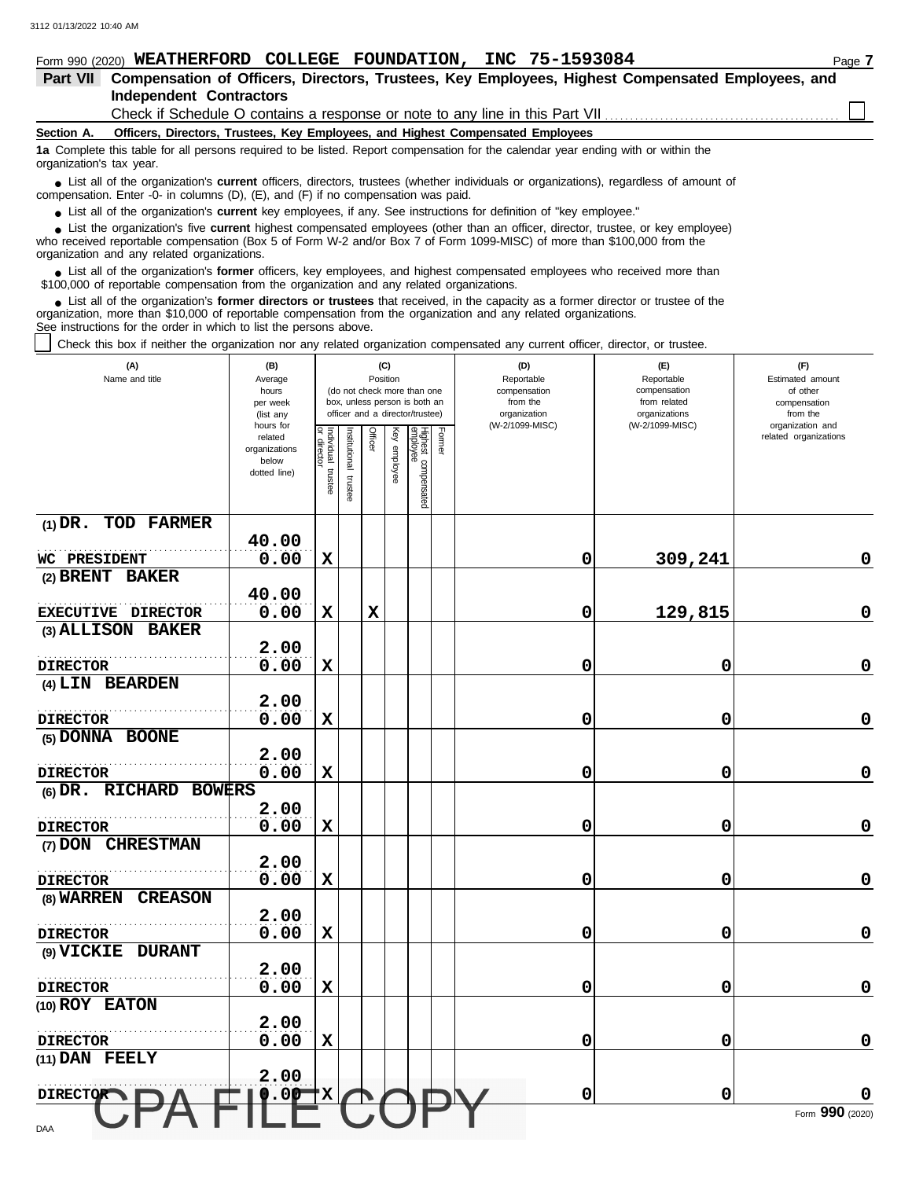Form 990 (2020) **WEATHERFORD COLLEGE FOUNDATION, INC 75-1593084** Page **7**

## Part VII Compensation of Officers, Directors, Trustees, Key Employees, Highest Compensated Employees, and Independent Contractors

Check if Schedule O contains a response or note to any line in this Part VII ☐

**Section A. Officers, Directors, Trustees, Key Employees, and Highest Compensated Employees**

**1a** Complete this table for all persons required to be listed. Report compensation for the calendar year ending with or within the organization's tax year.

- List all of the organization's **current** officers, directors, trustees (whether individuals or organizations), regardless of amount of compensation. Enter -0- in columns (D), (E), and (F) if no compensation was paid.
- List all of the organization's **current** key employees, if any. See instructions for definition of "key employee."
- List the organization's five **current** highest compensated employees (other than an officer, director, trustee, or key employee) who received reportable compensation (Box 5 of Form W-2 and/or Box 7 of Form 1099-MISC) of more than $100,000 from the organization and any related organizations.
- List all of the organization's **former** officers, key employees, and highest compensated employees who received more than $100,000 of reportable compensation from the organization and any related organizations.
- List all of the organization's **former directors or trustees** that received, in the capacity as a former director or trustee of the organization, more than $10,000 of reportable compensation from the organization and any related organizations.

See instructions for the order in which to list the persons above.

☐ Check this box if neither the organization nor any related organization compensated any current officer, director, or trustee.

| (A) Name and title | (B) Average hours per week (list any hours for related organizations below dotted line) | (C) Position: Individual trustee or director | Institutional trustee | Officer | Key employee | Highest compensated employee | Former | (D) Reportable compensation from the organization (W-2/1099-MISC) | (E) Reportable compensation from related organizations (W-2/1099-MISC) | (F) Estimated amount of other compensation from the organization and related organizations |
|---|---|---|---|---|---|---|---|---|---|---|
| (1) DR. TOD FARMER<br>WC PRESIDENT | 40.00<br>0.00 | X | | | | | | 0 | 309,241 | 0 |
| (2) BRENT BAKER<br>EXECUTIVE DIRECTOR | 40.00<br>0.00 | X | | X | | | | 0 | 129,815 | 0 |
| (3) ALLISON BAKER<br>DIRECTOR | 2.00<br>0.00 | X | | | | | | 0 | 0 | 0 |
| (4) LIN BEARDEN<br>DIRECTOR | 2.00<br>0.00 | X | | | | | | 0 | 0 | 0 |
| (5) DONNA BOONE<br>DIRECTOR | 2.00<br>0.00 | X | | | | | | 0 | 0 | 0 |
| (6) DR. RICHARD BOWERS<br>DIRECTOR | 2.00<br>0.00 | X | | | | | | 0 | 0 | 0 |
| (7) DON CHRESTMAN<br>DIRECTOR | 2.00<br>0.00 | X | | | | | | 0 | 0 | 0 |
| (8) WARREN CREASON<br>DIRECTOR | 2.00<br>0.00 | X | | | | | | 0 | 0 | 0 |
| (9) VICKIE DURANT<br>DIRECTOR | 2.00<br>0.00 | X | | | | | | 0 | 0 | 0 |
| (10) ROY EATON<br>DIRECTOR | 2.00<br>0.00 | X | | | | | | 0 | 0 | 0 |
| (11) DAN FEELY<br>DIRECTOR | 2.00<br>0.00 | X | | | | | | 0 | 0 | 0 |

CPA FILE COPY

Form **990** (2020)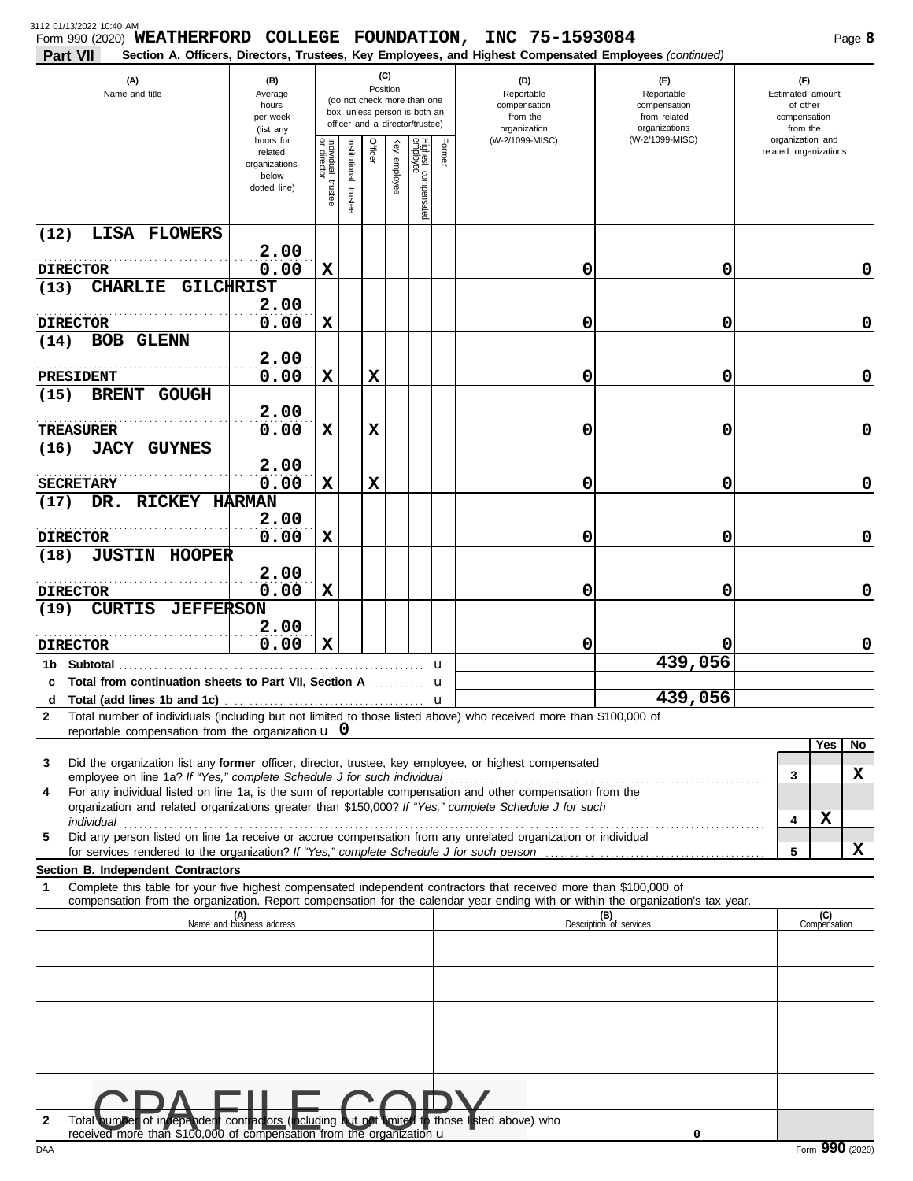3112 01/13/2022 10:40 AM

Form 990 (2020) **WEATHERFORD COLLEGE FOUNDATION, INC 75-1593084** Page **8**

**Part VII** **Section A. Officers, Directors, Trustees, Key Employees, and Highest Compensated Employees** *(continued)*

| (A) Name and title | (B) Average hours per week (list any hours for related organizations below dotted line) | (C) Position: Individual trustee or director | Institutional trustee | Officer | Key employee | Highest compensated employee | Former | (D) Reportable compensation from the organization (W-2/1099-MISC) | (E) Reportable compensation from related organizations (W-2/1099-MISC) | (F) Estimated amount of other compensation from the organization and related organizations |
|---|---|---|---|---|---|---|---|---|---|---|
| (12) LISA FLOWERS<br>DIRECTOR | 2.00<br>0.00 | X | | | | | | 0 | 0 | 0 |
| (13) CHARLIE GILCHRIST<br>DIRECTOR | 2.00<br>0.00 | X | | | | | | 0 | 0 | 0 |
| (14) BOB GLENN<br>PRESIDENT | 2.00<br>0.00 | X | | X | | | | 0 | 0 | 0 |
| (15) BRENT GOUGH<br>TREASURER | 2.00<br>0.00 | X | | X | | | | 0 | 0 | 0 |
| (16) JACY GUYNES<br>SECRETARY | 2.00<br>0.00 | X | | X | | | | 0 | 0 | 0 |
| (17) DR. RICKEY HARMAN<br>DIRECTOR | 2.00<br>0.00 | X | | | | | | 0 | 0 | 0 |
| (18) JUSTIN HOOPER<br>DIRECTOR | 2.00<br>0.00 | X | | | | | | 0 | 0 | 0 |
| (19) CURTIS JEFFERSON<br>DIRECTOR | 2.00<br>0.00 | X | | | | | | 0 | 0 | 0 |
| **1b Subtotal** | | | | | | | | | 439,056 | |
| **c Total from continuation sheets to Part VII, Section A** | | | | | | | | | | |
| **d Total (add lines 1b and 1c)** | | | | | | | | | 439,056 | |

**2** Total number of individuals (including but not limited to those listed above) who received more than $100,000 of reportable compensation from the organization u **0**

| | | Yes | No |
|---|---|---|---|
| **3** Did the organization list any **former** officer, director, trustee, key employee, or highest compensated employee on line 1a? *If "Yes," complete Schedule J for such individual* | 3 | | X |
| **4** For any individual listed on line 1a, is the sum of reportable compensation and other compensation from the organization and related organizations greater than $150,000? *If "Yes," complete Schedule J for such individual* | 4 | X | |
| **5** Did any person listed on line 1a receive or accrue compensation from any unrelated organization or individual for services rendered to the organization? *If "Yes," complete Schedule J for such person* | 5 | | X |

**Section B. Independent Contractors**

**1** Complete this table for your five highest compensated independent contractors that received more than $100,000 of compensation from the organization. Report compensation for the calendar year ending with or within the organization's tax year.

| (A) Name and business address | (B) Description of services | (C) Compensation |
|---|---|---|
| | | |
| | | |
| | | |
| | | |
| | | |

**2** Total number of independent contractors (including but not limited to those listed above) who received more than $100,000 of compensation from the organization u **0**

CPA FILE COPY

DAA Form **990** (2020)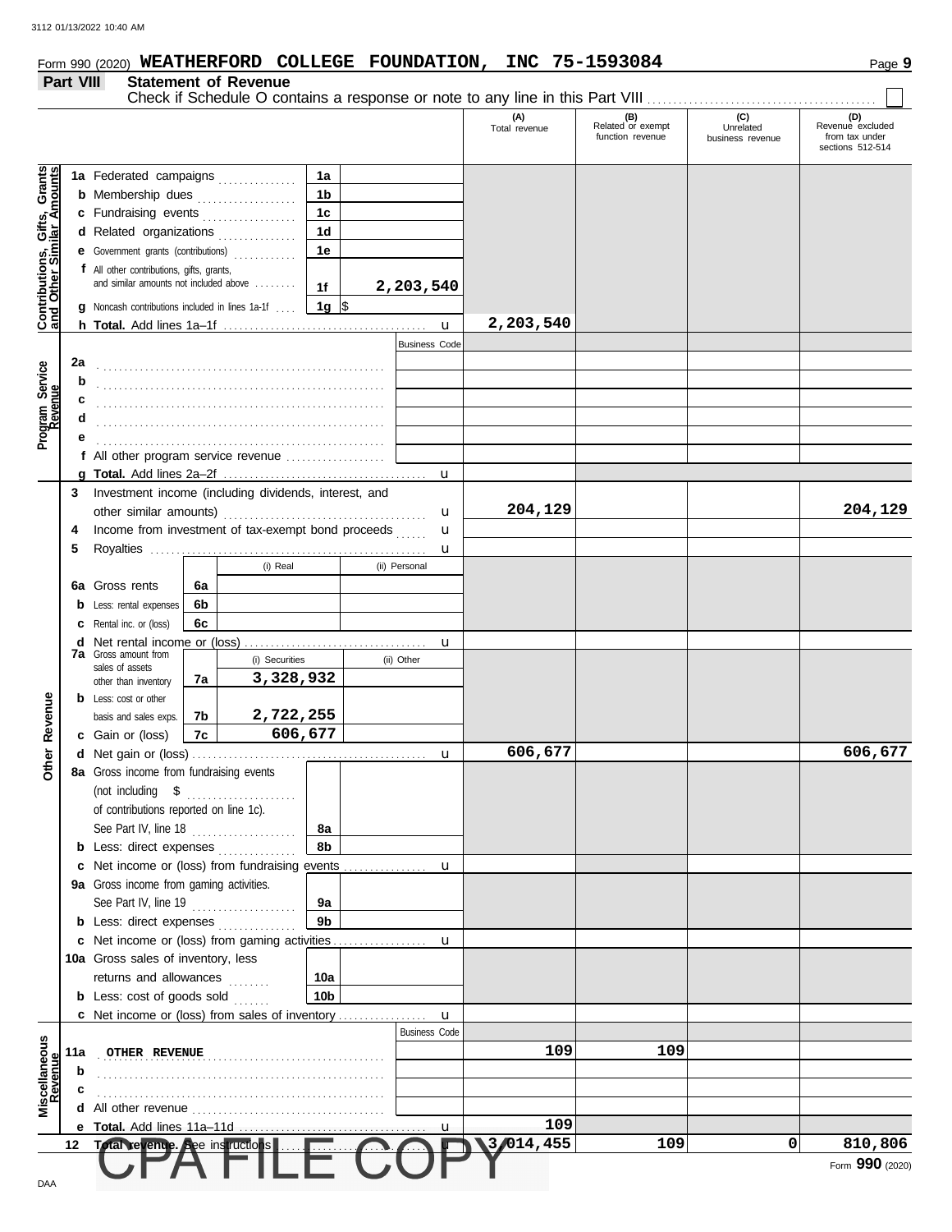3112 01/13/2022 10:40 AM

Form 990 (2020) **WEATHERFORD COLLEGE FOUNDATION, INC 75-1593084** Page **9**

**Part VIII Statement of Revenue**

Check if Schedule O contains a response or note to any line in this Part VIII ☐

| | | | (A) Total revenue | (B) Related or exempt function revenue | (C) Unrelated business revenue | (D) Revenue excluded from tax under sections 512-514 |
|---|---|---|---|---|---|---|
| **Contributions, Gifts, Grants and Other Similar Amounts** | 1a Federated campaigns | 1a | | | | |
| | b Membership dues | 1b | | | | |
| | c Fundraising events | 1c | | | | |
| | d Related organizations | 1d | | | | |
| | e Government grants (contributions) | 1e | | | | |
| | f All other contributions, gifts, grants, and similar amounts not included above | 1f 2,203,540 | | | | |
| | g Noncash contributions included in lines 1a-1f | 1g $ | | | | |
| | h **Total.** Add lines 1a–1f | | 2,203,540 | | | |
| **Program Service Revenue** | | Business Code | | | | |
| | 2a | | | | | |
| | b | | | | | |
| | c | | | | | |
| | d | | | | | |
| | e | | | | | |
| | f All other program service revenue | | | | | |
| | g **Total.** Add lines 2a–2f | | | | | |
| **Other Revenue** | 3 Investment income (including dividends, interest, and other similar amounts) | | 204,129 | | | 204,129 |
| | 4 Income from investment of tax-exempt bond proceeds | | | | | |
| | 5 Royalties | | | | | |
| | | (i) Real / (ii) Personal | | | | |
| | 6a Gross rents | 6a | | | | |
| | b Less: rental expenses | 6b | | | | |
| | c Rental inc. or (loss) | 6c | | | | |
| | d Net rental income or (loss) | | | | | |
| | | (i) Securities / (ii) Other | | | | |
| | 7a Gross amount from sales of assets other than inventory | 7a 3,328,932 | | | | |
| | b Less: cost or other basis and sales exps. | 7b 2,722,255 | | | | |
| | c Gain or (loss) | 7c 606,677 | | | | |
| | d Net gain or (loss) | | 606,677 | | | 606,677 |
| | 8a Gross income from fundraising events (not including $ of contributions reported on line 1c). See Part IV, line 18 | 8a | | | | |
| | b Less: direct expenses | 8b | | | | |
| | c Net income or (loss) from fundraising events | | | | | |
| | 9a Gross income from gaming activities. See Part IV, line 19 | 9a | | | | |
| | b Less: direct expenses | 9b | | | | |
| | c Net income or (loss) from gaming activities | | | | | |
| | 10a Gross sales of inventory, less returns and allowances | 10a | | | | |
| | b Less: cost of goods sold | 10b | | | | |
| | c Net income or (loss) from sales of inventory | | | | | |
| **Miscellaneous Revenue** | | Business Code | | | | |
| | 11a OTHER REVENUE | | 109 | 109 | | |
| | b | | | | | |
| | c | | | | | |
| | d All other revenue | | | | | |
| | e **Total.** Add lines 11a–11d | | 109 | | | |
| | 12 **Total revenue.** See instructions | | 3,014,455 | 109 | 0 | 810,806 |

CPA FILE COPY

DAA Form **990** (2020)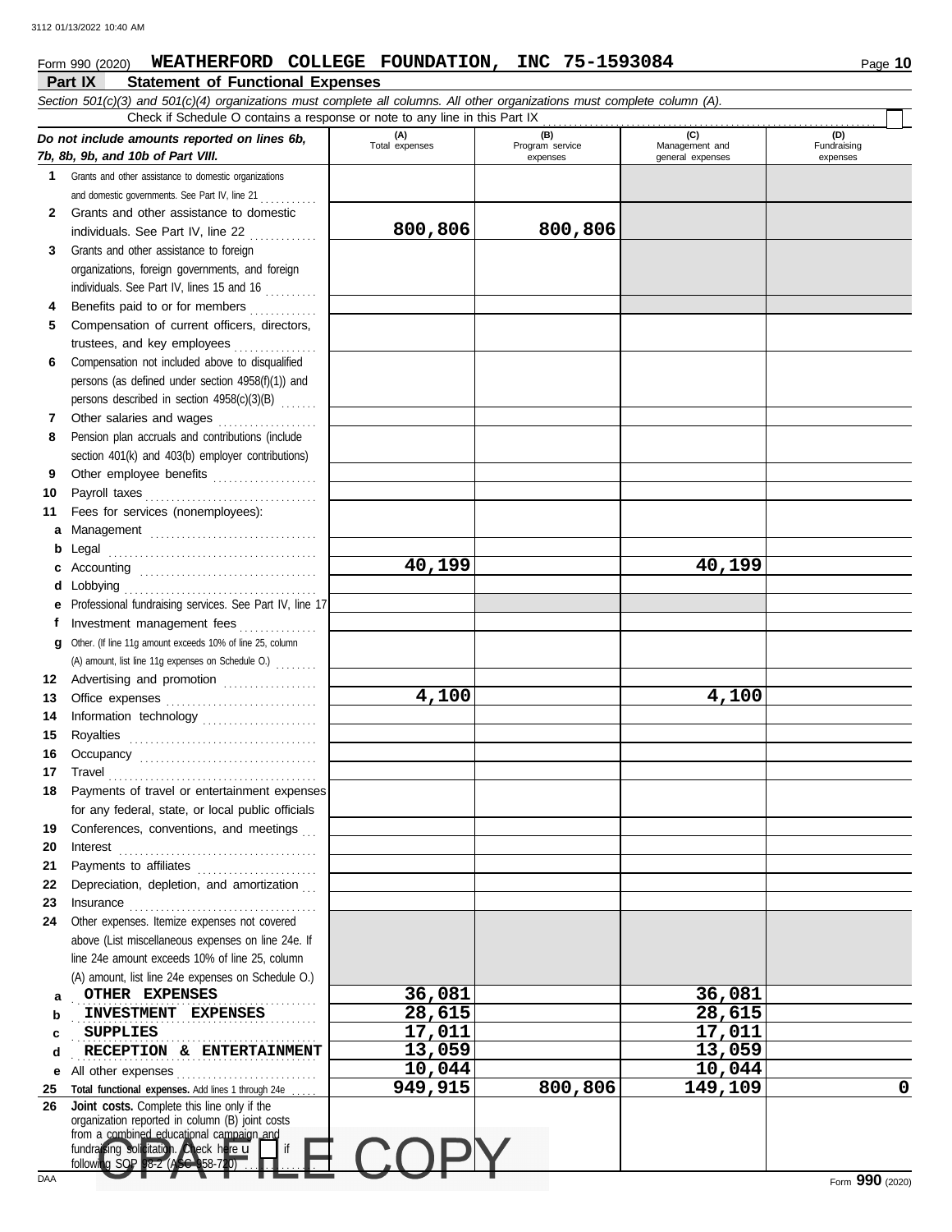Form 990 (2020) **WEATHERFORD COLLEGE FOUNDATION, INC 75-1593084** Page **10**

## Part IX Statement of Functional Expenses

*Section 501(c)(3) and 501(c)(4) organizations must complete all columns. All other organizations must complete column (A).*

Check if Schedule O contains a response or note to any line in this Part IX

| *Do not include amounts reported on lines 6b, 7b, 8b, 9b, and 10b of Part VIII.* | (A) Total expenses | (B) Program service expenses | (C) Management and general expenses | (D) Fundraising expenses |
|---|---|---|---|---|
| 1 Grants and other assistance to domestic organizations and domestic governments. See Part IV, line 21 | | | | |
| 2 Grants and other assistance to domestic individuals. See Part IV, line 22 | 800,806 | 800,806 | | |
| 3 Grants and other assistance to foreign organizations, foreign governments, and foreign individuals. See Part IV, lines 15 and 16 | | | | |
| 4 Benefits paid to or for members | | | | |
| 5 Compensation of current officers, directors, trustees, and key employees | | | | |
| 6 Compensation not included above to disqualified persons (as defined under section 4958(f)(1)) and persons described in section 4958(c)(3)(B) | | | | |
| 7 Other salaries and wages | | | | |
| 8 Pension plan accruals and contributions (include section 401(k) and 403(b) employer contributions) | | | | |
| 9 Other employee benefits | | | | |
| 10 Payroll taxes | | | | |
| 11 Fees for services (nonemployees): | | | | |
| a Management | | | | |
| b Legal | | | | |
| c Accounting | 40,199 | | 40,199 | |
| d Lobbying | | | | |
| e Professional fundraising services. See Part IV, line 17 | | | | |
| f Investment management fees | | | | |
| g Other. (If line 11g amount exceeds 10% of line 25, column (A) amount, list line 11g expenses on Schedule O.) | | | | |
| 12 Advertising and promotion | | | | |
| 13 Office expenses | 4,100 | | 4,100 | |
| 14 Information technology | | | | |
| 15 Royalties | | | | |
| 16 Occupancy | | | | |
| 17 Travel | | | | |
| 18 Payments of travel or entertainment expenses for any federal, state, or local public officials | | | | |
| 19 Conferences, conventions, and meetings | | | | |
| 20 Interest | | | | |
| 21 Payments to affiliates | | | | |
| 22 Depreciation, depletion, and amortization | | | | |
| 23 Insurance | | | | |
| 24 Other expenses. Itemize expenses not covered above (List miscellaneous expenses on line 24e. If line 24e amount exceeds 10% of line 25, column (A) amount, list line 24e expenses on Schedule O.) | | | | |
| a OTHER EXPENSES | 36,081 | | 36,081 | |
| b INVESTMENT EXPENSES | 28,615 | | 28,615 | |
| c SUPPLIES | 17,011 | | 17,011 | |
| d RECEPTION & ENTERTAINMENT | 13,059 | | 13,059 | |
| e All other expenses | 10,044 | | 10,044 | |
| 25 **Total functional expenses.** Add lines 1 through 24e | 949,915 | 800,806 | 149,109 | 0 |
| 26 **Joint costs.** Complete this line only if the organization reported in column (B) joint costs from a combined educational campaign and fundraising solicitation. Check here ☐ if following SOP 98-2 (ASC 958-720) | | | | |

CPA FILE COPY

Form **990** (2020)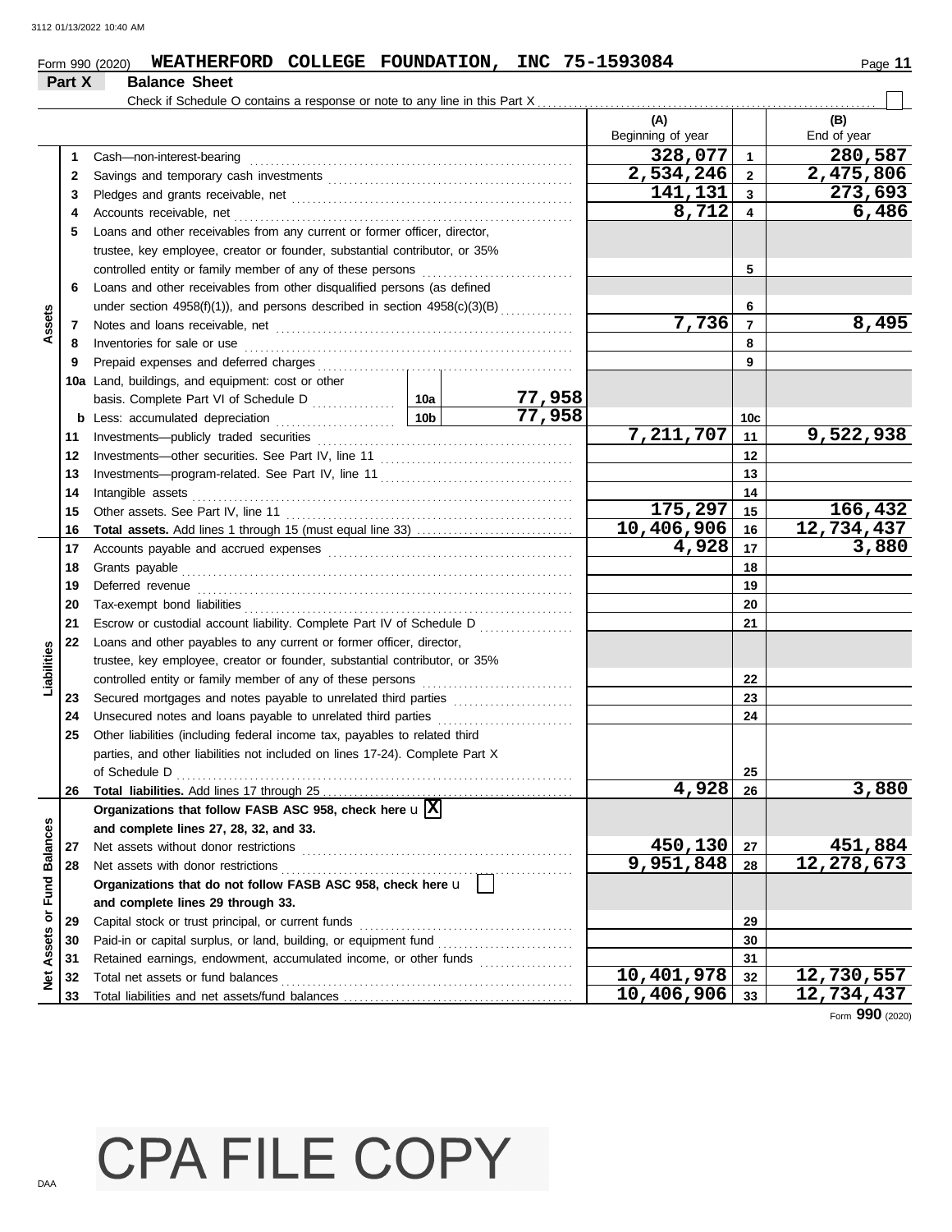Form 990 (2020) **WEATHERFORD COLLEGE FOUNDATION, INC 75-1593084** Page **11**

**Part X Balance Sheet**

Check if Schedule O contains a response or note to any line in this Part X ☐

| | | | | (A) Beginning of year | | (B) End of year |
|---|---|---|---|---|---|---|
| Assets | 1 | Cash—non-interest-bearing | | 328,077 | 1 | 280,587 |
| | 2 | Savings and temporary cash investments | | 2,534,246 | 2 | 2,475,806 |
| | 3 | Pledges and grants receivable, net | | 141,131 | 3 | 273,693 |
| | 4 | Accounts receivable, net | | 8,712 | 4 | 6,486 |
| | 5 | Loans and other receivables from any current or former officer, director, trustee, key employee, creator or founder, substantial contributor, or 35% controlled entity or family member of any of these persons | | | 5 | |
| | 6 | Loans and other receivables from other disqualified persons (as defined under section 4958(f)(1)), and persons described in section 4958(c)(3)(B) | | | 6 | |
| | 7 | Notes and loans receivable, net | | 7,736 | 7 | 8,495 |
| | 8 | Inventories for sale or use | | | 8 | |
| | 9 | Prepaid expenses and deferred charges | | | 9 | |
| | 10a | Land, buildings, and equipment: cost or other basis. Complete Part VI of Schedule D | 10a 77,958 | | | |
| | b | Less: accumulated depreciation | 10b 77,958 | | 10c | |
| | 11 | Investments—publicly traded securities | | 7,211,707 | 11 | 9,522,938 |
| | 12 | Investments—other securities. See Part IV, line 11 | | | 12 | |
| | 13 | Investments—program-related. See Part IV, line 11 | | | 13 | |
| | 14 | Intangible assets | | | 14 | |
| | 15 | Other assets. See Part IV, line 11 | | 175,297 | 15 | 166,432 |
| | 16 | **Total assets.** Add lines 1 through 15 (must equal line 33) | | 10,406,906 | 16 | 12,734,437 |
| Liabilities | 17 | Accounts payable and accrued expenses | | 4,928 | 17 | 3,880 |
| | 18 | Grants payable | | | 18 | |
| | 19 | Deferred revenue | | | 19 | |
| | 20 | Tax-exempt bond liabilities | | | 20 | |
| | 21 | Escrow or custodial account liability. Complete Part IV of Schedule D | | | 21 | |
| | 22 | Loans and other payables to any current or former officer, director, trustee, key employee, creator or founder, substantial contributor, or 35% controlled entity or family member of any of these persons | | | 22 | |
| | 23 | Secured mortgages and notes payable to unrelated third parties | | | 23 | |
| | 24 | Unsecured notes and loans payable to unrelated third parties | | | 24 | |
| | 25 | Other liabilities (including federal income tax, payables to related third parties, and other liabilities not included on lines 17-24). Complete Part X of Schedule D | | | 25 | |
| | 26 | **Total liabilities.** Add lines 17 through 25 | | 4,928 | 26 | 3,880 |
| Net Assets or Fund Balances | | **Organizations that follow FASB ASC 958, check here** [X] **and complete lines 27, 28, 32, and 33.** | | | | |
| | 27 | Net assets without donor restrictions | | 450,130 | 27 | 451,884 |
| | 28 | Net assets with donor restrictions | | 9,951,848 | 28 | 12,278,673 |
| | | **Organizations that do not follow FASB ASC 958, check here** ☐ **and complete lines 29 through 33.** | | | | |
| | 29 | Capital stock or trust principal, or current funds | | | 29 | |
| | 30 | Paid-in or capital surplus, or land, building, or equipment fund | | | 30 | |
| | 31 | Retained earnings, endowment, accumulated income, or other funds | | | 31 | |
| | 32 | Total net assets or fund balances | | 10,401,978 | 32 | 12,730,557 |
| | 33 | Total liabilities and net assets/fund balances | | 10,406,906 | 33 | 12,734,437 |

Form **990** (2020)

CPA FILE COPY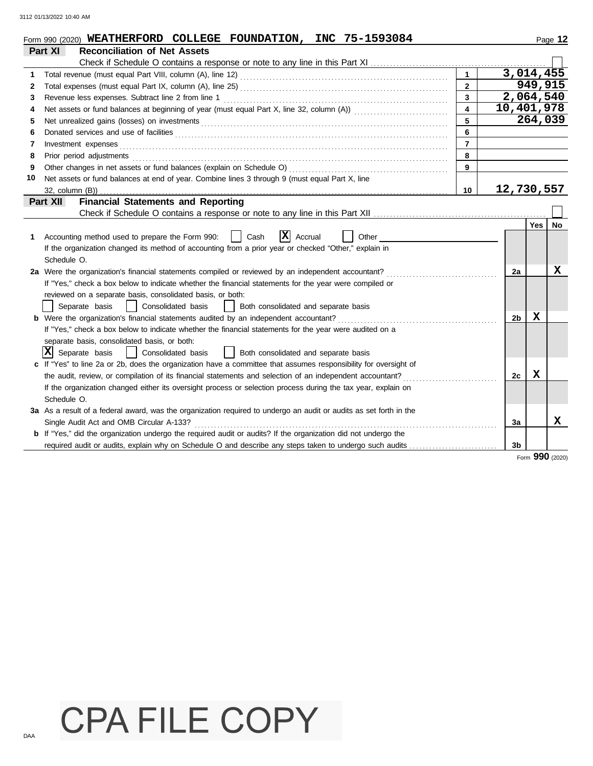Form 990 (2020) **WEATHERFORD COLLEGE FOUNDATION, INC 75-1593084**

## Part XI Reconciliation of Net Assets

Check if Schedule O contains a response or note to any line in this Part XI ☐

| | | | |
|---|---|---|---|
| 1 | Total revenue (must equal Part VIII, column (A), line 12) | 1 | 3,014,455 |
| 2 | Total expenses (must equal Part IX, column (A), line 25) | 2 | 949,915 |
| 3 | Revenue less expenses. Subtract line 2 from line 1 | 3 | 2,064,540 |
| 4 | Net assets or fund balances at beginning of year (must equal Part X, line 32, column (A)) | 4 | 10,401,978 |
| 5 | Net unrealized gains (losses) on investments | 5 | 264,039 |
| 6 | Donated services and use of facilities | 6 | |
| 7 | Investment expenses | 7 | |
| 8 | Prior period adjustments | 8 | |
| 9 | Other changes in net assets or fund balances (explain on Schedule O) | 9 | |
| 10 | Net assets or fund balances at end of year. Combine lines 3 through 9 (must equal Part X, line 32, column (B)) | 10 | 12,730,557 |

## Part XII Financial Statements and Reporting

Check if Schedule O contains a response or note to any line in this Part XII ☐

| | | | Yes | No |
|---|---|---|---|---|
| 1 | Accounting method used to prepare the Form 990: ☐ Cash ☒ Accrual ☐ Other<br>If the organization changed its method of accounting from a prior year or checked "Other," explain in Schedule O. | | | |
| 2a | Were the organization's financial statements compiled or reviewed by an independent accountant?<br>If "Yes," check a box below to indicate whether the financial statements for the year were compiled or reviewed on a separate basis, consolidated basis, or both:<br>☐ Separate basis ☐ Consolidated basis ☐ Both consolidated and separate basis | 2a | | X |
| b | Were the organization's financial statements audited by an independent accountant?<br>If "Yes," check a box below to indicate whether the financial statements for the year were audited on a separate basis, consolidated basis, or both:<br>☒ Separate basis ☐ Consolidated basis ☐ Both consolidated and separate basis | 2b | X | |
| c | If "Yes" to line 2a or 2b, does the organization have a committee that assumes responsibility for oversight of the audit, review, or compilation of its financial statements and selection of an independent accountant?<br>If the organization changed either its oversight process or selection process during the tax year, explain on Schedule O. | 2c | X | |
| 3a | As a result of a federal award, was the organization required to undergo an audit or audits as set forth in the Single Audit Act and OMB Circular A-133? | 3a | | X |
| b | If "Yes," did the organization undergo the required audit or audits? If the organization did not undergo the required audit or audits, explain why on Schedule O and describe any steps taken to undergo such audits | 3b | | |

Form **990** (2020)

CPA FILE COPY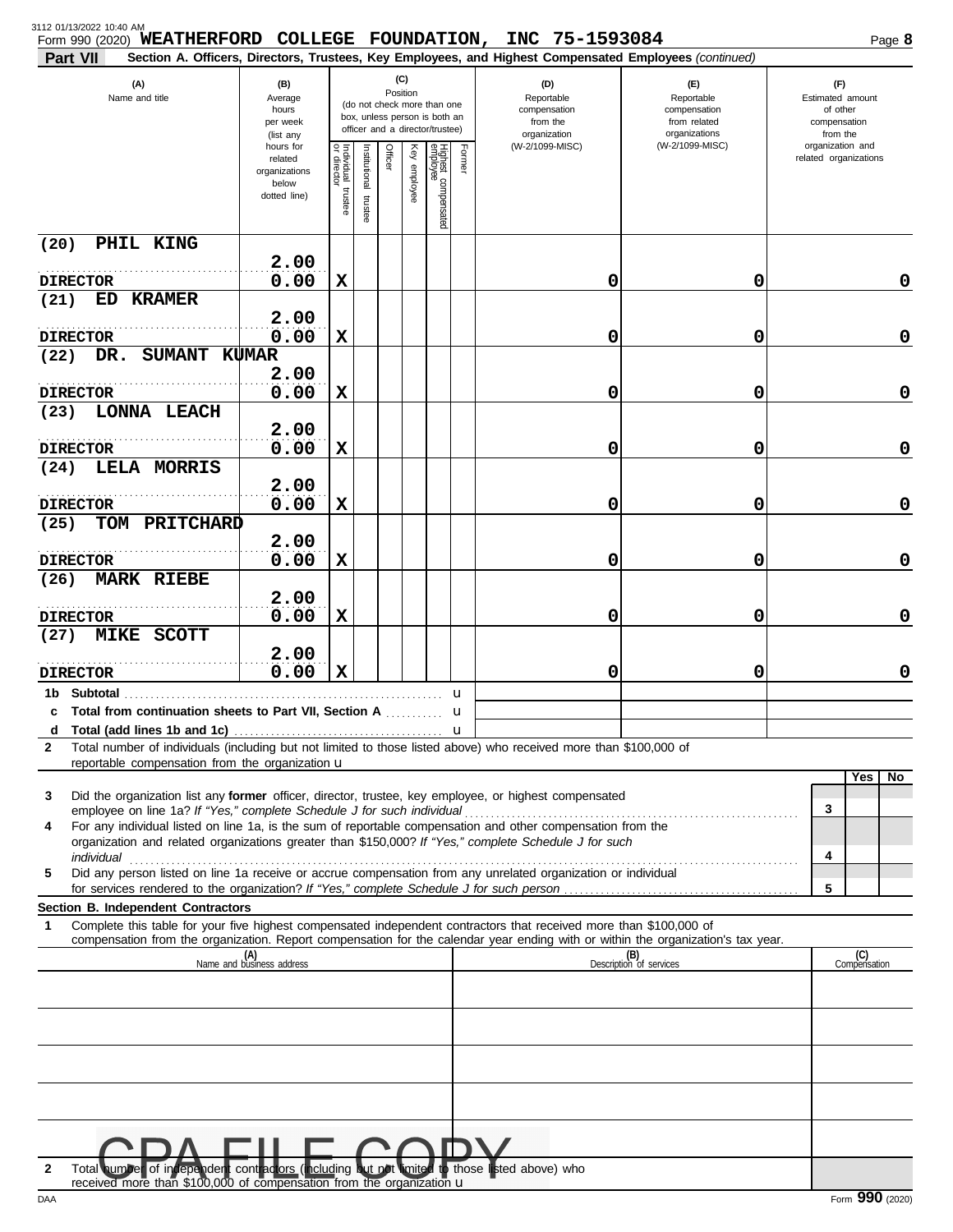Form 990 (2020) **WEATHERFORD COLLEGE FOUNDATION, INC 75-1593084** Page **8**

**Part VII** **Section A. Officers, Directors, Trustees, Key Employees, and Highest Compensated Employees** *(continued)*

| (A) Name and title | (B) Average hours per week (list any hours for related organizations below dotted line) | (C) Position: Individual trustee or director | Institutional trustee | Officer | Key employee | Highest compensated employee | Former | (D) Reportable compensation from the organization (W-2/1099-MISC) | (E) Reportable compensation from related organizations (W-2/1099-MISC) | (F) Estimated amount of other compensation from the organization and related organizations |
|---|---|---|---|---|---|---|---|---|---|---|
| (20) PHIL KING<br>DIRECTOR | 2.00<br>0.00 | X | | | | | | 0 | 0 | 0 |
| (21) ED KRAMER<br>DIRECTOR | 2.00<br>0.00 | X | | | | | | 0 | 0 | 0 |
| (22) DR. SUMANT KUMAR<br>DIRECTOR | 2.00<br>0.00 | X | | | | | | 0 | 0 | 0 |
| (23) LONNA LEACH<br>DIRECTOR | 2.00<br>0.00 | X | | | | | | 0 | 0 | 0 |
| (24) LELA MORRIS<br>DIRECTOR | 2.00<br>0.00 | X | | | | | | 0 | 0 | 0 |
| (25) TOM PRITCHARD<br>DIRECTOR | 2.00<br>0.00 | X | | | | | | 0 | 0 | 0 |
| (26) MARK RIEBE<br>DIRECTOR | 2.00<br>0.00 | X | | | | | | 0 | 0 | 0 |
| (27) MIKE SCOTT<br>DIRECTOR | 2.00<br>0.00 | X | | | | | | 0 | 0 | 0 |
| 1b Subtotal | | | | | | | | | | |
| c Total from continuation sheets to Part VII, Section A | | | | | | | | | | |
| d Total (add lines 1b and 1c) | | | | | | | | | | |

**2** Total number of individuals (including but not limited to those listed above) who received more than $100,000 of reportable compensation from the organization

| | | Yes | No |
|---|---|---|---|
| **3** Did the organization list any **former** officer, director, trustee, key employee, or highest compensated employee on line 1a? *If "Yes," complete Schedule J for such individual* | 3 | | |
| **4** For any individual listed on line 1a, is the sum of reportable compensation and other compensation from the organization and related organizations greater than $150,000? *If "Yes," complete Schedule J for such individual* | 4 | | |
| **5** Did any person listed on line 1a receive or accrue compensation from any unrelated organization or individual for services rendered to the organization? *If "Yes," complete Schedule J for such person* | 5 | | |

**Section B. Independent Contractors**

**1** Complete this table for your five highest compensated independent contractors that received more than $100,000 of compensation from the organization. Report compensation for the calendar year ending with or within the organization's tax year.

| (A) Name and business address | (B) Description of services | (C) Compensation |
|---|---|---|
| | | |
| | | |
| | | |
| | | |
| | | |

**2** Total number of independent contractors (including but not limited to those listed above) who received more than $100,000 of compensation from the organization

CPA FILE COPY

Form **990** (2020)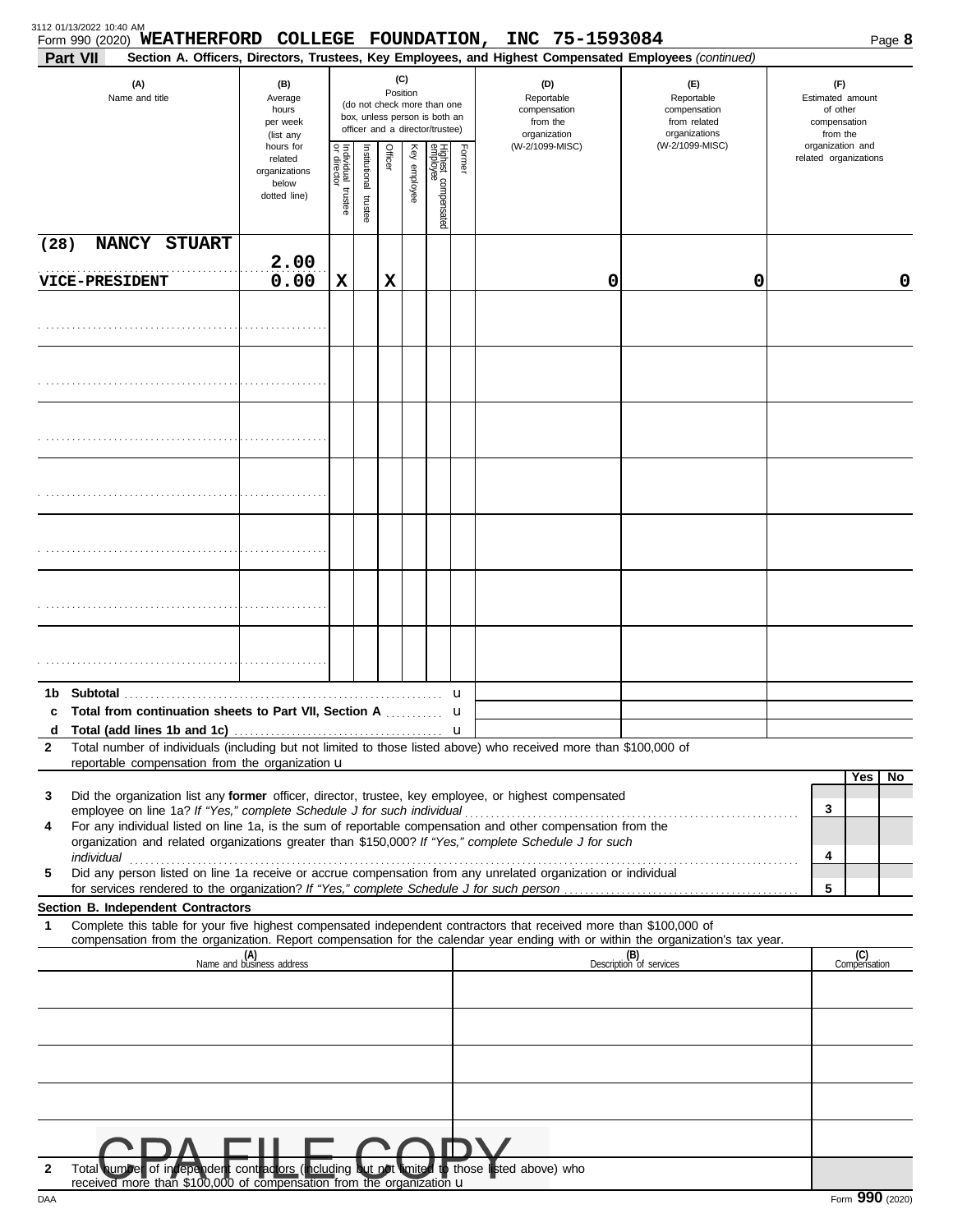3112 01/13/2022 10:40 AM

Form 990 (2020) **WEATHERFORD COLLEGE FOUNDATION, INC 75-1593084** Page **8**

**Part VII** **Section A. Officers, Directors, Trustees, Key Employees, and Highest Compensated Employees** *(continued)*

| (A) Name and title | (B) Average hours per week (list any hours for related organizations below dotted line) | (C) Position: Individual trustee or director | Institutional trustee | Officer | Key employee | Highest compensated employee | Former | (D) Reportable compensation from the organization (W-2/1099-MISC) | (E) Reportable compensation from related organizations (W-2/1099-MISC) | (F) Estimated amount of other compensation from the organization and related organizations |
|---|---|---|---|---|---|---|---|---|---|---|
| (28) NANCY STUART<br>VICE-PRESIDENT | 2.00<br>0.00 | X | | X | | | | 0 | 0 | 0 |
| | | | | | | | | | | |
| | | | | | | | | | | |
| | | | | | | | | | | |
| | | | | | | | | | | |
| | | | | | | | | | | |
| | | | | | | | | | | |
| | | | | | | | | | | |

**1b Subtotal** ........ u

**c Total from continuation sheets to Part VII, Section A** ........ u

**d Total (add lines 1b and 1c)** ........ u

**2** Total number of individuals (including but not limited to those listed above) who received more than $100,000 of reportable compensation from the organization u

| | | Yes | No |
|---|---|---|---|
| **3** Did the organization list any **former** officer, director, trustee, key employee, or highest compensated employee on line 1a? *If "Yes," complete Schedule J for such individual* | 3 | | |
| **4** For any individual listed on line 1a, is the sum of reportable compensation and other compensation from the organization and related organizations greater than $150,000? *If "Yes," complete Schedule J for such individual* | 4 | | |
| **5** Did any person listed on line 1a receive or accrue compensation from any unrelated organization or individual for services rendered to the organization? *If "Yes," complete Schedule J for such person* | 5 | | |

**Section B. Independent Contractors**

**1** Complete this table for your five highest compensated independent contractors that received more than $100,000 of compensation from the organization. Report compensation for the calendar year ending with or within the organization's tax year.

| (A) Name and business address | (B) Description of services | (C) Compensation |
|---|---|---|
| | | |
| | | |
| | | |
| | | |
| | | |

**2** Total number of independent contractors (including but not limited to those listed above) who received more than $100,000 of compensation from the organization u

CPA FILE COPY

DAA Form **990** (2020)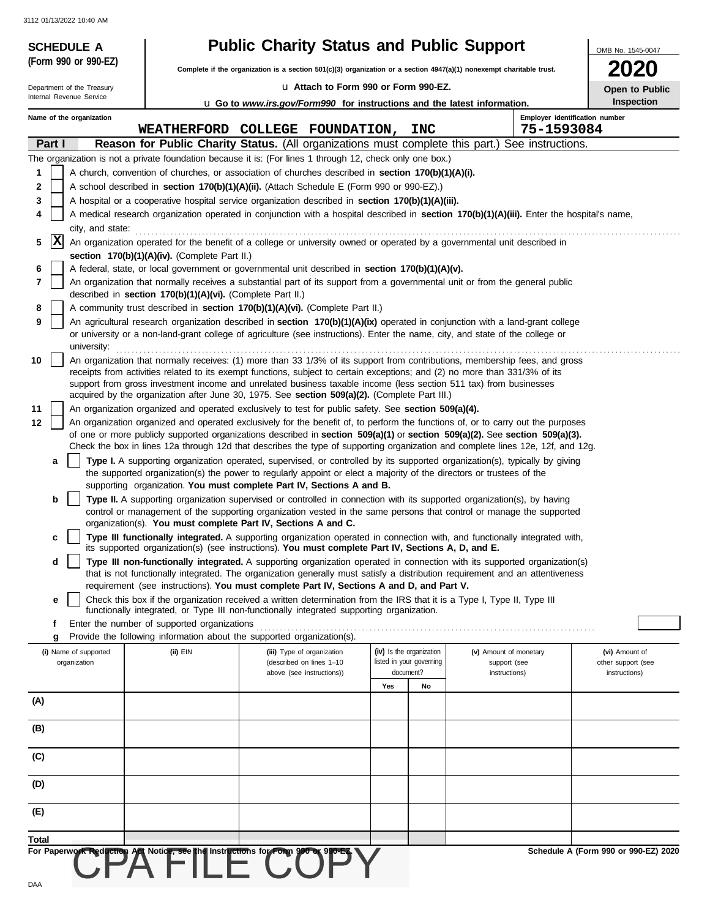3112 01/13/2022 10:40 AM

**SCHEDULE A**
**(Form 990 or 990-EZ)**

Department of the Treasury
Internal Revenue Service

# Public Charity Status and Public Support

**Complete if the organization is a section 501(c)(3) organization or a section 4947(a)(1) nonexempt charitable trust.**

u **Attach to Form 990 or Form 990-EZ.**

u **Go to *www.irs.gov/Form990* for instructions and the latest information.**

OMB No. 1545-0047

**2020**

**Open to Public Inspection**

Name of the organization: **WEATHERFORD COLLEGE FOUNDATION, INC**

Employer identification number: **75-1593084**

## Part I — Reason for Public Charity Status. (All organizations must complete this part.) See instructions.

The organization is not a private foundation because it is: (For lines 1 through 12, check only one box.)

1 [ ] A church, convention of churches, or association of churches described in **section 170(b)(1)(A)(i).**

2 [ ] A school described in **section 170(b)(1)(A)(ii).** (Attach Schedule E (Form 990 or 990-EZ).)

3 [ ] A hospital or a cooperative hospital service organization described in **section 170(b)(1)(A)(iii).**

4 [ ] A medical research organization operated in conjunction with a hospital described in **section 170(b)(1)(A)(iii).** Enter the hospital's name, city, and state:

5 [X] An organization operated for the benefit of a college or university owned or operated by a governmental unit described in **section 170(b)(1)(A)(iv).** (Complete Part II.)

6 [ ] A federal, state, or local government or governmental unit described in **section 170(b)(1)(A)(v).**

7 [ ] An organization that normally receives a substantial part of its support from a governmental unit or from the general public described in **section 170(b)(1)(A)(vi).** (Complete Part II.)

8 [ ] A community trust described in **section 170(b)(1)(A)(vi).** (Complete Part II.)

9 [ ] An agricultural research organization described in **section 170(b)(1)(A)(ix)** operated in conjunction with a land-grant college or university or a non-land-grant college of agriculture (see instructions). Enter the name, city, and state of the college or university:

10 [ ] An organization that normally receives: (1) more than 33 1/3% of its support from contributions, membership fees, and gross receipts from activities related to its exempt functions, subject to certain exceptions; and (2) no more than 331/3% of its support from gross investment income and unrelated business taxable income (less section 511 tax) from businesses acquired by the organization after June 30, 1975. See **section 509(a)(2).** (Complete Part III.)

11 [ ] An organization organized and operated exclusively to test for public safety. See **section 509(a)(4).**

12 [ ] An organization organized and operated exclusively for the benefit of, to perform the functions of, or to carry out the purposes of one or more publicly supported organizations described in **section 509(a)(1)** or **section 509(a)(2).** See **section 509(a)(3).** Check the box in lines 12a through 12d that describes the type of supporting organization and complete lines 12e, 12f, and 12g.

a [ ] **Type I.** A supporting organization operated, supervised, or controlled by its supported organization(s), typically by giving the supported organization(s) the power to regularly appoint or elect a majority of the directors or trustees of the supporting organization. **You must complete Part IV, Sections A and B.**

b [ ] **Type II.** A supporting organization supervised or controlled in connection with its supported organization(s), by having control or management of the supporting organization vested in the same persons that control or manage the supported organization(s). **You must complete Part IV, Sections A and C.**

c [ ] **Type III functionally integrated.** A supporting organization operated in connection with, and functionally integrated with, its supported organization(s) (see instructions). **You must complete Part IV, Sections A, D, and E.**

d [ ] **Type III non-functionally integrated.** A supporting organization operated in connection with its supported organization(s) that is not functionally integrated. The organization generally must satisfy a distribution requirement and an attentiveness requirement (see instructions). **You must complete Part IV, Sections A and D, and Part V.**

e [ ] Check this box if the organization received a written determination from the IRS that it is a Type I, Type II, Type III functionally integrated, or Type III non-functionally integrated supporting organization.

f Enter the number of supported organizations

g Provide the following information about the supported organization(s).

| (i) Name of supported organization | (ii) EIN | (iii) Type of organization (described on lines 1–10 above (see instructions)) | (iv) Is the organization listed in your governing document? Yes | No | (v) Amount of monetary support (see instructions) | (vi) Amount of other support (see instructions) |
|---|---|---|---|---|---|---|
| (A) | | | | | | |
| (B) | | | | | | |
| (C) | | | | | | |
| (D) | | | | | | |
| (E) | | | | | | |
| **Total** | | | | | | |

**For Paperwork Reduction Act Notice, see the Instructions for Form 990 or 990-EZ.**

**Schedule A (Form 990 or 990-EZ) 2020**

CPA FILE COPY

DAA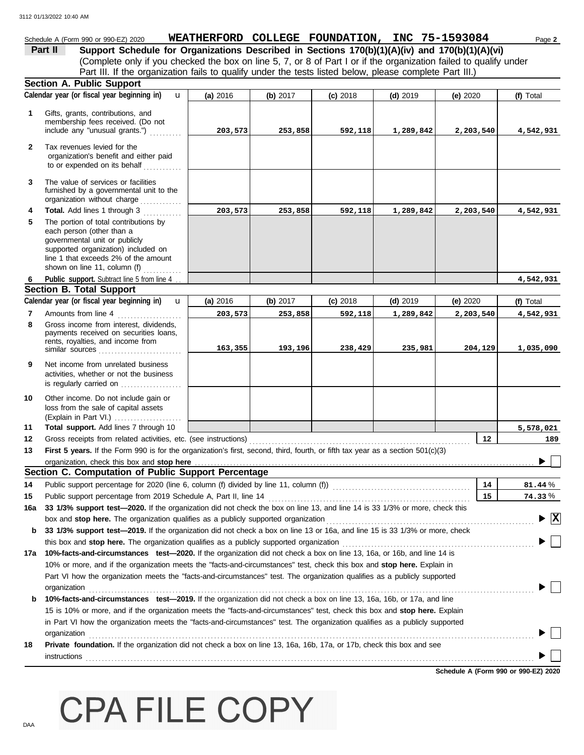Schedule A (Form 990 or 990-EZ) 2020 **WEATHERFORD COLLEGE FOUNDATION, INC 75-1593084**

**Part II** **Support Schedule for Organizations Described in Sections 170(b)(1)(A)(iv) and 170(b)(1)(A)(vi)**
(Complete only if you checked the box on line 5, 7, or 8 of Part I or if the organization failed to qualify under Part III. If the organization fails to qualify under the tests listed below, please complete Part III.)

### Section A. Public Support

| Calendar year (or fiscal year beginning in) | (a) 2016 | (b) 2017 | (c) 2018 | (d) 2019 | (e) 2020 | (f) Total |
|---|---|---|---|---|---|---|
| **1** Gifts, grants, contributions, and membership fees received. (Do not include any "unusual grants.") | 203,573 | 253,858 | 592,118 | 1,289,842 | 2,203,540 | 4,542,931 |
| **2** Tax revenues levied for the organization's benefit and either paid to or expended on its behalf | | | | | | |
| **3** The value of services or facilities furnished by a governmental unit to the organization without charge | | | | | | |
| **4** **Total.** Add lines 1 through 3 | 203,573 | 253,858 | 592,118 | 1,289,842 | 2,203,540 | 4,542,931 |
| **5** The portion of total contributions by each person (other than a governmental unit or publicly supported organization) included on line 1 that exceeds 2% of the amount shown on line 11, column (f) | | | | | | |
| **6** **Public support.** Subtract line 5 from line 4 | | | | | | 4,542,931 |

### Section B. Total Support

| Calendar year (or fiscal year beginning in) | (a) 2016 | (b) 2017 | (c) 2018 | (d) 2019 | (e) 2020 | (f) Total |
|---|---|---|---|---|---|---|
| **7** Amounts from line 4 | 203,573 | 253,858 | 592,118 | 1,289,842 | 2,203,540 | 4,542,931 |
| **8** Gross income from interest, dividends, payments received on securities loans, rents, royalties, and income from similar sources | 163,355 | 193,196 | 238,429 | 235,981 | 204,129 | 1,035,090 |
| **9** Net income from unrelated business activities, whether or not the business is regularly carried on | | | | | | |
| **10** Other income. Do not include gain or loss from the sale of capital assets (Explain in Part VI.) | | | | | | |
| **11** **Total support.** Add lines 7 through 10 | | | | | | 5,578,021 |

**12** Gross receipts from related activities, etc. (see instructions) — **12** — 189

**13** **First 5 years.** If the Form 990 is for the organization's first, second, third, fourth, or fifth tax year as a section 501(c)(3) organization, check this box and **stop here** ☐

### Section C. Computation of Public Support Percentage

**14** Public support percentage for 2020 (line 6, column (f) divided by line 11, column (f)) — **14** — 81.44 %

**15** Public support percentage from 2019 Schedule A, Part II, line 14 — **15** — 74.33 %

**16a** **33 1/3% support test—2020.** If the organization did not check the box on line 13, and line 14 is 33 1/3% or more, check this box and **stop here.** The organization qualifies as a publicly supported organization ☒

**b** **33 1/3% support test—2019.** If the organization did not check a box on line 13 or 16a, and line 15 is 33 1/3% or more, check this box and **stop here.** The organization qualifies as a publicly supported organization ☐

**17a** **10%-facts-and-circumstances test—2020.** If the organization did not check a box on line 13, 16a, or 16b, and line 14 is 10% or more, and if the organization meets the "facts-and-circumstances" test, check this box and **stop here.** Explain in Part VI how the organization meets the "facts-and-circumstances" test. The organization qualifies as a publicly supported organization ☐

**b** **10%-facts-and-circumstances test—2019.** If the organization did not check a box on line 13, 16a, 16b, or 17a, and line 15 is 10% or more, and if the organization meets the "facts-and-circumstances" test, check this box and **stop here.** Explain in Part VI how the organization meets the "facts-and-circumstances" test. The organization qualifies as a publicly supported organization ☐

**18** **Private foundation.** If the organization did not check a box on line 13, 16a, 16b, 17a, or 17b, check this box and see instructions ☐

**Schedule A (Form 990 or 990-EZ) 2020**

CPA FILE COPY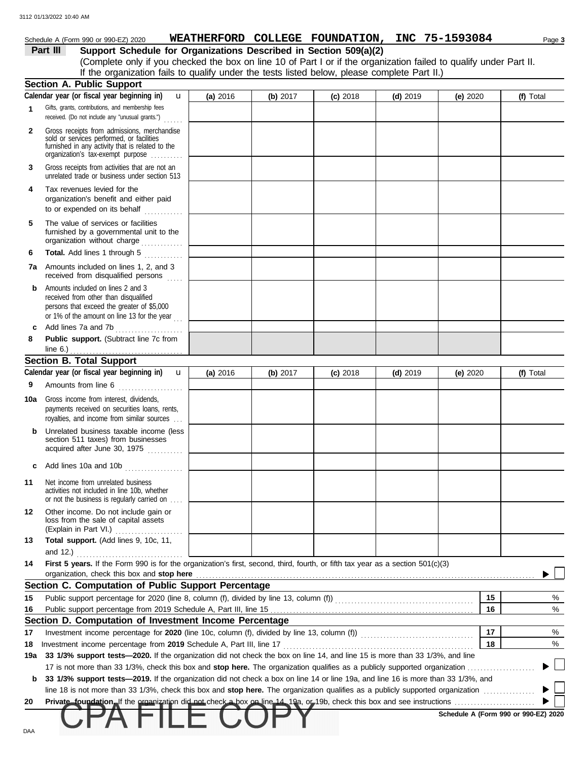Schedule A (Form 990 or 990-EZ) 2020 **WEATHERFORD COLLEGE FOUNDATION, INC 75-1593084** Page **3**

## Part III Support Schedule for Organizations Described in Section 509(a)(2)

(Complete only if you checked the box on line 10 of Part I or if the organization failed to qualify under Part II. If the organization fails to qualify under the tests listed below, please complete Part II.)

### Section A. Public Support

| Calendar year (or fiscal year beginning in) | (a) 2016 | (b) 2017 | (c) 2018 | (d) 2019 | (e) 2020 | (f) Total |
|---|---|---|---|---|---|---|
| **1** Gifts, grants, contributions, and membership fees received. (Do not include any "unusual grants.") | | | | | | |
| **2** Gross receipts from admissions, merchandise sold or services performed, or facilities furnished in any activity that is related to the organization's tax-exempt purpose | | | | | | |
| **3** Gross receipts from activities that are not an unrelated trade or business under section 513 | | | | | | |
| **4** Tax revenues levied for the organization's benefit and either paid to or expended on its behalf | | | | | | |
| **5** The value of services or facilities furnished by a governmental unit to the organization without charge | | | | | | |
| **6** **Total.** Add lines 1 through 5 | | | | | | |
| **7a** Amounts included on lines 1, 2, and 3 received from disqualified persons | | | | | | |
| **b** Amounts included on lines 2 and 3 received from other than disqualified persons that exceed the greater of \$5,000 or 1% of the amount on line 13 for the year | | | | | | |
| **c** Add lines 7a and 7b | | | | | | |
| **8** **Public support.** (Subtract line 7c from line 6.) | | | | | | |

### Section B. Total Support

| Calendar year (or fiscal year beginning in) | (a) 2016 | (b) 2017 | (c) 2018 | (d) 2019 | (e) 2020 | (f) Total |
|---|---|---|---|---|---|---|
| **9** Amounts from line 6 | | | | | | |
| **10a** Gross income from interest, dividends, payments received on securities loans, rents, royalties, and income from similar sources | | | | | | |
| **b** Unrelated business taxable income (less section 511 taxes) from businesses acquired after June 30, 1975 | | | | | | |
| **c** Add lines 10a and 10b | | | | | | |
| **11** Net income from unrelated business activities not included in line 10b, whether or not the business is regularly carried on | | | | | | |
| **12** Other income. Do not include gain or loss from the sale of capital assets (Explain in Part VI.) | | | | | | |
| **13** **Total support.** (Add lines 9, 10c, 11, and 12.) | | | | | | |

**14** **First 5 years.** If the Form 990 is for the organization's first, second, third, fourth, or fifth tax year as a section 501(c)(3) organization, check this box and **stop here** ▶ ☐

### Section C. Computation of Public Support Percentage

| | | | |
|---|---|---|---|
| **15** | Public support percentage for 2020 (line 8, column (f), divided by line 13, column (f)) | 15 | % |
| **16** | Public support percentage from 2019 Schedule A, Part III, line 15 | 16 | % |

### Section D. Computation of Investment Income Percentage

| | | | |
|---|---|---|---|
| **17** | Investment income percentage for **2020** (line 10c, column (f), divided by line 13, column (f)) | 17 | % |
| **18** | Investment income percentage from **2019** Schedule A, Part III, line 17 | 18 | % |

**19a** **33 1/3% support tests—2020.** If the organization did not check the box on line 14, and line 15 is more than 33 1/3%, and line 17 is not more than 33 1/3%, check this box and **stop here.** The organization qualifies as a publicly supported organization ▶ ☐

**b** **33 1/3% support tests—2019.** If the organization did not check a box on line 14 or line 19a, and line 16 is more than 33 1/3%, and line 18 is not more than 33 1/3%, check this box and **stop here.** The organization qualifies as a publicly supported organization ▶ ☐

**20** **Private foundation.** If the organization did not check a box on line 14, 19a, or 19b, check this box and see instructions ▶ ☐

**Schedule A (Form 990 or 990-EZ) 2020**

CPA FILE COPY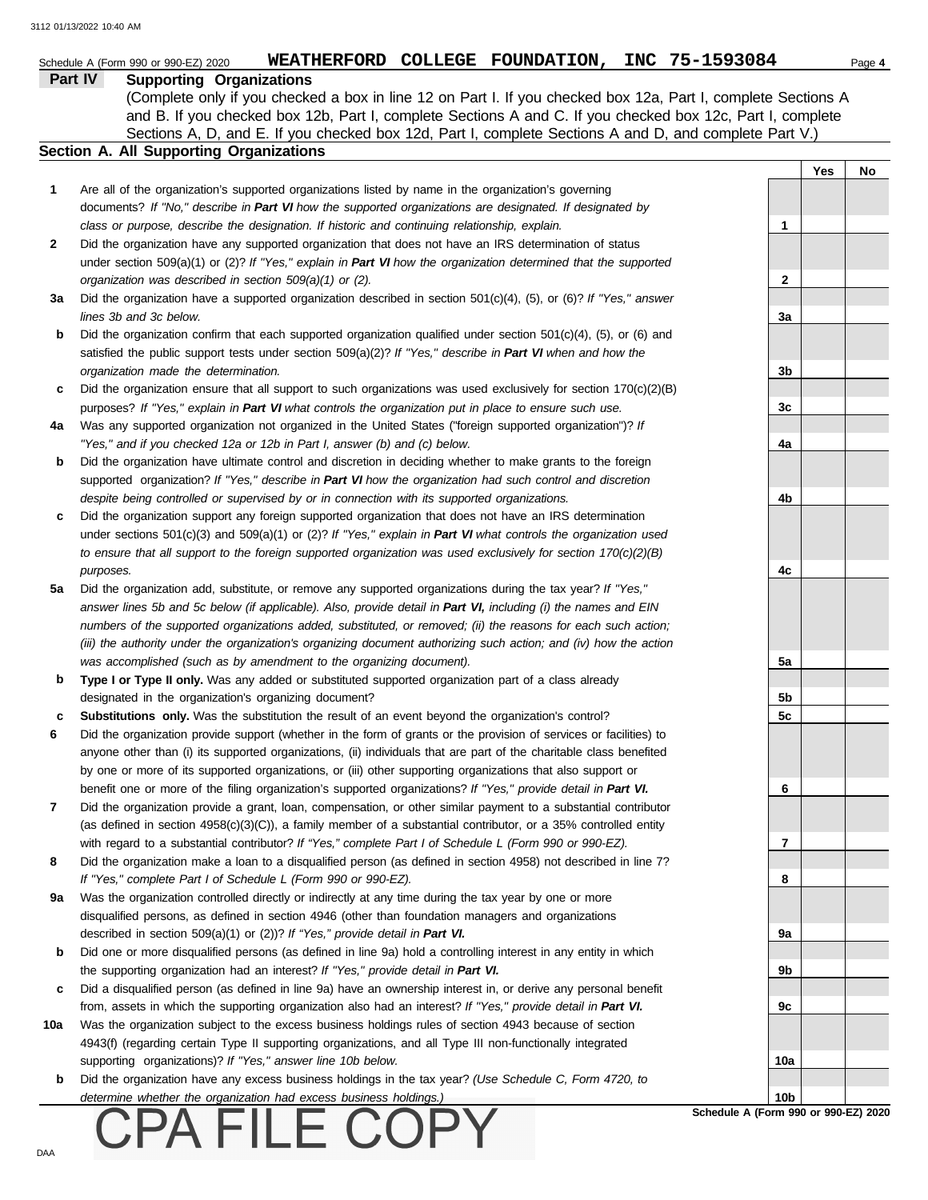Schedule A (Form 990 or 990-EZ) 2020 **WEATHERFORD COLLEGE FOUNDATION, INC 75-1593084**

## Part IV Supporting Organizations

(Complete only if you checked a box in line 12 on Part I. If you checked box 12a, Part I, complete Sections A and B. If you checked box 12b, Part I, complete Sections A and C. If you checked box 12c, Part I, complete Sections A, D, and E. If you checked box 12d, Part I, complete Sections A and D, and complete Part V.)

### Section A. All Supporting Organizations

| | | | Yes | No |
|---|---|---|---|---|
| **1** | Are all of the organization's supported organizations listed by name in the organization's governing documents? *If "No," describe in **Part VI** how the supported organizations are designated. If designated by class or purpose, describe the designation. If historic and continuing relationship, explain.* | 1 | | |
| **2** | Did the organization have any supported organization that does not have an IRS determination of status under section 509(a)(1) or (2)? *If "Yes," explain in **Part VI** how the organization determined that the supported organization was described in section 509(a)(1) or (2).* | 2 | | |
| **3a** | Did the organization have a supported organization described in section 501(c)(4), (5), or (6)? *If "Yes," answer lines 3b and 3c below.* | 3a | | |
| **b** | Did the organization confirm that each supported organization qualified under section 501(c)(4), (5), or (6) and satisfied the public support tests under section 509(a)(2)? *If "Yes," describe in **Part VI** when and how the organization made the determination.* | 3b | | |
| **c** | Did the organization ensure that all support to such organizations was used exclusively for section 170(c)(2)(B) purposes? *If "Yes," explain in **Part VI** what controls the organization put in place to ensure such use.* | 3c | | |
| **4a** | Was any supported organization not organized in the United States ("foreign supported organization")? *If "Yes," and if you checked 12a or 12b in Part I, answer (b) and (c) below.* | 4a | | |
| **b** | Did the organization have ultimate control and discretion in deciding whether to make grants to the foreign supported organization? *If "Yes," describe in **Part VI** how the organization had such control and discretion despite being controlled or supervised by or in connection with its supported organizations.* | 4b | | |
| **c** | Did the organization support any foreign supported organization that does not have an IRS determination under sections 501(c)(3) and 509(a)(1) or (2)? *If "Yes," explain in **Part VI** what controls the organization used to ensure that all support to the foreign supported organization was used exclusively for section 170(c)(2)(B) purposes.* | 4c | | |
| **5a** | Did the organization add, substitute, or remove any supported organizations during the tax year? *If "Yes," answer lines 5b and 5c below (if applicable). Also, provide detail in **Part VI,** including (i) the names and EIN numbers of the supported organizations added, substituted, or removed; (ii) the reasons for each such action; (iii) the authority under the organization's organizing document authorizing such action; and (iv) how the action was accomplished (such as by amendment to the organizing document).* | 5a | | |
| **b** | **Type I or Type II only.** Was any added or substituted supported organization part of a class already designated in the organization's organizing document? | 5b | | |
| **c** | **Substitutions only.** Was the substitution the result of an event beyond the organization's control? | 5c | | |
| **6** | Did the organization provide support (whether in the form of grants or the provision of services or facilities) to anyone other than (i) its supported organizations, (ii) individuals that are part of the charitable class benefited by one or more of its supported organizations, or (iii) other supporting organizations that also support or benefit one or more of the filing organization's supported organizations? *If "Yes," provide detail in **Part VI.*** | 6 | | |
| **7** | Did the organization provide a grant, loan, compensation, or other similar payment to a substantial contributor (as defined in section 4958(c)(3)(C)), a family member of a substantial contributor, or a 35% controlled entity with regard to a substantial contributor? *If "Yes," complete Part I of Schedule L (Form 990 or 990-EZ).* | 7 | | |
| **8** | Did the organization make a loan to a disqualified person (as defined in section 4958) not described in line 7? *If "Yes," complete Part I of Schedule L (Form 990 or 990-EZ).* | 8 | | |
| **9a** | Was the organization controlled directly or indirectly at any time during the tax year by one or more disqualified persons, as defined in section 4946 (other than foundation managers and organizations described in section 509(a)(1) or (2))? *If "Yes," provide detail in **Part VI.*** | 9a | | |
| **b** | Did one or more disqualified persons (as defined in line 9a) hold a controlling interest in any entity in which the supporting organization had an interest? *If "Yes," provide detail in **Part VI.*** | 9b | | |
| **c** | Did a disqualified person (as defined in line 9a) have an ownership interest in, or derive any personal benefit from, assets in which the supporting organization also had an interest? *If "Yes," provide detail in **Part VI.*** | 9c | | |
| **10a** | Was the organization subject to the excess business holdings rules of section 4943 because of section 4943(f) (regarding certain Type II supporting organizations, and all Type III non-functionally integrated supporting organizations)? *If "Yes," answer line 10b below.* | 10a | | |
| **b** | Did the organization have any excess business holdings in the tax year? *(Use Schedule C, Form 4720, to determine whether the organization had excess business holdings.)* | 10b | | |

Schedule A (Form 990 or 990-EZ) 2020

CPA FILE COPY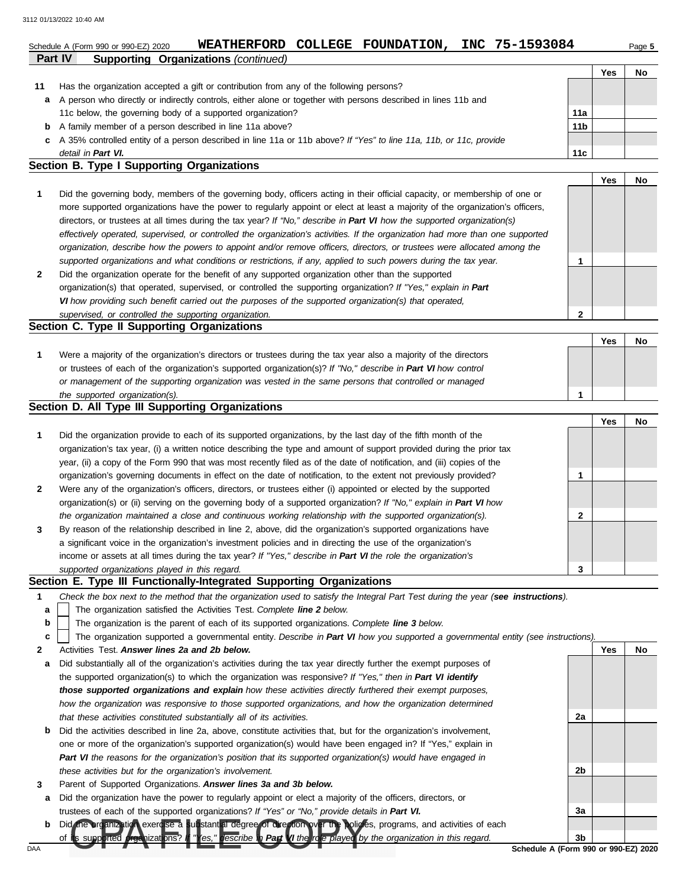Schedule A (Form 990 or 990-EZ) 2020 **WEATHERFORD COLLEGE FOUNDATION, INC 75-1593084**

**Part IV Supporting Organizations** *(continued)*

| | | | Yes | No |
|---|---|---|---|---|
| **11** | Has the organization accepted a gift or contribution from any of the following persons? | | | |
| **a** | A person who directly or indirectly controls, either alone or together with persons described in lines 11b and 11c below, the governing body of a supported organization? | 11a | | |
| **b** | A family member of a person described in line 11a above? | 11b | | |
| **c** | A 35% controlled entity of a person described in line 11a or 11b above? *If "Yes" to line 11a, 11b, or 11c, provide detail in* ***Part VI.*** | 11c | | |

## Section B. Type I Supporting Organizations

| | | | Yes | No |
|---|---|---|---|---|
| **1** | Did the governing body, members of the governing body, officers acting in their official capacity, or membership of one or more supported organizations have the power to regularly appoint or elect at least a majority of the organization's officers, directors, or trustees at all times during the tax year? *If "No," describe in* ***Part VI*** *how the supported organization(s) effectively operated, supervised, or controlled the organization's activities. If the organization had more than one supported organization, describe how the powers to appoint and/or remove officers, directors, or trustees were allocated among the supported organizations and what conditions or restrictions, if any, applied to such powers during the tax year.* | 1 | | |
| **2** | Did the organization operate for the benefit of any supported organization other than the supported organization(s) that operated, supervised, or controlled the supporting organization? *If "Yes," explain in* ***Part VI*** *how providing such benefit carried out the purposes of the supported organization(s) that operated, supervised, or controlled the supporting organization.* | 2 | | |

## Section C. Type II Supporting Organizations

| | | | Yes | No |
|---|---|---|---|---|
| **1** | Were a majority of the organization's directors or trustees during the tax year also a majority of the directors or trustees of each of the organization's supported organization(s)? *If "No," describe in* ***Part VI*** *how control or management of the supporting organization was vested in the same persons that controlled or managed the supported organization(s).* | 1 | | |

## Section D. All Type III Supporting Organizations

| | | | Yes | No |
|---|---|---|---|---|
| **1** | Did the organization provide to each of its supported organizations, by the last day of the fifth month of the organization's tax year, (i) a written notice describing the type and amount of support provided during the prior tax year, (ii) a copy of the Form 990 that was most recently filed as of the date of notification, and (iii) copies of the organization's governing documents in effect on the date of notification, to the extent not previously provided? | 1 | | |
| **2** | Were any of the organization's officers, directors, or trustees either (i) appointed or elected by the supported organization(s) or (ii) serving on the governing body of a supported organization? *If "No," explain in* ***Part VI*** *how the organization maintained a close and continuous working relationship with the supported organization(s).* | 2 | | |
| **3** | By reason of the relationship described in line 2, above, did the organization's supported organizations have a significant voice in the organization's investment policies and in directing the use of the organization's income or assets at all times during the tax year? *If "Yes," describe in* ***Part VI*** *the role the organization's supported organizations played in this regard.* | 3 | | |

## Section E. Type III Functionally-Integrated Supporting Organizations

**1** *Check the box next to the method that the organization used to satisfy the Integral Part Test during the year (**see instructions**).*

- **a** ☐ The organization satisfied the Activities Test. *Complete **line 2** below.*
- **b** ☐ The organization is the parent of each of its supported organizations. *Complete **line 3** below.*
- **c** ☐ The organization supported a governmental entity. *Describe in **Part VI** how you supported a governmental entity (see instructions).*

| | | | Yes | No |
|---|---|---|---|---|
| **2** | Activities Test. ***Answer lines 2a and 2b below.*** | | | |
| **a** | Did substantially all of the organization's activities during the tax year directly further the exempt purposes of the supported organization(s) to which the organization was responsive? *If "Yes," then in* ***Part VI identify those supported organizations and explain*** *how these activities directly furthered their exempt purposes, how the organization was responsive to those supported organizations, and how the organization determined that these activities constituted substantially all of its activities.* | 2a | | |
| **b** | Did the activities described in line 2a, above, constitute activities that, but for the organization's involvement, one or more of the organization's supported organization(s) would have been engaged in? If "Yes," explain in ***Part VI*** *the reasons for the organization's position that its supported organization(s) would have engaged in these activities but for the organization's involvement.* | 2b | | |
| **3** | Parent of Supported Organizations. ***Answer lines 3a and 3b below.*** | | | |
| **a** | Did the organization have the power to regularly appoint or elect a majority of the officers, directors, or trustees of each of the supported organizations? *If "Yes" or "No," provide details in* ***Part VI.*** | 3a | | |
| **b** | Did the organization exercise a substantial degree of direction over the policies, programs, and activities of each of its supported organizations? *If "Yes," describe in* ***Part VI*** *the role played by the organization in this regard.* | 3b | | |

DAA **Schedule A (Form 990 or 990-EZ) 2020**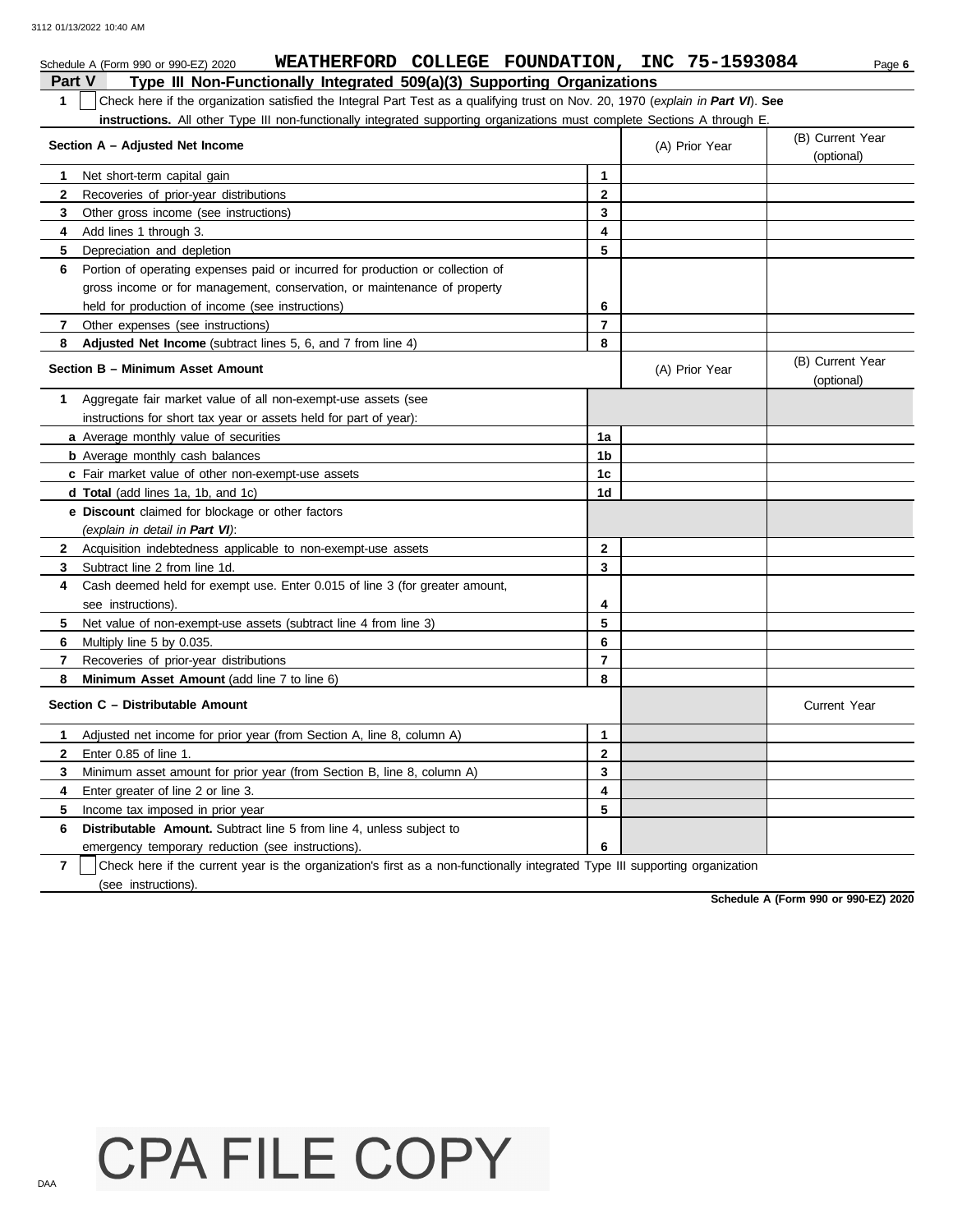Schedule A (Form 990 or 990-EZ) 2020 **WEATHERFORD COLLEGE FOUNDATION, INC 75-1593084** Page **6**

## Part V Type III Non-Functionally Integrated 509(a)(3) Supporting Organizations

**1** ☐ Check here if the organization satisfied the Integral Part Test as a qualifying trust on Nov. 20, 1970 (*explain in **Part VI***). **See instructions.** All other Type III non-functionally integrated supporting organizations must complete Sections A through E.

| Section A – Adjusted Net Income | | (A) Prior Year | (B) Current Year (optional) |
|---|---|---|---|
| **1** Net short-term capital gain | **1** | | |
| **2** Recoveries of prior-year distributions | **2** | | |
| **3** Other gross income (see instructions) | **3** | | |
| **4** Add lines 1 through 3. | **4** | | |
| **5** Depreciation and depletion | **5** | | |
| **6** Portion of operating expenses paid or incurred for production or collection of gross income or for management, conservation, or maintenance of property held for production of income (see instructions) | **6** | | |
| **7** Other expenses (see instructions) | **7** | | |
| **8** **Adjusted Net Income** (subtract lines 5, 6, and 7 from line 4) | **8** | | |

| Section B – Minimum Asset Amount | | (A) Prior Year | (B) Current Year (optional) |
|---|---|---|---|
| **1** Aggregate fair market value of all non-exempt-use assets (see instructions for short tax year or assets held for part of year): | | | |
| **a** Average monthly value of securities | **1a** | | |
| **b** Average monthly cash balances | **1b** | | |
| **c** Fair market value of other non-exempt-use assets | **1c** | | |
| **d** **Total** (add lines 1a, 1b, and 1c) | **1d** | | |
| **e** **Discount** claimed for blockage or other factors (*explain in detail in **Part VI***): | | | |
| **2** Acquisition indebtedness applicable to non-exempt-use assets | **2** | | |
| **3** Subtract line 2 from line 1d. | **3** | | |
| **4** Cash deemed held for exempt use. Enter 0.015 of line 3 (for greater amount, see instructions). | **4** | | |
| **5** Net value of non-exempt-use assets (subtract line 4 from line 3) | **5** | | |
| **6** Multiply line 5 by 0.035. | **6** | | |
| **7** Recoveries of prior-year distributions | **7** | | |
| **8** **Minimum Asset Amount** (add line 7 to line 6) | **8** | | |

| Section C – Distributable Amount | | | Current Year |
|---|---|---|---|
| **1** Adjusted net income for prior year (from Section A, line 8, column A) | **1** | | |
| **2** Enter 0.85 of line 1. | **2** | | |
| **3** Minimum asset amount for prior year (from Section B, line 8, column A) | **3** | | |
| **4** Enter greater of line 2 or line 3. | **4** | | |
| **5** Income tax imposed in prior year | **5** | | |
| **6** **Distributable Amount.** Subtract line 5 from line 4, unless subject to emergency temporary reduction (see instructions). | **6** | | |

**7** ☐ Check here if the current year is the organization's first as a non-functionally integrated Type III supporting organization (see instructions).

**Schedule A (Form 990 or 990-EZ) 2020**

CPA FILE COPY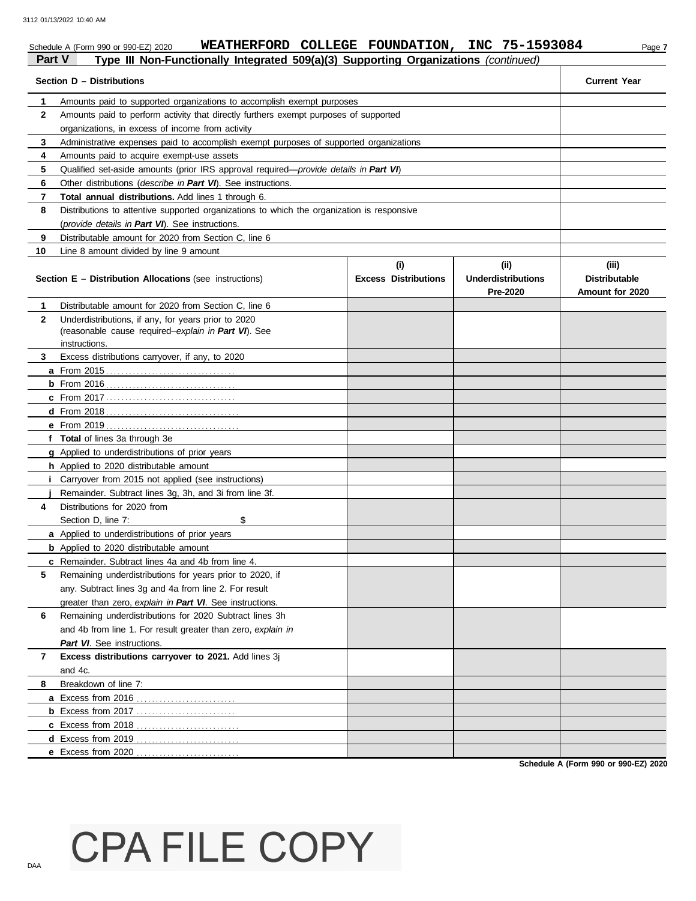Schedule A (Form 990 or 990-EZ) 2020 **WEATHERFORD COLLEGE FOUNDATION, INC 75-1593084**

**Part V** **Type III Non-Functionally Integrated 509(a)(3) Supporting Organizations** *(continued)*

| **Section D – Distributions** | | **Current Year** |
|---|---|---|
| **1** | Amounts paid to supported organizations to accomplish exempt purposes | |
| **2** | Amounts paid to perform activity that directly furthers exempt purposes of supported organizations, in excess of income from activity | |
| **3** | Administrative expenses paid to accomplish exempt purposes of supported organizations | |
| **4** | Amounts paid to acquire exempt-use assets | |
| **5** | Qualified set-aside amounts (prior IRS approval required—*provide details in* ***Part VI***) | |
| **6** | Other distributions (*describe in* ***Part VI***). See instructions. | |
| **7** | **Total annual distributions.** Add lines 1 through 6. | |
| **8** | Distributions to attentive supported organizations to which the organization is responsive (*provide details in* ***Part VI***). See instructions. | |
| **9** | Distributable amount for 2020 from Section C, line 6 | |
| **10** | Line 8 amount divided by line 9 amount | |

| **Section E – Distribution Allocations** (see instructions) | | **(i) Excess Distributions** | **(ii) Underdistributions Pre-2020** | **(iii) Distributable Amount for 2020** |
|---|---|---|---|---|
| **1** | Distributable amount for 2020 from Section C, line 6 | | | |
| **2** | Underdistributions, if any, for years prior to 2020 (reasonable cause required–*explain in* ***Part VI***). See instructions. | | | |
| **3** | Excess distributions carryover, if any, to 2020 | | | |
| **a** | From 2015 | | | |
| **b** | From 2016 | | | |
| **c** | From 2017 | | | |
| **d** | From 2018 | | | |
| **e** | From 2019 | | | |
| **f** | **Total** of lines 3a through 3e | | | |
| **g** | Applied to underdistributions of prior years | | | |
| **h** | Applied to 2020 distributable amount | | | |
| **i** | Carryover from 2015 not applied (see instructions) | | | |
| **j** | Remainder. Subtract lines 3g, 3h, and 3i from line 3f. | | | |
| **4** | Distributions for 2020 from Section D, line 7: $ | | | |
| **a** | Applied to underdistributions of prior years | | | |
| **b** | Applied to 2020 distributable amount | | | |
| **c** | Remainder. Subtract lines 4a and 4b from line 4. | | | |
| **5** | Remaining underdistributions for years prior to 2020, if any. Subtract lines 3g and 4a from line 2. For result greater than zero, *explain in* ***Part VI***. See instructions. | | | |
| **6** | Remaining underdistributions for 2020 Subtract lines 3h and 4b from line 1. For result greater than zero, *explain in* ***Part VI***. See instructions. | | | |
| **7** | **Excess distributions carryover to 2021.** Add lines 3j and 4c. | | | |
| **8** | Breakdown of line 7: | | | |
| **a** | Excess from 2016 | | | |
| **b** | Excess from 2017 | | | |
| **c** | Excess from 2018 | | | |
| **d** | Excess from 2019 | | | |
| **e** | Excess from 2020 | | | |

**Schedule A (Form 990 or 990-EZ) 2020**

CPA FILE COPY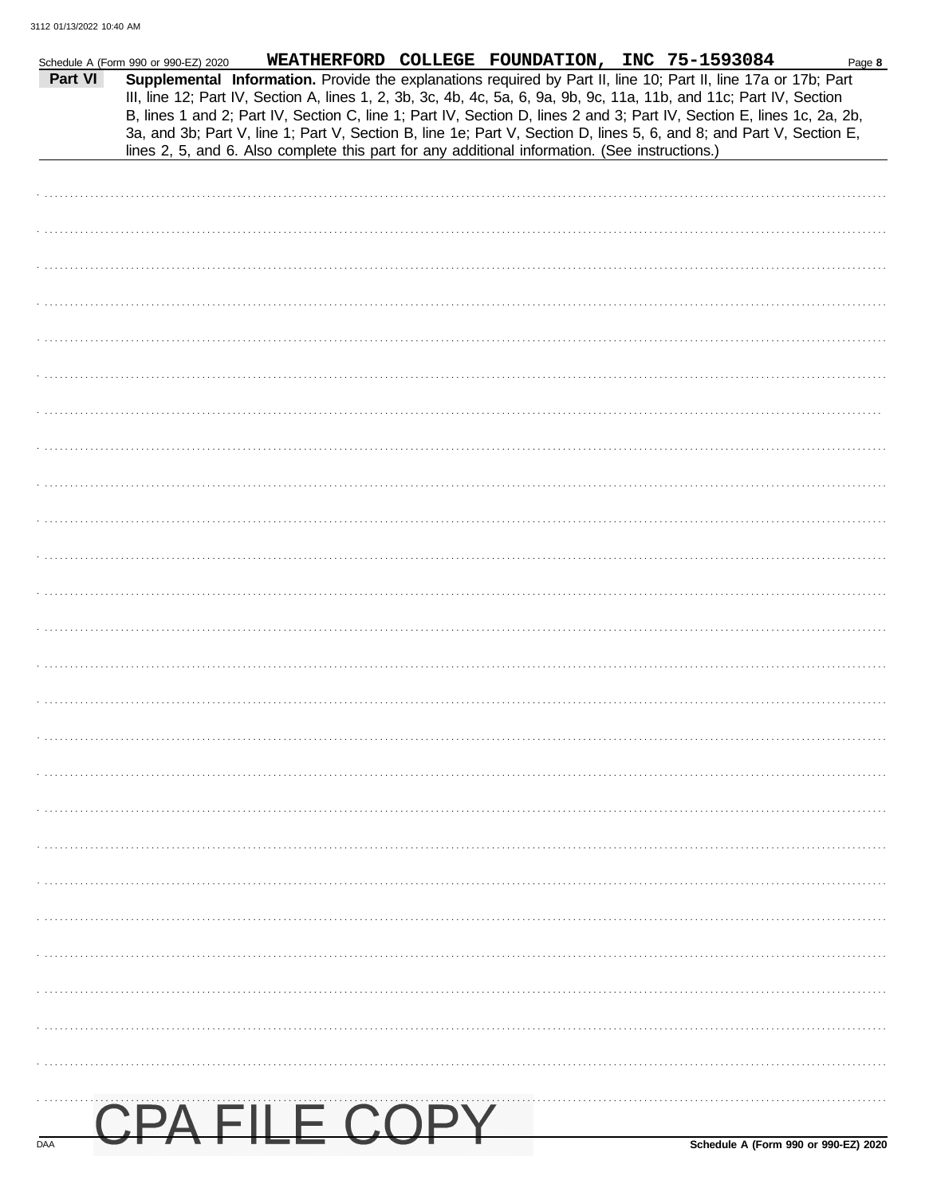Schedule A (Form 990 or 990-EZ) 2020 **WEATHERFORD COLLEGE FOUNDATION, INC 75-1593084**

**Part VI** **Supplemental Information.** Provide the explanations required by Part II, line 10; Part II, line 17a or 17b; Part III, line 12; Part IV, Section A, lines 1, 2, 3b, 3c, 4b, 4c, 5a, 6, 9a, 9b, 9c, 11a, 11b, and 11c; Part IV, Section B, lines 1 and 2; Part IV, Section C, line 1; Part IV, Section D, lines 2 and 3; Part IV, Section E, lines 1c, 2a, 2b, 3a, and 3b; Part V, line 1; Part V, Section B, line 1e; Part V, Section D, lines 5, 6, and 8; and Part V, Section E, lines 2, 5, and 6. Also complete this part for any additional information. (See instructions.)

CPA FILE COPY

**Schedule A (Form 990 or 990-EZ) 2020**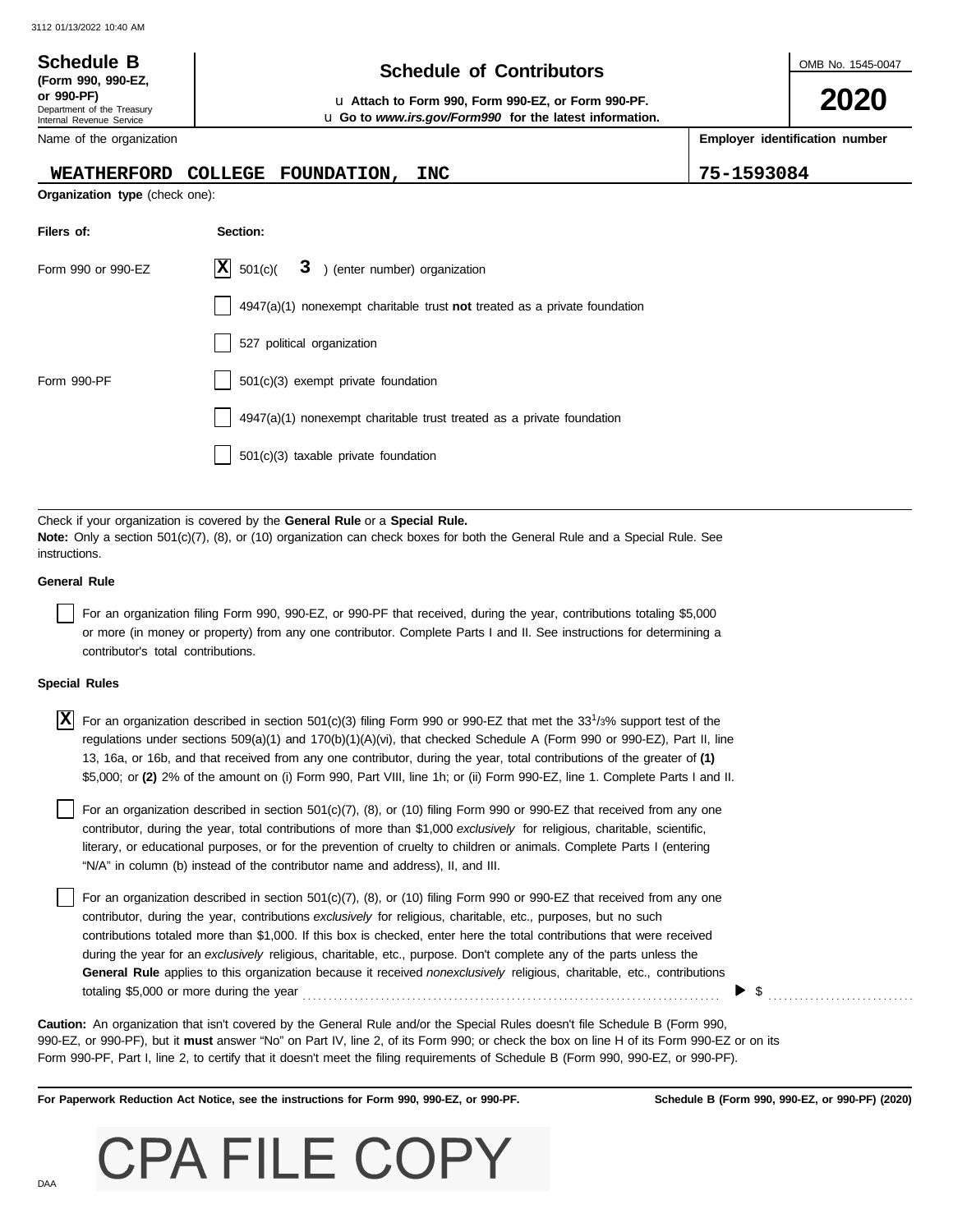3112 01/13/2022 10:40 AM

**Schedule B**
**(Form 990, 990-EZ, or 990-PF)**
Department of the Treasury
Internal Revenue Service

# Schedule of Contributors

u **Attach to Form 990, Form 990-EZ, or Form 990-PF.**
u **Go to *www.irs.gov/Form990* for the latest information.**

OMB No. 1545-0047

**2020**

Name of the organization: **WEATHERFORD COLLEGE FOUNDATION, INC**

**Employer identification number:** **75-1593084**

**Organization type** (check one):

| Filers of: | Section: |
|---|---|
| Form 990 or 990-EZ | [X] 501(c)( **3** ) (enter number) organization |
| | [ ] 4947(a)(1) nonexempt charitable trust **not** treated as a private foundation |
| | [ ] 527 political organization |
| Form 990-PF | [ ] 501(c)(3) exempt private foundation |
| | [ ] 4947(a)(1) nonexempt charitable trust treated as a private foundation |
| | [ ] 501(c)(3) taxable private foundation |

Check if your organization is covered by the **General Rule** or a **Special Rule.**
**Note:** Only a section 501(c)(7), (8), or (10) organization can check boxes for both the General Rule and a Special Rule. See instructions.

**General Rule**

[ ] For an organization filing Form 990, 990-EZ, or 990-PF that received, during the year, contributions totaling $5,000 or more (in money or property) from any one contributor. Complete Parts I and II. See instructions for determining a contributor's total contributions.

**Special Rules**

[X] For an organization described in section 501(c)(3) filing Form 990 or 990-EZ that met the $33\frac{1}{3}$% support test of the regulations under sections 509(a)(1) and 170(b)(1)(A)(vi), that checked Schedule A (Form 990 or 990-EZ), Part II, line 13, 16a, or 16b, and that received from any one contributor, during the year, total contributions of the greater of **(1)** $5,000; or **(2)** 2% of the amount on (i) Form 990, Part VIII, line 1h; or (ii) Form 990-EZ, line 1. Complete Parts I and II.

[ ] For an organization described in section 501(c)(7), (8), or (10) filing Form 990 or 990-EZ that received from any one contributor, during the year, total contributions of more than $1,000 *exclusively* for religious, charitable, scientific, literary, or educational purposes, or for the prevention of cruelty to children or animals. Complete Parts I (entering "N/A" in column (b) instead of the contributor name and address), II, and III.

[ ] For an organization described in section 501(c)(7), (8), or (10) filing Form 990 or 990-EZ that received from any one contributor, during the year, contributions *exclusively* for religious, charitable, etc., purposes, but no such contributions totaled more than $1,000. If this box is checked, enter here the total contributions that were received during the year for an *exclusively* religious, charitable, etc., purpose. Don't complete any of the parts unless the **General Rule** applies to this organization because it received *nonexclusively* religious, charitable, etc., contributions totaling $5,000 or more during the year ▶ $ ..........

**Caution:** An organization that isn't covered by the General Rule and/or the Special Rules doesn't file Schedule B (Form 990, 990-EZ, or 990-PF), but it **must** answer "No" on Part IV, line 2, of its Form 990; or check the box on line H of its Form 990-EZ or on its Form 990-PF, Part I, line 2, to certify that it doesn't meet the filing requirements of Schedule B (Form 990, 990-EZ, or 990-PF).

**For Paperwork Reduction Act Notice, see the instructions for Form 990, 990-EZ, or 990-PF.** **Schedule B (Form 990, 990-EZ, or 990-PF) (2020)**

DAA

CPA FILE COPY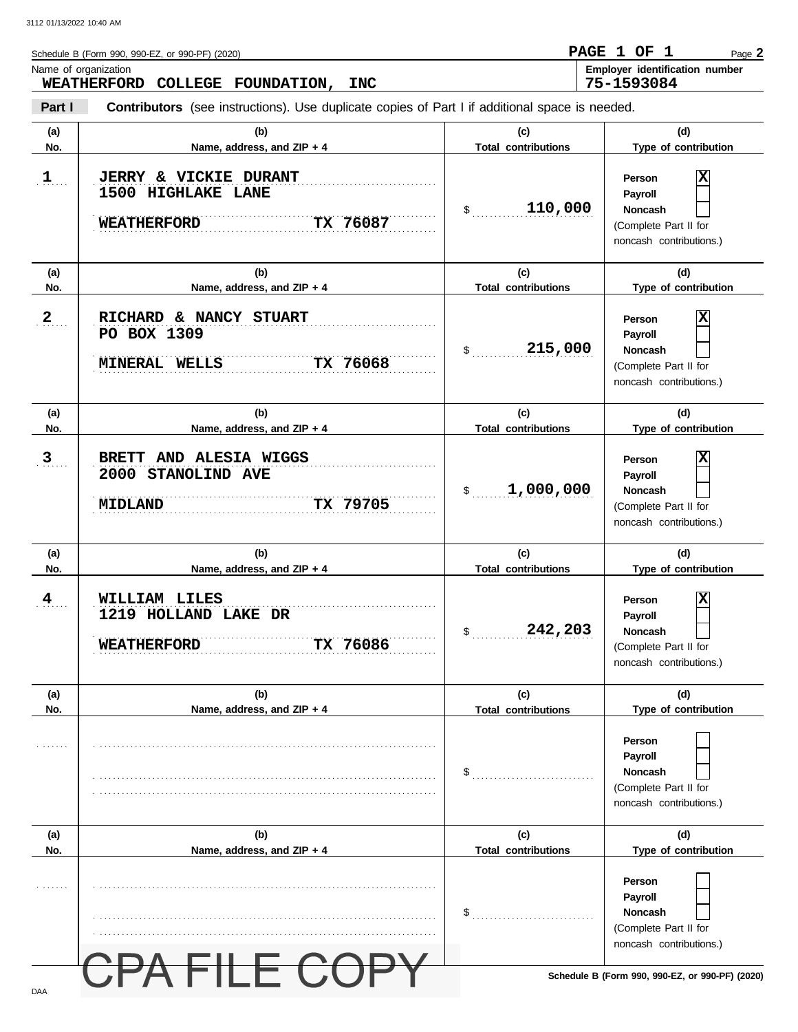Schedule B (Form 990, 990-EZ, or 990-PF) (2020)

**PAGE 1 OF 1** Page **2**

Name of organization: **WEATHERFORD COLLEGE FOUNDATION, INC**

Employer identification number: **75-1593084**

**Part I** **Contributors** (see instructions). Use duplicate copies of Part I if additional space is needed.

| (a) No. | (b) Name, address, and ZIP + 4 | (c) Total contributions | (d) Type of contribution |
|---|---|---|---|
| 1 | JERRY & VICKIE DURANT<br>1500 HIGHLAKE LANE<br>WEATHERFORD TX 76087 | $ 110,000 | Person [X]<br>Payroll [ ]<br>Noncash [ ]<br>(Complete Part II for noncash contributions.) |
| 2 | RICHARD & NANCY STUART<br>PO BOX 1309<br>MINERAL WELLS TX 76068 | $ 215,000 | Person [X]<br>Payroll [ ]<br>Noncash [ ]<br>(Complete Part II for noncash contributions.) |
| 3 | BRETT AND ALESIA WIGGS<br>2000 STANOLIND AVE<br>MIDLAND TX 79705 | $ 1,000,000 | Person [X]<br>Payroll [ ]<br>Noncash [ ]<br>(Complete Part II for noncash contributions.) |
| 4 | WILLIAM LILES<br>1219 HOLLAND LAKE DR<br>WEATHERFORD TX 76086 | $ 242,203 | Person [X]<br>Payroll [ ]<br>Noncash [ ]<br>(Complete Part II for noncash contributions.) |
| | | $ | Person [ ]<br>Payroll [ ]<br>Noncash [ ]<br>(Complete Part II for noncash contributions.) |
| | | $ | Person [ ]<br>Payroll [ ]<br>Noncash [ ]<br>(Complete Part II for noncash contributions.) |

CPA FILE COPY

Schedule B (Form 990, 990-EZ, or 990-PF) (2020)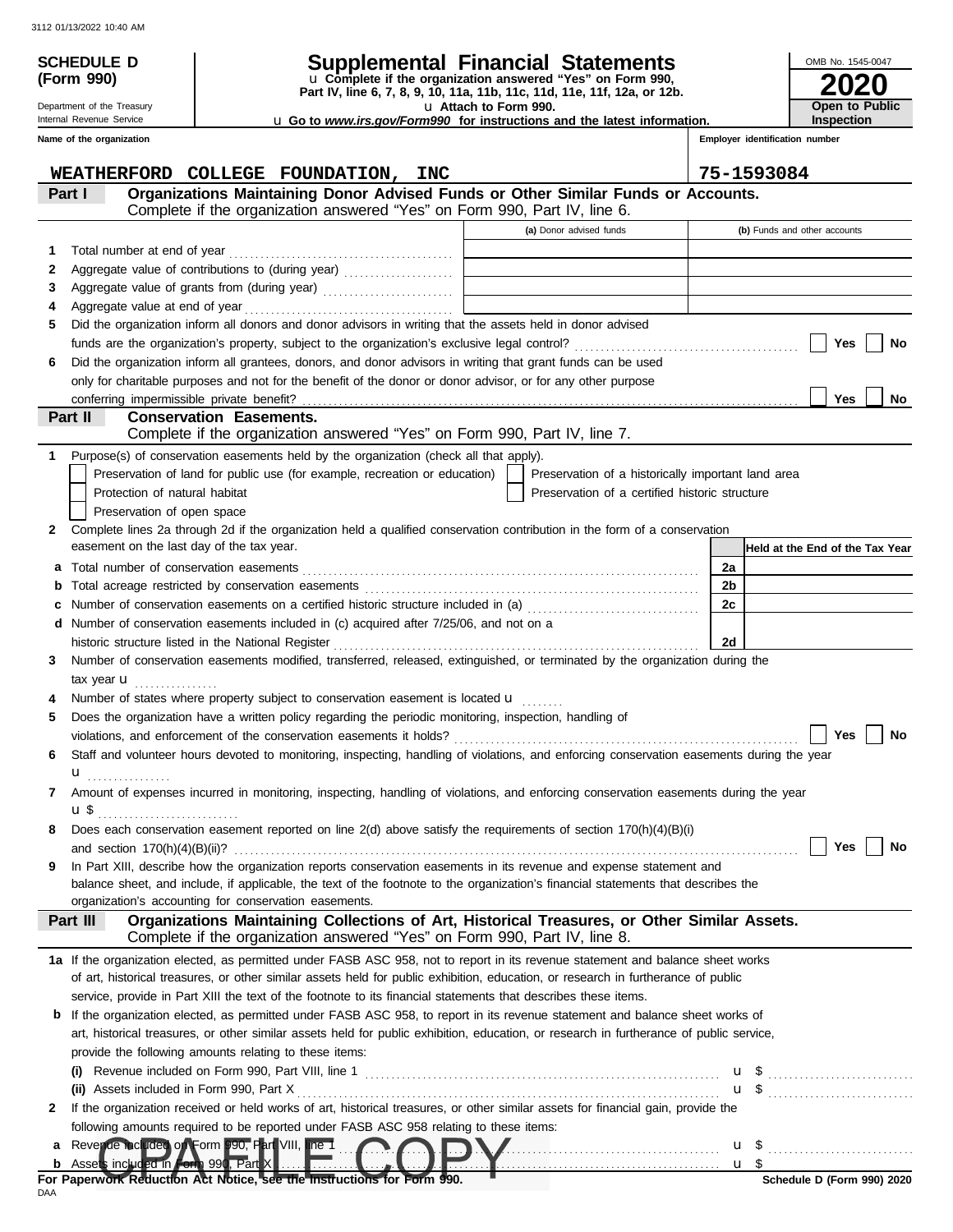**SCHEDULE D (Form 990)**

Department of the Treasury
Internal Revenue Service

# Supplemental Financial Statements

u Complete if the organization answered "Yes" on Form 990, Part IV, line 6, 7, 8, 9, 10, 11a, 11b, 11c, 11d, 11e, 11f, 12a, or 12b.
u Attach to Form 990.
u Go to *www.irs.gov/Form990* for instructions and the latest information.

OMB No. 1545-0047

**2020**

**Open to Public Inspection**

Name of the organization: WEATHERFORD COLLEGE FOUNDATION, INC

Employer identification number: 75-1593084

## Part I Organizations Maintaining Donor Advised Funds or Other Similar Funds or Accounts.
Complete if the organization answered "Yes" on Form 990, Part IV, line 6.

| | | (a) Donor advised funds | (b) Funds and other accounts |
|---|---|---|---|
| 1 | Total number at end of year | | |
| 2 | Aggregate value of contributions to (during year) | | |
| 3 | Aggregate value of grants from (during year) | | |
| 4 | Aggregate value at end of year | | |

5 Did the organization inform all donors and donor advisors in writing that the assets held in donor advised funds are the organization's property, subject to the organization's exclusive legal control? Yes No

6 Did the organization inform all grantees, donors, and donor advisors in writing that grant funds can be used only for charitable purposes and not for the benefit of the donor or donor advisor, or for any other purpose conferring impermissible private benefit? Yes No

## Part II Conservation Easements.
Complete if the organization answered "Yes" on Form 990, Part IV, line 7.

1 Purpose(s) of conservation easements held by the organization (check all that apply).
- Preservation of land for public use (for example, recreation or education)
- Preservation of a historically important land area
- Protection of natural habitat
- Preservation of a certified historic structure
- Preservation of open space

2 Complete lines 2a through 2d if the organization held a qualified conservation contribution in the form of a conservation easement on the last day of the tax year.

| | | | Held at the End of the Tax Year |
|---|---|---|---|
| a | Total number of conservation easements | 2a | |
| b | Total acreage restricted by conservation easements | 2b | |
| c | Number of conservation easements on a certified historic structure included in (a) | 2c | |
| d | Number of conservation easements included in (c) acquired after 7/25/06, and not on a historic structure listed in the National Register | 2d | |

3 Number of conservation easements modified, transferred, released, extinguished, or terminated by the organization during the tax year u

4 Number of states where property subject to conservation easement is located u

5 Does the organization have a written policy regarding the periodic monitoring, inspection, handling of violations, and enforcement of the conservation easements it holds? Yes No

6 Staff and volunteer hours devoted to monitoring, inspecting, handling of violations, and enforcing conservation easements during the year u

7 Amount of expenses incurred in monitoring, inspecting, handling of violations, and enforcing conservation easements during the year u $

8 Does each conservation easement reported on line 2(d) above satisfy the requirements of section 170(h)(4)(B)(i) and section 170(h)(4)(B)(ii)? Yes No

9 In Part XIII, describe how the organization reports conservation easements in its revenue and expense statement and balance sheet, and include, if applicable, the text of the footnote to the organization's financial statements that describes the organization's accounting for conservation easements.

## Part III Organizations Maintaining Collections of Art, Historical Treasures, or Other Similar Assets.
Complete if the organization answered "Yes" on Form 990, Part IV, line 8.

1a If the organization elected, as permitted under FASB ASC 958, not to report in its revenue statement and balance sheet works of art, historical treasures, or other similar assets held for public exhibition, education, or research in furtherance of public service, provide in Part XIII the text of the footnote to its financial statements that describes these items.

b If the organization elected, as permitted under FASB ASC 958, to report in its revenue statement and balance sheet works of art, historical treasures, or other similar assets held for public exhibition, education, or research in furtherance of public service, provide the following amounts relating to these items:

(i) Revenue included on Form 990, Part VIII, line 1 u $

(ii) Assets included in Form 990, Part X u $

2 If the organization received or held works of art, historical treasures, or other similar assets for financial gain, provide the following amounts required to be reported under FASB ASC 958 relating to these items:

a Revenue included on Form 990, Part VIII, line 1 u $

b Assets included in Form 990, Part X u $

For Paperwork Reduction Act Notice, see the Instructions for Form 990.

Schedule D (Form 990) 2020

DAA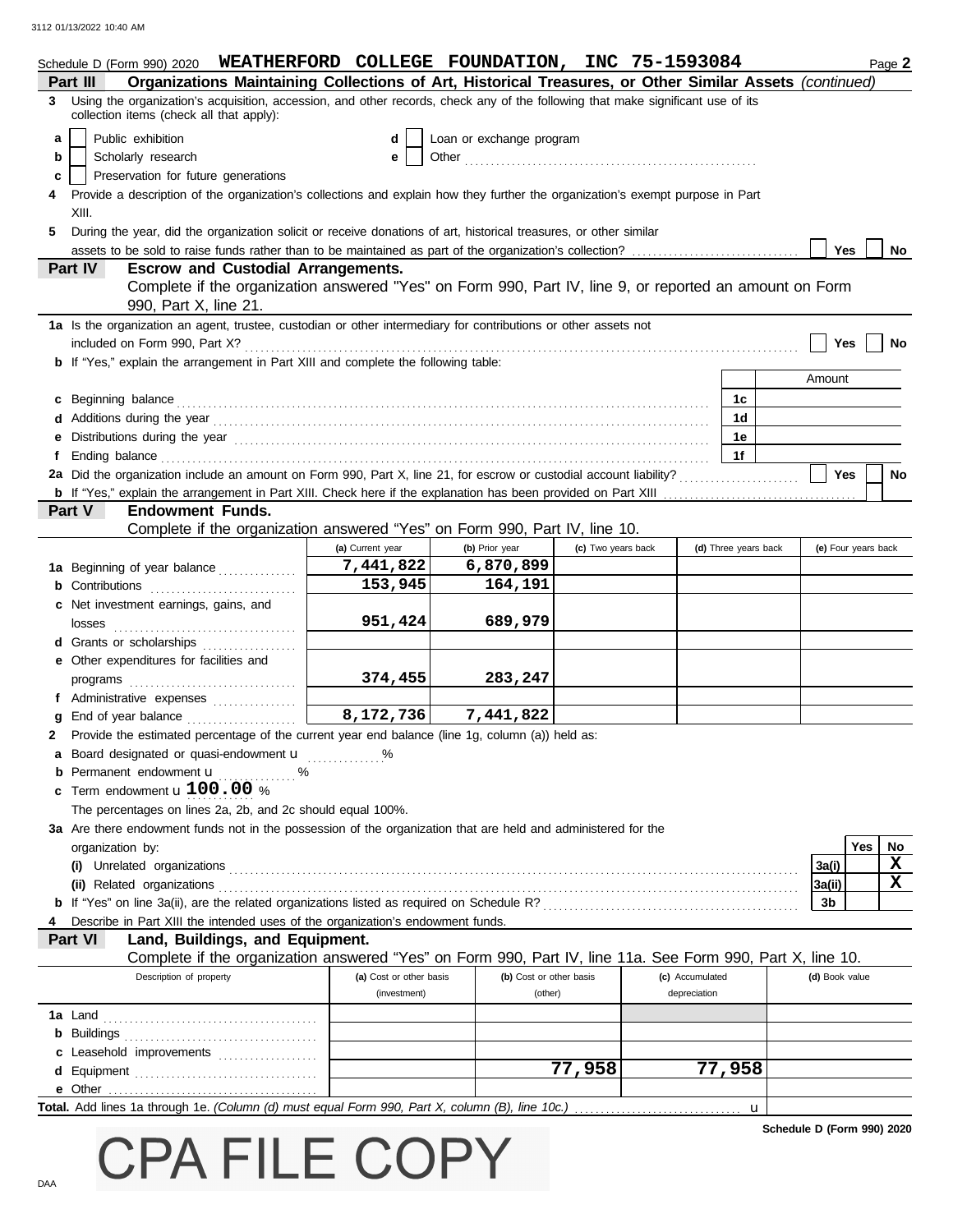Schedule D (Form 990) 2020 **WEATHERFORD COLLEGE FOUNDATION, INC 75-1593084** Page **2**

**Part III — Organizations Maintaining Collections of Art, Historical Treasures, or Other Similar Assets** *(continued)*

**3** Using the organization's acquisition, accession, and other records, check any of the following that make significant use of its collection items (check all that apply):

- **a** ☐ Public exhibition
- **b** ☐ Scholarly research
- **c** ☐ Preservation for future generations
- **d** ☐ Loan or exchange program
- **e** ☐ Other

**4** Provide a description of the organization's collections and explain how they further the organization's exempt purpose in Part XIII.

**5** During the year, did the organization solicit or receive donations of art, historical treasures, or other similar assets to be sold to raise funds rather than to be maintained as part of the organization's collection? ☐ Yes ☐ No

**Part IV — Escrow and Custodial Arrangements.**

Complete if the organization answered "Yes" on Form 990, Part IV, line 9, or reported an amount on Form 990, Part X, line 21.

**1a** Is the organization an agent, trustee, custodian or other intermediary for contributions or other assets not included on Form 990, Part X? ☐ Yes ☐ No

**b** If "Yes," explain the arrangement in Part XIII and complete the following table:

| | | Amount |
|---|---|---|
| **c** Beginning balance | 1c | |
| **d** Additions during the year | 1d | |
| **e** Distributions during the year | 1e | |
| **f** Ending balance | 1f | |

**2a** Did the organization include an amount on Form 990, Part X, line 21, for escrow or custodial account liability? ☐ Yes ☐ No

**b** If "Yes," explain the arrangement in Part XIII. Check here if the explanation has been provided on Part XIII ☐

**Part V — Endowment Funds.**

Complete if the organization answered "Yes" on Form 990, Part IV, line 10.

| | (a) Current year | (b) Prior year | (c) Two years back | (d) Three years back | (e) Four years back |
|---|---|---|---|---|---|
| **1a** Beginning of year balance | 7,441,822 | 6,870,899 | | | |
| **b** Contributions | 153,945 | 164,191 | | | |
| **c** Net investment earnings, gains, and losses | 951,424 | 689,979 | | | |
| **d** Grants or scholarships | | | | | |
| **e** Other expenditures for facilities and programs | 374,455 | 283,247 | | | |
| **f** Administrative expenses | | | | | |
| **g** End of year balance | 8,172,736 | 7,441,822 | | | |

**2** Provide the estimated percentage of the current year end balance (line 1g, column (a)) held as:

- **a** Board designated or quasi-endowment u %
- **b** Permanent endowment u %
- **c** Term endowment u **100.00** %

The percentages on lines 2a, 2b, and 2c should equal 100%.

**3a** Are there endowment funds not in the possession of the organization that are held and administered for the organization by:

| | | Yes | No |
|---|---|---|---|
| **(i)** Unrelated organizations | 3a(i) | | X |
| **(ii)** Related organizations | 3a(ii) | | X |
| **b** If "Yes" on line 3a(ii), are the related organizations listed as required on Schedule R? | 3b | | |

**4** Describe in Part XIII the intended uses of the organization's endowment funds.

**Part VI — Land, Buildings, and Equipment.**

Complete if the organization answered "Yes" on Form 990, Part IV, line 11a. See Form 990, Part X, line 10.

| Description of property | (a) Cost or other basis (investment) | (b) Cost or other basis (other) | (c) Accumulated depreciation | (d) Book value |
|---|---|---|---|---|
| **1a** Land | | | | |
| **b** Buildings | | | | |
| **c** Leasehold improvements | | | | |
| **d** Equipment | | 77,958 | 77,958 | |
| **e** Other | | | | |

**Total.** Add lines 1a through 1e. *(Column (d) must equal Form 990, Part X, column (B), line 10c.)* u

Schedule D (Form 990) 2020

CPA FILE COPY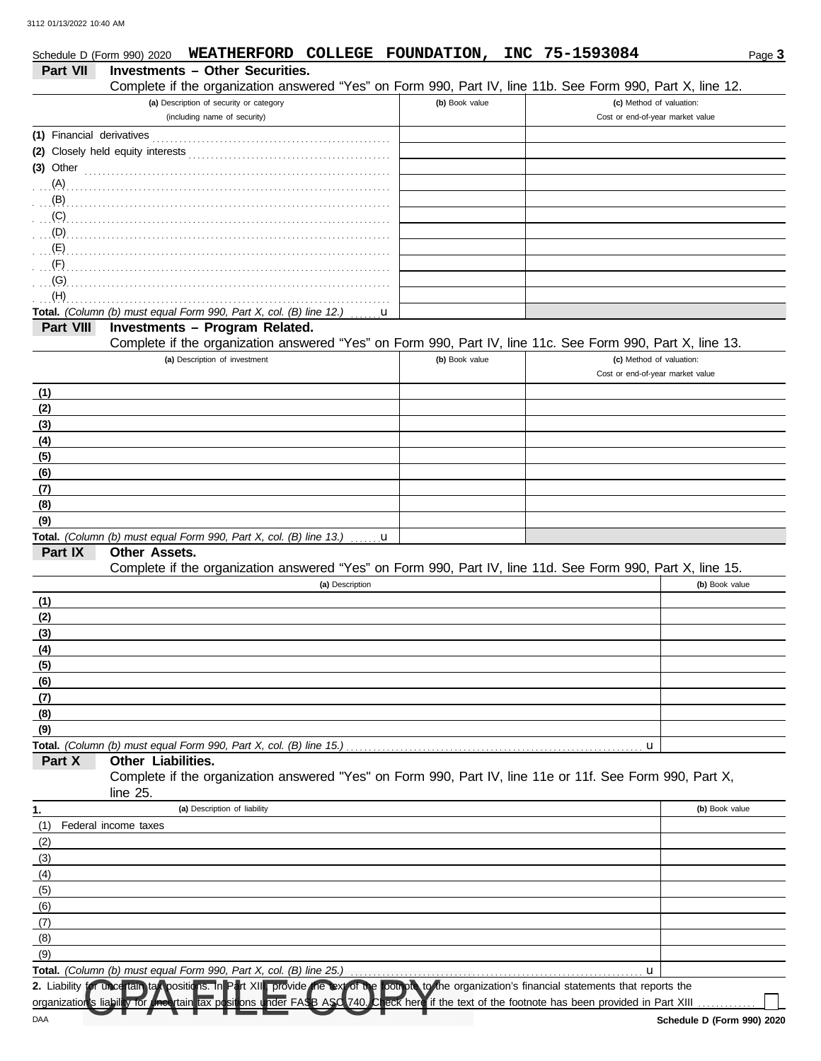Schedule D (Form 990) 2020 **WEATHERFORD COLLEGE FOUNDATION, INC 75-1593084**

## Part VII Investments – Other Securities.

Complete if the organization answered "Yes" on Form 990, Part IV, line 11b. See Form 990, Part X, line 12.

| (a) Description of security or category (including name of security) | (b) Book value | (c) Method of valuation: Cost or end-of-year market value |
|---|---|---|
| (1) Financial derivatives | | |
| (2) Closely held equity interests | | |
| (3) Other | | |
| (A) | | |
| (B) | | |
| (C) | | |
| (D) | | |
| (E) | | |
| (F) | | |
| (G) | | |
| (H) | | |
| **Total.** *(Column (b) must equal Form 990, Part X, col. (B) line 12.)* u | | |

## Part VIII Investments – Program Related.

Complete if the organization answered "Yes" on Form 990, Part IV, line 11c. See Form 990, Part X, line 13.

| (a) Description of investment | (b) Book value | (c) Method of valuation: Cost or end-of-year market value |
|---|---|---|
| (1) | | |
| (2) | | |
| (3) | | |
| (4) | | |
| (5) | | |
| (6) | | |
| (7) | | |
| (8) | | |
| (9) | | |
| **Total.** *(Column (b) must equal Form 990, Part X, col. (B) line 13.)* u | | |

## Part IX Other Assets.

Complete if the organization answered "Yes" on Form 990, Part IV, line 11d. See Form 990, Part X, line 15.

| (a) Description | (b) Book value |
|---|---|
| (1) | |
| (2) | |
| (3) | |
| (4) | |
| (5) | |
| (6) | |
| (7) | |
| (8) | |
| (9) | |
| **Total.** *(Column (b) must equal Form 990, Part X, col. (B) line 15.)* u | |

## Part X Other Liabilities.

Complete if the organization answered "Yes" on Form 990, Part IV, line 11e or 11f. See Form 990, Part X, line 25.

| 1. (a) Description of liability | (b) Book value |
|---|---|
| (1) Federal income taxes | |
| (2) | |
| (3) | |
| (4) | |
| (5) | |
| (6) | |
| (7) | |
| (8) | |
| (9) | |
| **Total.** *(Column (b) must equal Form 990, Part X, col. (B) line 25.)* u | |

**2.** Liability for uncertain tax positions. In Part XIII, provide the text of the footnote to the organization's financial statements that reports the organization's liability for uncertain tax positions under FASB ASC 740. Check here if the text of the footnote has been provided in Part XIII ☐

**Schedule D (Form 990) 2020**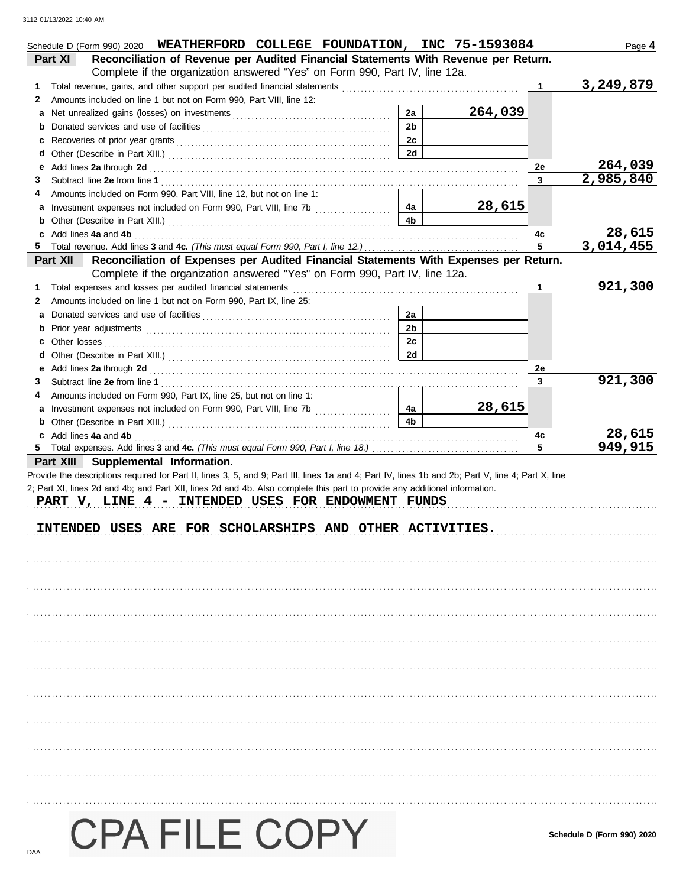Schedule D (Form 990) 2020 **WEATHERFORD COLLEGE FOUNDATION, INC 75-1593084**

## Part XI Reconciliation of Revenue per Audited Financial Statements With Revenue per Return.

Complete if the organization answered "Yes" on Form 990, Part IV, line 12a.

| | | | | |
|---|---|---|---|---|
| **1** Total revenue, gains, and other support per audited financial statements | | | 1 | 3,249,879 |
| **2** Amounts included on line 1 but not on Form 990, Part VIII, line 12: | | | | |
| **a** Net unrealized gains (losses) on investments | 2a | 264,039 | | |
| **b** Donated services and use of facilities | 2b | | | |
| **c** Recoveries of prior year grants | 2c | | | |
| **d** Other (Describe in Part XIII.) | 2d | | | |
| **e** Add lines **2a** through **2d** | | | 2e | 264,039 |
| **3** Subtract line **2e** from line **1** | | | 3 | 2,985,840 |
| **4** Amounts included on Form 990, Part VIII, line 12, but not on line 1: | | | | |
| **a** Investment expenses not included on Form 990, Part VIII, line 7b | 4a | 28,615 | | |
| **b** Other (Describe in Part XIII.) | 4b | | | |
| **c** Add lines **4a** and **4b** | | | 4c | 28,615 |
| **5** Total revenue. Add lines **3** and **4c.** *(This must equal Form 990, Part I, line 12.)* | | | 5 | 3,014,455 |

## Part XII Reconciliation of Expenses per Audited Financial Statements With Expenses per Return.

Complete if the organization answered "Yes" on Form 990, Part IV, line 12a.

| | | | | |
|---|---|---|---|---|
| **1** Total expenses and losses per audited financial statements | | | 1 | 921,300 |
| **2** Amounts included on line 1 but not on Form 990, Part IX, line 25: | | | | |
| **a** Donated services and use of facilities | 2a | | | |
| **b** Prior year adjustments | 2b | | | |
| **c** Other losses | 2c | | | |
| **d** Other (Describe in Part XIII.) | 2d | | | |
| **e** Add lines **2a** through **2d** | | | 2e | |
| **3** Subtract line **2e** from line **1** | | | 3 | 921,300 |
| **4** Amounts included on Form 990, Part IX, line 25, but not on line 1: | | | | |
| **a** Investment expenses not included on Form 990, Part VIII, line 7b | 4a | 28,615 | | |
| **b** Other (Describe in Part XIII.) | 4b | | | |
| **c** Add lines **4a** and **4b** | | | 4c | 28,615 |
| **5** Total expenses. Add lines **3** and **4c.** *(This must equal Form 990, Part I, line 18.)* | | | 5 | 949,915 |

## Part XIII Supplemental Information.

Provide the descriptions required for Part II, lines 3, 5, and 9; Part III, lines 1a and 4; Part IV, lines 1b and 2b; Part V, line 4; Part X, line 2; Part XI, lines 2d and 4b; and Part XII, lines 2d and 4b. Also complete this part to provide any additional information.

PART V, LINE 4 - INTENDED USES FOR ENDOWMENT FUNDS

INTENDED USES ARE FOR SCHOLARSHIPS AND OTHER ACTIVITIES.

CPA FILE COPY

Schedule D (Form 990) 2020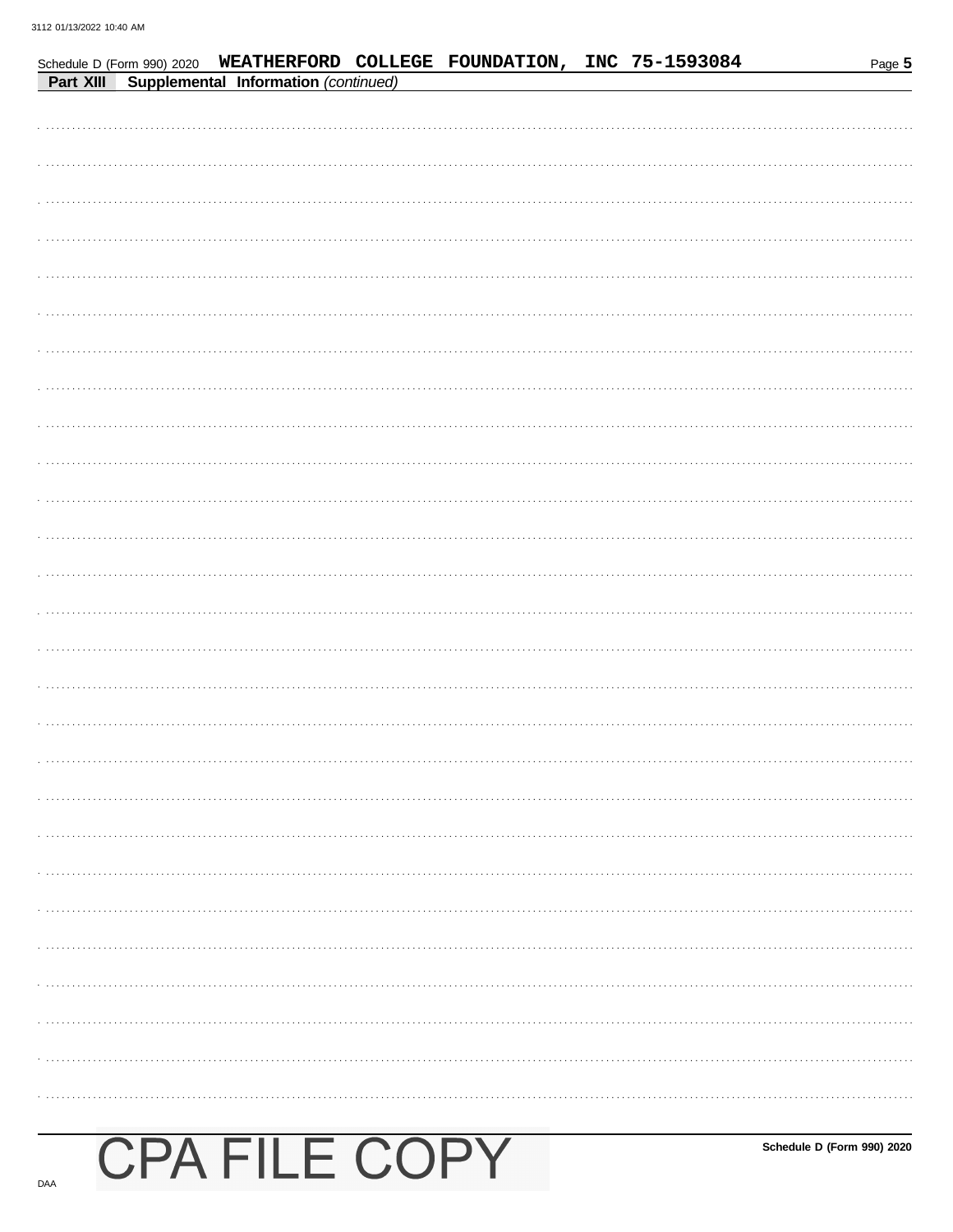Schedule D (Form 990) 2020 WEATHERFORD COLLEGE FOUNDATION, INC 75-1593084

**Part XIII Supplemental Information** *(continued)*

CPA FILE COPY

Schedule D (Form 990) 2020

DAA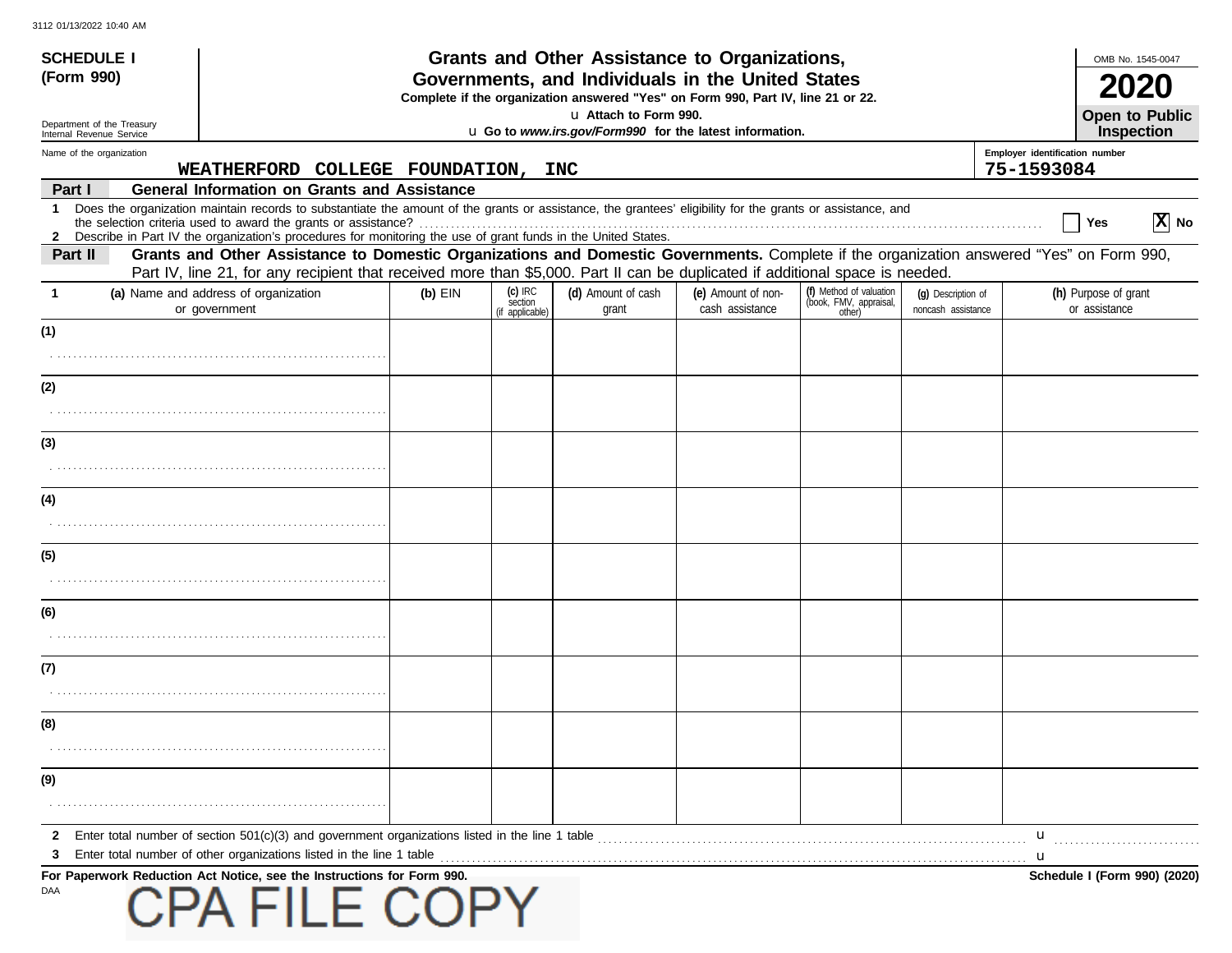3112 01/13/2022 10:40 AM

**SCHEDULE I**
**(Form 990)**

Department of the Treasury
Internal Revenue Service

# Grants and Other Assistance to Organizations, Governments, and Individuals in the United States

**Complete if the organization answered "Yes" on Form 990, Part IV, line 21 or 22.**

u **Attach to Form 990.**

u **Go to *www.irs.gov/Form990* for the latest information.**

OMB No. 1545-0047

**2020**

**Open to Public Inspection**

Name of the organization: **WEATHERFORD COLLEGE FOUNDATION, INC**

Employer identification number: **75-1593084**

**Part I General Information on Grants and Assistance**

1 Does the organization maintain records to substantiate the amount of the grants or assistance, the grantees' eligibility for the grants or assistance, and the selection criteria used to award the grants or assistance? ☐ Yes ☒ No

2 Describe in Part IV the organization's procedures for monitoring the use of grant funds in the United States.

**Part II Grants and Other Assistance to Domestic Organizations and Domestic Governments.** Complete if the organization answered "Yes" on Form 990, Part IV, line 21, for any recipient that received more than $5,000. Part II can be duplicated if additional space is needed.

| 1 (a) Name and address of organization or government | (b) EIN | (c) IRC section (if applicable) | (d) Amount of cash grant | (e) Amount of non-cash assistance | (f) Method of valuation (book, FMV, appraisal, other) | (g) Description of noncash assistance | (h) Purpose of grant or assistance |
|---|---|---|---|---|---|---|---|
| (1) | | | | | | | |
| (2) | | | | | | | |
| (3) | | | | | | | |
| (4) | | | | | | | |
| (5) | | | | | | | |
| (6) | | | | | | | |
| (7) | | | | | | | |
| (8) | | | | | | | |
| (9) | | | | | | | |

2 Enter total number of section 501(c)(3) and government organizations listed in the line 1 table u

3 Enter total number of other organizations listed in the line 1 table u

**For Paperwork Reduction Act Notice, see the Instructions for Form 990.**

**Schedule I (Form 990) (2020)**

DAA

CPA FILE COPY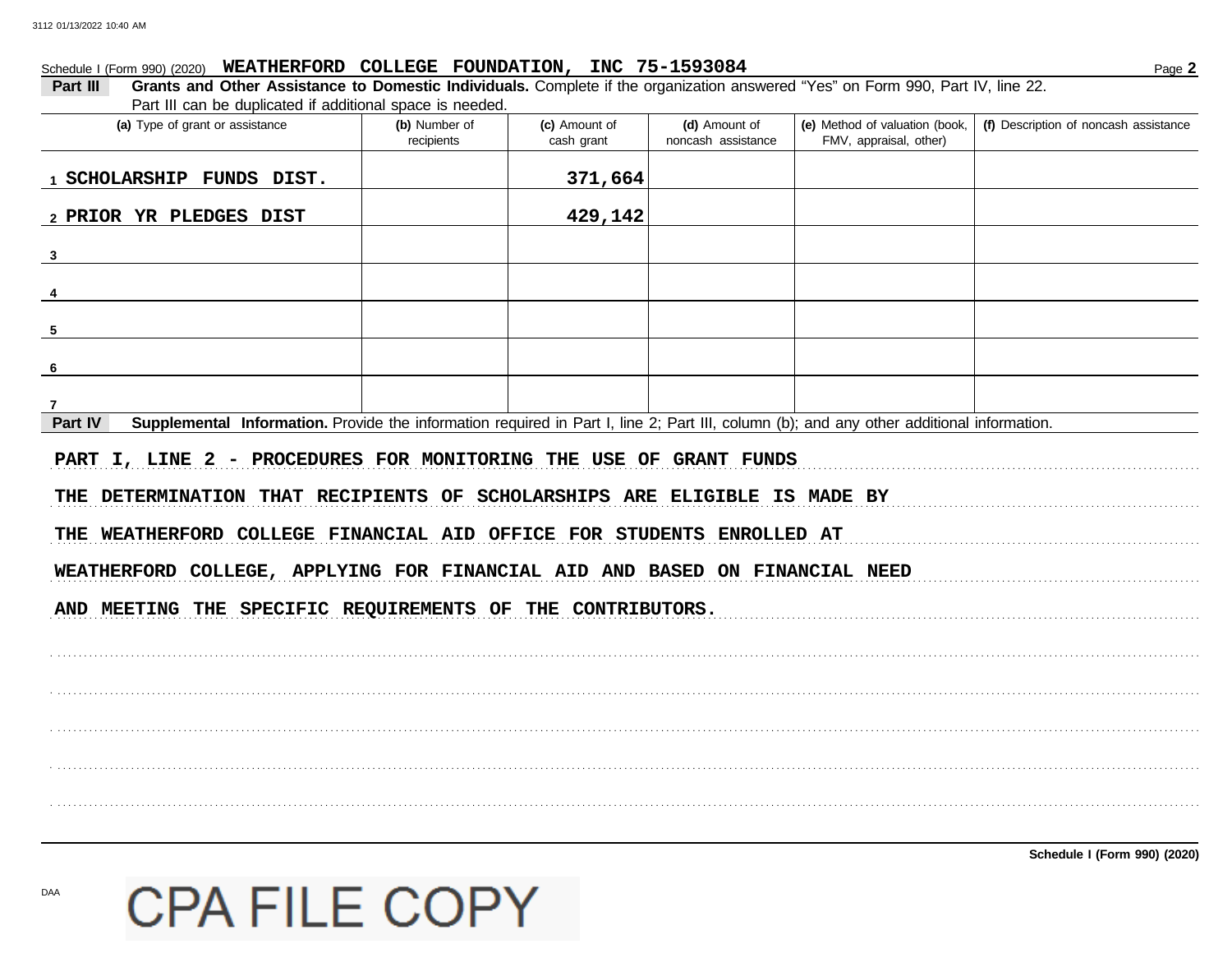Schedule I (Form 990) (2020) **WEATHERFORD COLLEGE FOUNDATION, INC 75-1593084** Page **2**

**Part III** **Grants and Other Assistance to Domestic Individuals.** Complete if the organization answered "Yes" on Form 990, Part IV, line 22. Part III can be duplicated if additional space is needed.

| (a) Type of grant or assistance | (b) Number of recipients | (c) Amount of cash grant | (d) Amount of noncash assistance | (e) Method of valuation (book, FMV, appraisal, other) | (f) Description of noncash assistance |
|---|---|---|---|---|---|
| 1 SCHOLARSHIP FUNDS DIST. | | 371,664 | | | |
| 2 PRIOR YR PLEDGES DIST | | 429,142 | | | |
| 3 | | | | | |
| 4 | | | | | |
| 5 | | | | | |
| 6 | | | | | |
| 7 | | | | | |

**Part IV** **Supplemental Information.** Provide the information required in Part I, line 2; Part III, column (b); and any other additional information.

PART I, LINE 2 - PROCEDURES FOR MONITORING THE USE OF GRANT FUNDS

THE DETERMINATION THAT RECIPIENTS OF SCHOLARSHIPS ARE ELIGIBLE IS MADE BY THE WEATHERFORD COLLEGE FINANCIAL AID OFFICE FOR STUDENTS ENROLLED AT WEATHERFORD COLLEGE, APPLYING FOR FINANCIAL AID AND BASED ON FINANCIAL NEED AND MEETING THE SPECIFIC REQUIREMENTS OF THE CONTRIBUTORS.

**Schedule I (Form 990) (2020)**

CPA FILE COPY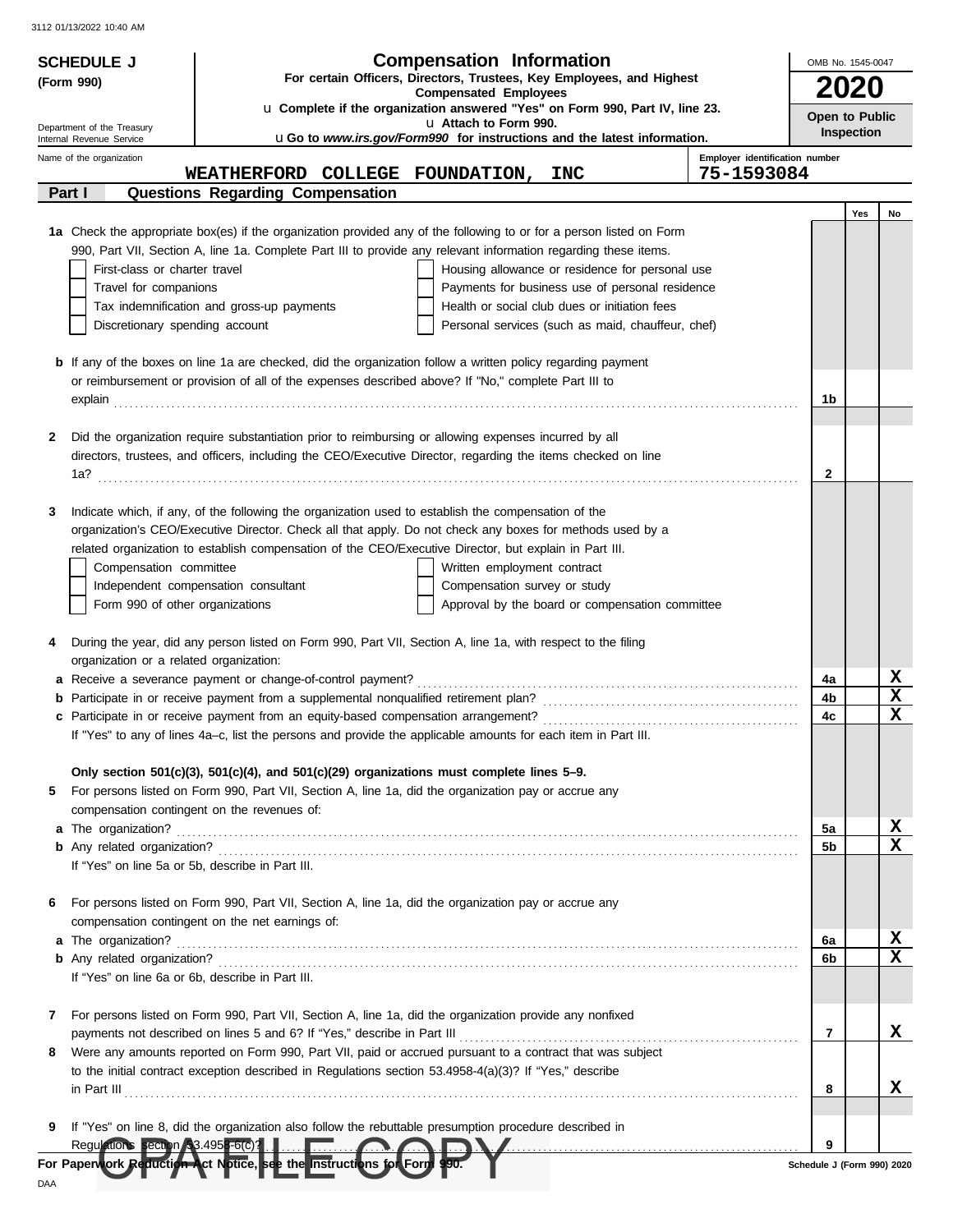**SCHEDULE J**
**(Form 990)**

Department of the Treasury
Internal Revenue Service

# Compensation Information

**For certain Officers, Directors, Trustees, Key Employees, and Highest Compensated Employees**

u **Complete if the organization answered "Yes" on Form 990, Part IV, line 23.**
u **Attach to Form 990.**
u **Go to *www.irs.gov/Form990* for instructions and the latest information.**

OMB No. 1545-0047
**2020**
**Open to Public Inspection**

Name of the organization: **WEATHERFORD COLLEGE FOUNDATION, INC**
Employer identification number: **75-1593084**

## Part I — Questions Regarding Compensation

| | | | Yes | No |
|---|---|---|---|---|
| **1a** | Check the appropriate box(es) if the organization provided any of the following to or for a person listed on Form 990, Part VII, Section A, line 1a. Complete Part III to provide any relevant information regarding these items.<br>☐ First-class or charter travel ☐ Housing allowance or residence for personal use<br>☐ Travel for companions ☐ Payments for business use of personal residence<br>☐ Tax indemnification and gross-up payments ☐ Health or social club dues or initiation fees<br>☐ Discretionary spending account ☐ Personal services (such as maid, chauffeur, chef) | | | |
| **b** | If any of the boxes on line 1a are checked, did the organization follow a written policy regarding payment or reimbursement or provision of all of the expenses described above? If "No," complete Part III to explain | 1b | | |
| **2** | Did the organization require substantiation prior to reimbursing or allowing expenses incurred by all directors, trustees, and officers, including the CEO/Executive Director, regarding the items checked on line 1a? | 2 | | |
| **3** | Indicate which, if any, of the following the organization used to establish the compensation of the organization's CEO/Executive Director. Check all that apply. Do not check any boxes for methods used by a related organization to establish compensation of the CEO/Executive Director, but explain in Part III.<br>☐ Compensation committee ☐ Written employment contract<br>☐ Independent compensation consultant ☐ Compensation survey or study<br>☐ Form 990 of other organizations ☐ Approval by the board or compensation committee | | | |
| **4** | During the year, did any person listed on Form 990, Part VII, Section A, line 1a, with respect to the filing organization or a related organization: | | | |
| **a** | Receive a severance payment or change-of-control payment? | 4a | | X |
| **b** | Participate in or receive payment from a supplemental nonqualified retirement plan? | 4b | | X |
| **c** | Participate in or receive payment from an equity-based compensation arrangement? | 4c | | X |
| | If "Yes" to any of lines 4a–c, list the persons and provide the applicable amounts for each item in Part III. | | | |
| | **Only section 501(c)(3), 501(c)(4), and 501(c)(29) organizations must complete lines 5–9.** | | | |
| **5** | For persons listed on Form 990, Part VII, Section A, line 1a, did the organization pay or accrue any compensation contingent on the revenues of: | | | |
| **a** | The organization? | 5a | | X |
| **b** | Any related organization? | 5b | | X |
| | If "Yes" on line 5a or 5b, describe in Part III. | | | |
| **6** | For persons listed on Form 990, Part VII, Section A, line 1a, did the organization pay or accrue any compensation contingent on the net earnings of: | | | |
| **a** | The organization? | 6a | | X |
| **b** | Any related organization? | 6b | | X |
| | If "Yes" on line 6a or 6b, describe in Part III. | | | |
| **7** | For persons listed on Form 990, Part VII, Section A, line 1a, did the organization provide any nonfixed payments not described on lines 5 and 6? If "Yes," describe in Part III | 7 | | X |
| **8** | Were any amounts reported on Form 990, Part VII, paid or accrued pursuant to a contract that was subject to the initial contract exception described in Regulations section 53.4958-4(a)(3)? If "Yes," describe in Part III | 8 | | X |
| **9** | If "Yes" on line 8, did the organization also follow the rebuttable presumption procedure described in Regulations section 53.4958-6(c)? | 9 | | |

**For Paperwork Reduction Act Notice, see the Instructions for Form 990.** Schedule J (Form 990) 2020

DAA

CPA FILE COPY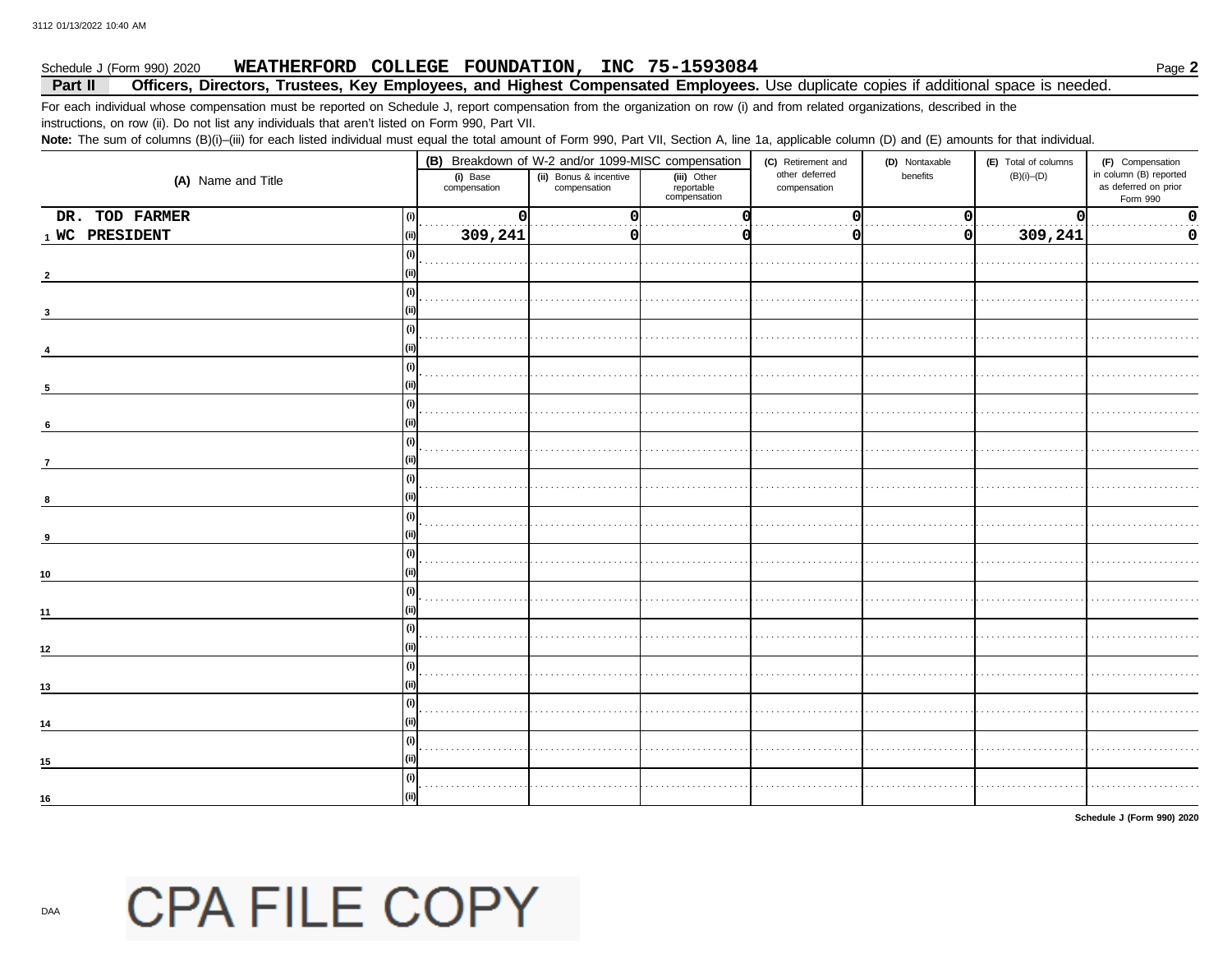Schedule J (Form 990) 2020 **WEATHERFORD COLLEGE FOUNDATION, INC 75-1593084** Page **2**

**Part II** **Officers, Directors, Trustees, Key Employees, and Highest Compensated Employees.** Use duplicate copies if additional space is needed.

For each individual whose compensation must be reported on Schedule J, report compensation from the organization on row (i) and from related organizations, described in the instructions, on row (ii). Do not list any individuals that aren't listed on Form 990, Part VII.

**Note:** The sum of columns (B)(i)–(iii) for each listed individual must equal the total amount of Form 990, Part VII, Section A, line 1a, applicable column (D) and (E) amounts for that individual.

| (A) Name and Title | | (B) Breakdown of W-2 and/or 1099-MISC compensation | | | (C) Retirement and other deferred compensation | (D) Nontaxable benefits | (E) Total of columns (B)(i)–(D) | (F) Compensation in column (B) reported as deferred on prior Form 990 |
|---|---|---|---|---|---|---|---|---|
| | | (i) Base compensation | (ii) Bonus & incentive compensation | (iii) Other reportable compensation | | | | |
| 1 DR. TOD FARMER | (i) | 0 | 0 | 0 | 0 | 0 | 0 | 0 |
| WC PRESIDENT | (ii) | 309,241 | 0 | 0 | 0 | 0 | 309,241 | 0 |
| 2 | (i) | | | | | | | |
| | (ii) | | | | | | | |
| 3 | (i) | | | | | | | |
| | (ii) | | | | | | | |
| 4 | (i) | | | | | | | |
| | (ii) | | | | | | | |
| 5 | (i) | | | | | | | |
| | (ii) | | | | | | | |
| 6 | (i) | | | | | | | |
| | (ii) | | | | | | | |
| 7 | (i) | | | | | | | |
| | (ii) | | | | | | | |
| 8 | (i) | | | | | | | |
| | (ii) | | | | | | | |
| 9 | (i) | | | | | | | |
| | (ii) | | | | | | | |
| 10 | (i) | | | | | | | |
| | (ii) | | | | | | | |
| 11 | (i) | | | | | | | |
| | (ii) | | | | | | | |
| 12 | (i) | | | | | | | |
| | (ii) | | | | | | | |
| 13 | (i) | | | | | | | |
| | (ii) | | | | | | | |
| 14 | (i) | | | | | | | |
| | (ii) | | | | | | | |
| 15 | (i) | | | | | | | |
| | (ii) | | | | | | | |
| 16 | (i) | | | | | | | |
| | (ii) | | | | | | | |

**Schedule J (Form 990) 2020**

DAA

CPA FILE COPY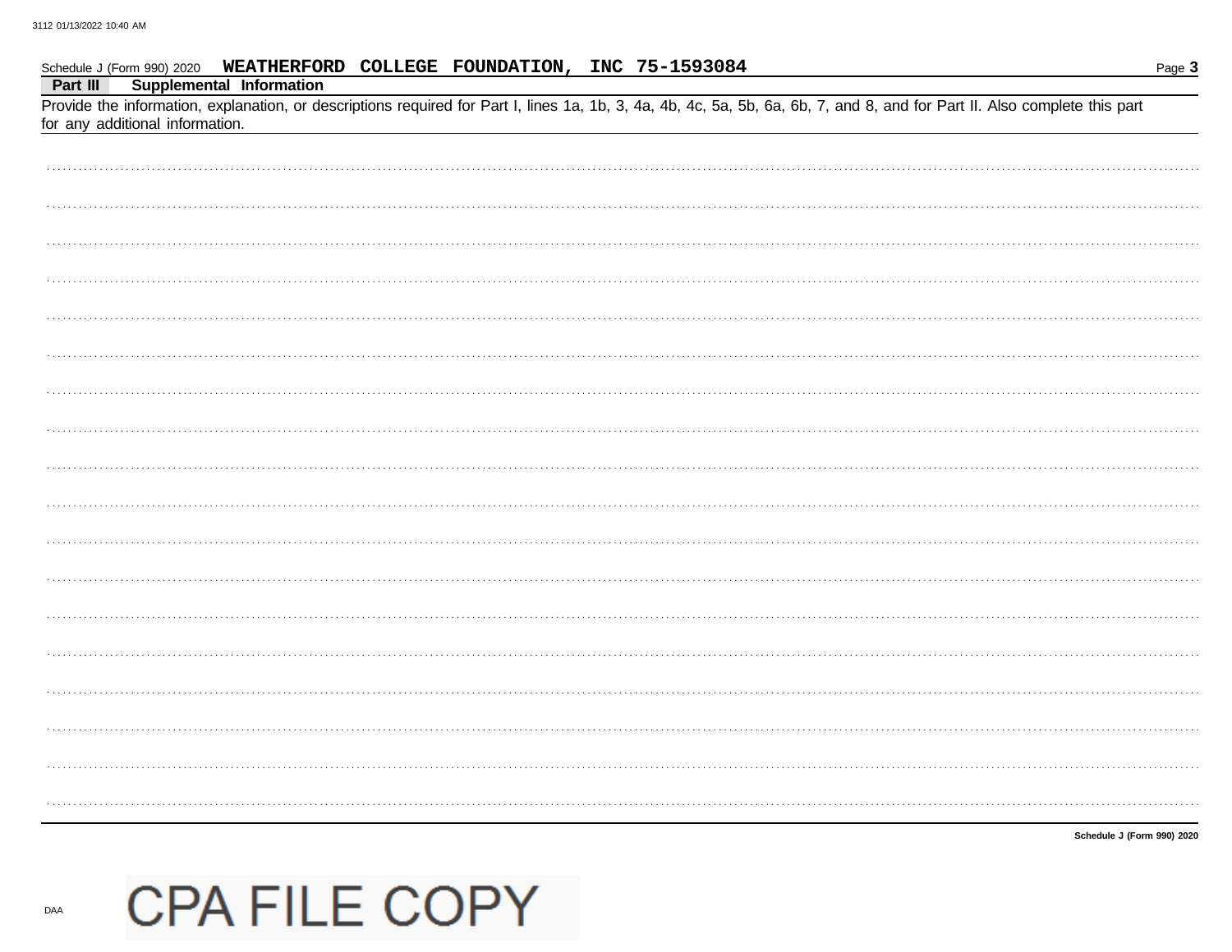Schedule J (Form 990) 2020 **WEATHERFORD COLLEGE FOUNDATION, INC 75-1593084**

**Part III Supplemental Information**

Provide the information, explanation, or descriptions required for Part I, lines 1a, 1b, 3, 4a, 4b, 4c, 5a, 5b, 6a, 6b, 7, and 8, and for Part II. Also complete this part for any additional information.

**Schedule J (Form 990) 2020**

DAA

CPA FILE COPY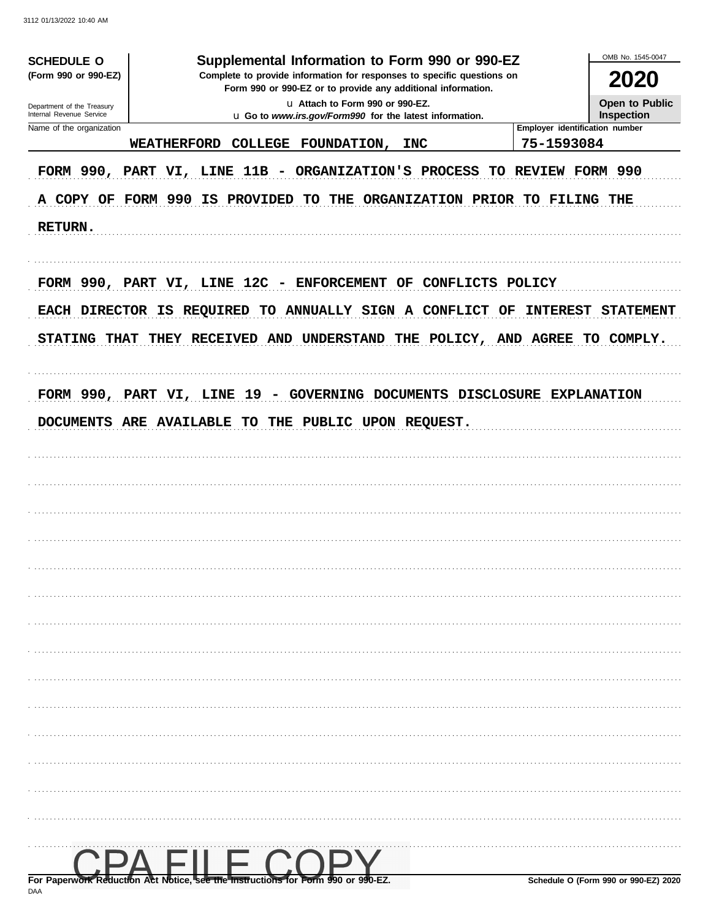**SCHEDULE O**
**(Form 990 or 990-EZ)**

Department of the Treasury
Internal Revenue Service

# Supplemental Information to Form 990 or 990-EZ

**Complete to provide information for responses to specific questions on Form 990 or 990-EZ or to provide any additional information.**

u Attach to Form 990 or 990-EZ.
u Go to *www.irs.gov/Form990* for the latest information.

OMB No. 1545-0047

**2020**

**Open to Public Inspection**

| Name of the organization | Employer identification number |
|---|---|
| WEATHERFORD COLLEGE FOUNDATION, INC | 75-1593084 |

FORM 990, PART VI, LINE 11B - ORGANIZATION'S PROCESS TO REVIEW FORM 990

A COPY OF FORM 990 IS PROVIDED TO THE ORGANIZATION PRIOR TO FILING THE RETURN.

FORM 990, PART VI, LINE 12C - ENFORCEMENT OF CONFLICTS POLICY

EACH DIRECTOR IS REQUIRED TO ANNUALLY SIGN A CONFLICT OF INTEREST STATEMENT STATING THAT THEY RECEIVED AND UNDERSTAND THE POLICY, AND AGREE TO COMPLY.

FORM 990, PART VI, LINE 19 - GOVERNING DOCUMENTS DISCLOSURE EXPLANATION

DOCUMENTS ARE AVAILABLE TO THE PUBLIC UPON REQUEST.

CPA FILE COPY

**For Paperwork Reduction Act Notice, see the Instructions for Form 990 or 990-EZ.**

DAA

**Schedule O (Form 990 or 990-EZ) 2020**